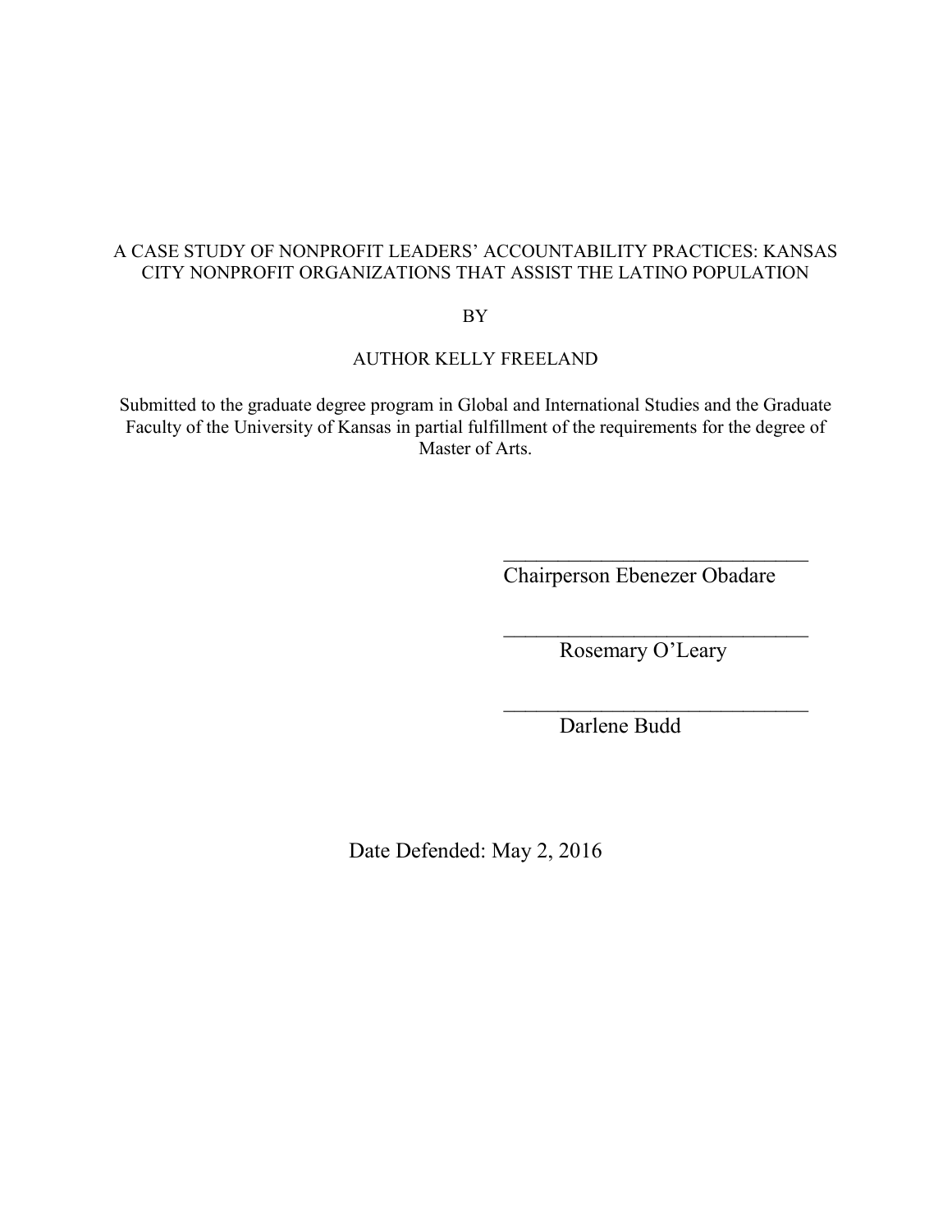A CASE STUDY OF NONPROFIT LEADERS' ACCOUNTABILITY PRACTICES: KANSAS CITY NONPROFIT ORGANIZATIONS THAT ASSIST THE LATINO POPULATION

BY

AUTHOR KELLY FREELAND

Submitted to the graduate degree program in Global and International Studies and the Graduate Faculty of the University of Kansas in partial fulfillment of the requirements for the degree of Master of Arts.

\_\_\_\_\_\_\_\_\_\_\_\_\_\_\_\_\_\_\_\_\_\_\_\_\_\_\_\_\_\_

Chairperson Ebenezer Obadare

\_\_\_\_\_\_\_\_\_\_\_\_\_\_\_\_\_\_\_\_\_\_\_\_\_\_\_\_\_\_

Rosemary O'Leary

\_\_\_\_\_\_\_\_\_\_\_\_\_\_\_\_\_\_\_\_\_\_\_\_\_\_\_\_\_\_

Darlene Budd

Date Defended: May 2, 2016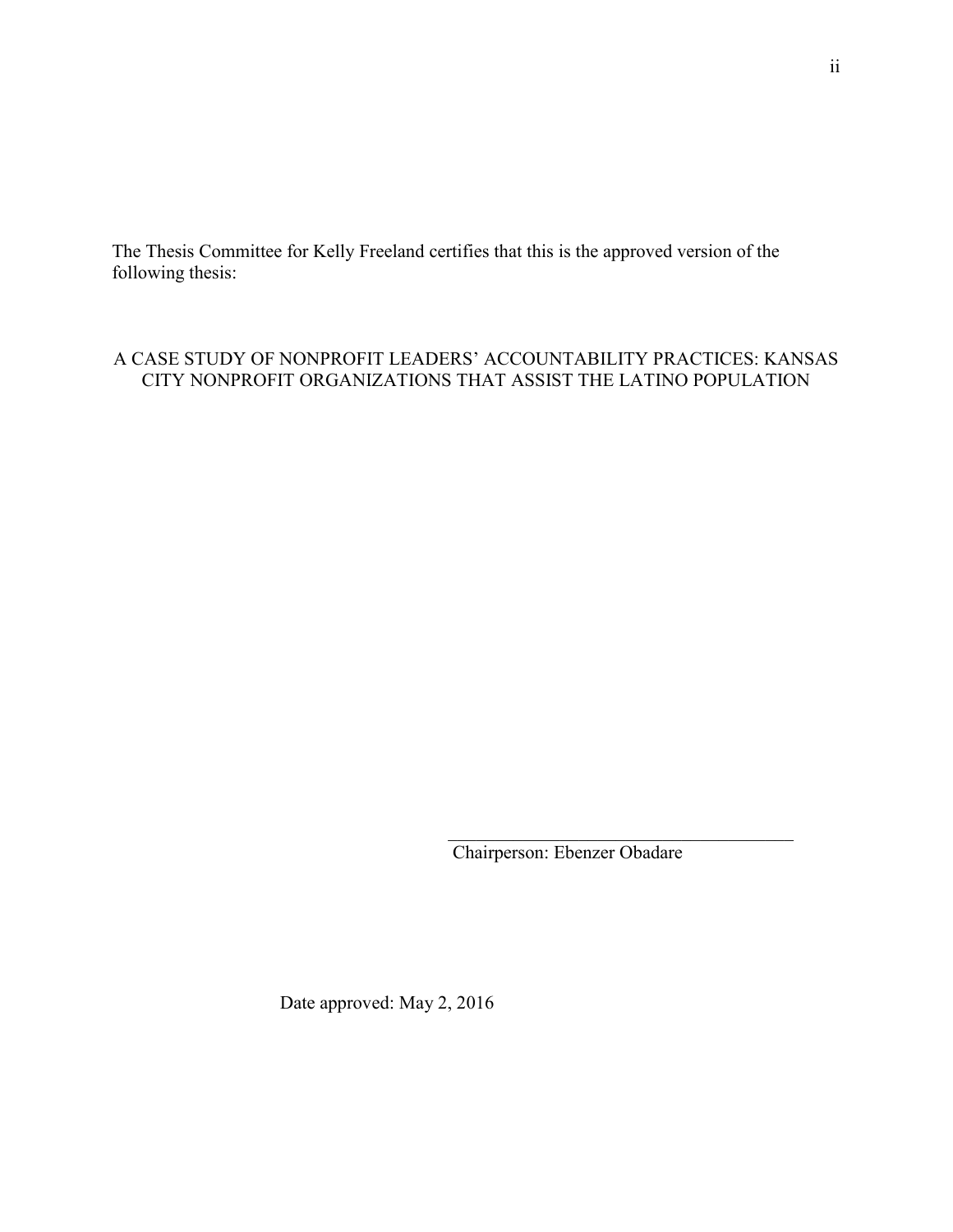The Thesis Committee for Kelly Freeland certifies that this is the approved version of the following thesis:

A CASE STUDY OF NONPROFIT LEADERS' ACCOUNTABILITY PRACTICES: KANSAS CITY NONPROFIT ORGANIZATIONS THAT ASSIST THE LATINO POPULATION

\_\_\_\_\_\_\_\_\_\_\_\_\_\_\_\_\_\_\_\_\_\_\_\_\_\_\_\_\_\_\_\_\_\_\_\_\_\_\_\_

Chairperson: Ebenzer Obadare

Date approved: May 2, 2016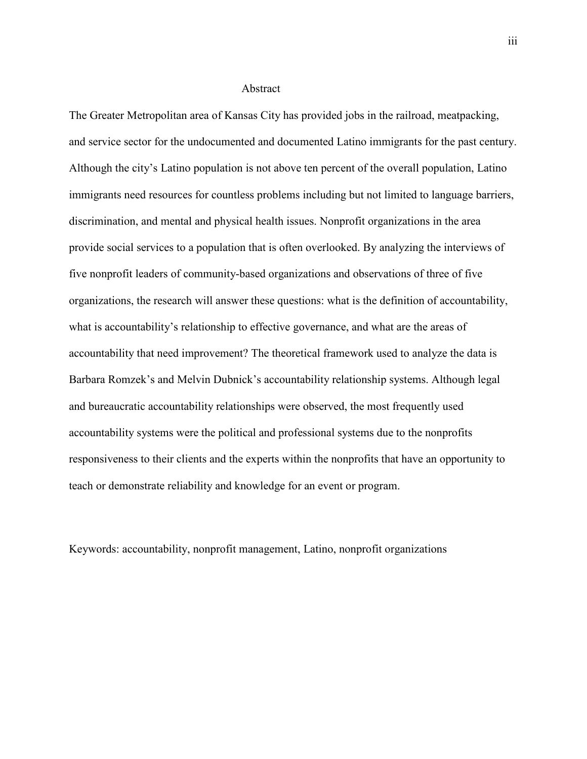# Abstract

The Greater Metropolitan area of Kansas City has provided jobs in the railroad, meatpacking, and service sector for the undocumented and documented Latino immigrants for the past century. Although the city's Latino population is not above ten percent of the overall population, Latino immigrants need resources for countless problems including but not limited to language barriers, discrimination, and mental and physical health issues. Nonprofit organizations in the area provide social services to a population that is often overlooked. By analyzing the interviews of five nonprofit leaders of community-based organizations and observations of three of five organizations, the research will answer these questions: what is the definition of accountability, what is accountability's relationship to effective governance, and what are the areas of accountability that need improvement? The theoretical framework used to analyze the data is Barbara Romzek's and Melvin Dubnick's accountability relationship systems. Although legal and bureaucratic accountability relationships were observed, the most frequently used accountability systems were the political and professional systems due to the nonprofits responsiveness to their clients and the experts within the nonprofits that have an opportunity to teach or demonstrate reliability and knowledge for an event or program.

Keywords: accountability, nonprofit management, Latino, nonprofit organizations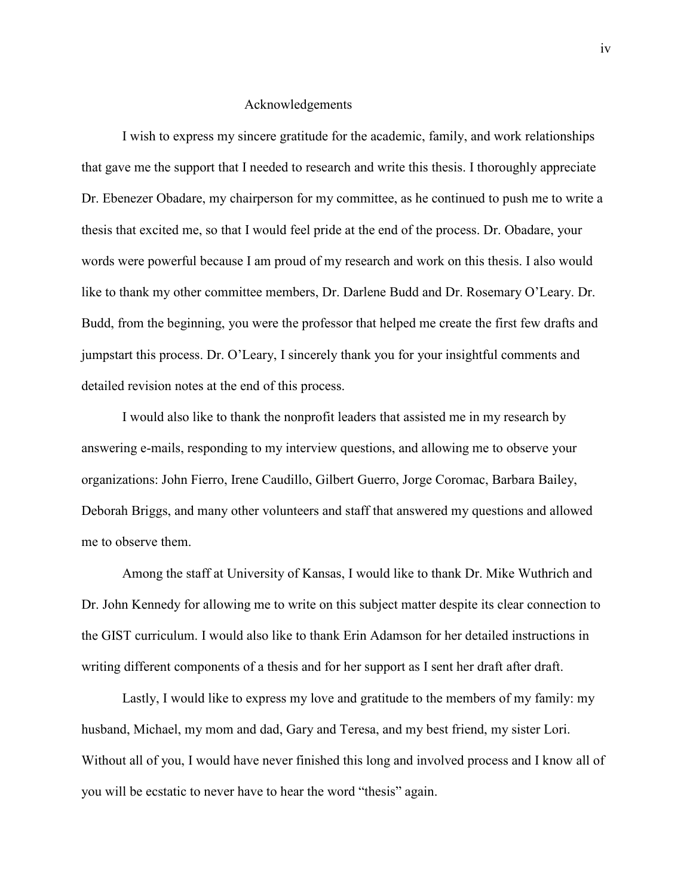# Acknowledgements

I wish to express my sincere gratitude for the academic, family, and work relationships that gave me the support that I needed to research and write this thesis. I thoroughly appreciate Dr. Ebenezer Obadare, my chairperson for my committee, as he continued to push me to write a thesis that excited me, so that I would feel pride at the end of the process. Dr. Obadare, your words were powerful because I am proud of my research and work on this thesis. I also would like to thank my other committee members, Dr. Darlene Budd and Dr. Rosemary O'Leary. Dr. Budd, from the beginning, you were the professor that helped me create the first few drafts and jumpstart this process. Dr. O'Leary, I sincerely thank you for your insightful comments and detailed revision notes at the end of this process.

I would also like to thank the nonprofit leaders that assisted me in my research by answering e-mails, responding to my interview questions, and allowing me to observe your organizations: John Fierro, Irene Caudillo, Gilbert Guerro, Jorge Coromac, Barbara Bailey, Deborah Briggs, and many other volunteers and staff that answered my questions and allowed me to observe them.

Among the staff at University of Kansas, I would like to thank Dr. Mike Wuthrich and Dr. John Kennedy for allowing me to write on this subject matter despite its clear connection to the GIST curriculum. I would also like to thank Erin Adamson for her detailed instructions in writing different components of a thesis and for her support as I sent her draft after draft.

Lastly, I would like to express my love and gratitude to the members of my family: my husband, Michael, my mom and dad, Gary and Teresa, and my best friend, my sister Lori. Without all of you, I would have never finished this long and involved process and I know all of you will be ecstatic to never have to hear the word "thesis" again.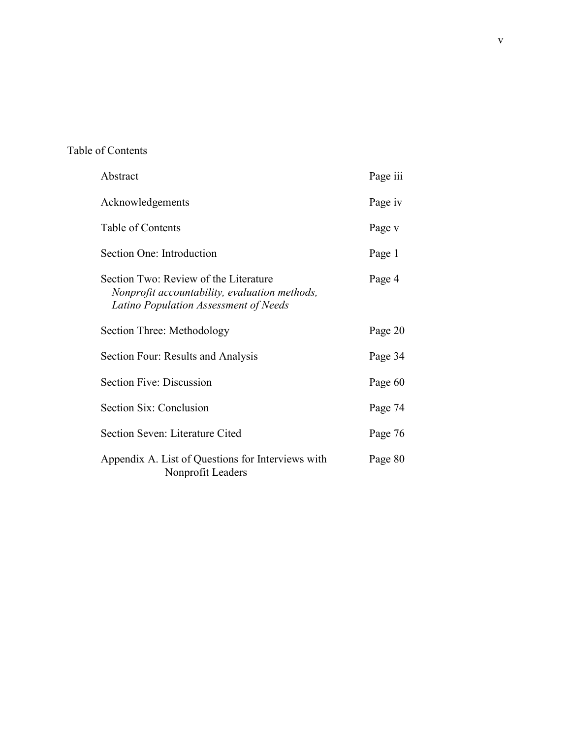# Table of Contents

| | |
|---|---|
| Abstract | Page iii |
| Acknowledgements | Page iv |
| Table of Contents | Page v |
| Section One: Introduction | Page 1 |
| Section Two: Review of the Literature<br>*Nonprofit accountability, evaluation methods, Latino Population Assessment of Needs* | Page 4 |
| Section Three: Methodology | Page 20 |
| Section Four: Results and Analysis | Page 34 |
| Section Five: Discussion | Page 60 |
| Section Six: Conclusion | Page 74 |
| Section Seven: Literature Cited | Page 76 |
| Appendix A. List of Questions for Interviews with Nonprofit Leaders | Page 80 |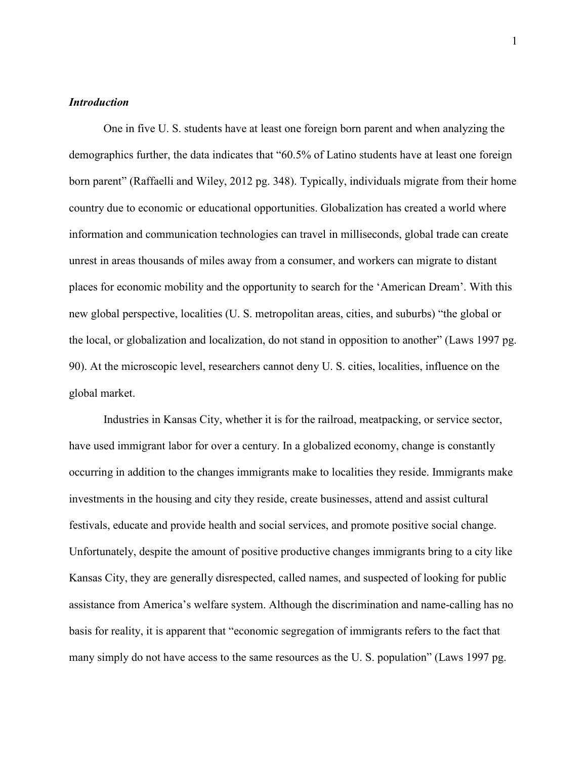***Introduction***

One in five U. S. students have at least one foreign born parent and when analyzing the demographics further, the data indicates that "60.5% of Latino students have at least one foreign born parent" (Raffaelli and Wiley, 2012 pg. 348). Typically, individuals migrate from their home country due to economic or educational opportunities. Globalization has created a world where information and communication technologies can travel in milliseconds, global trade can create unrest in areas thousands of miles away from a consumer, and workers can migrate to distant places for economic mobility and the opportunity to search for the 'American Dream'. With this new global perspective, localities (U. S. metropolitan areas, cities, and suburbs) "the global or the local, or globalization and localization, do not stand in opposition to another" (Laws 1997 pg. 90). At the microscopic level, researchers cannot deny U. S. cities, localities, influence on the global market.

Industries in Kansas City, whether it is for the railroad, meatpacking, or service sector, have used immigrant labor for over a century. In a globalized economy, change is constantly occurring in addition to the changes immigrants make to localities they reside. Immigrants make investments in the housing and city they reside, create businesses, attend and assist cultural festivals, educate and provide health and social services, and promote positive social change. Unfortunately, despite the amount of positive productive changes immigrants bring to a city like Kansas City, they are generally disrespected, called names, and suspected of looking for public assistance from America's welfare system. Although the discrimination and name-calling has no basis for reality, it is apparent that "economic segregation of immigrants refers to the fact that many simply do not have access to the same resources as the U. S. population" (Laws 1997 pg.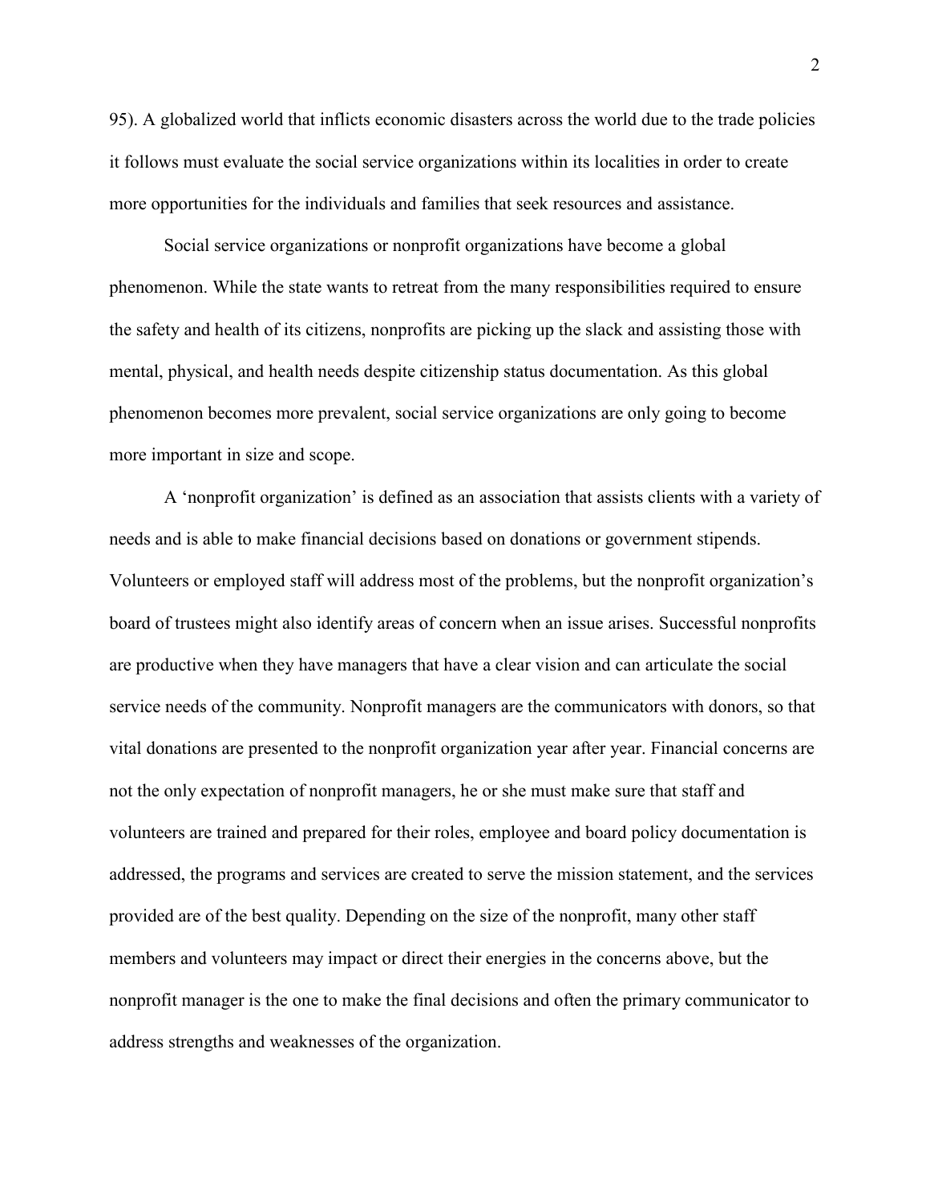95). A globalized world that inflicts economic disasters across the world due to the trade policies it follows must evaluate the social service organizations within its localities in order to create more opportunities for the individuals and families that seek resources and assistance.

Social service organizations or nonprofit organizations have become a global phenomenon. While the state wants to retreat from the many responsibilities required to ensure the safety and health of its citizens, nonprofits are picking up the slack and assisting those with mental, physical, and health needs despite citizenship status documentation. As this global phenomenon becomes more prevalent, social service organizations are only going to become more important in size and scope.

A 'nonprofit organization' is defined as an association that assists clients with a variety of needs and is able to make financial decisions based on donations or government stipends. Volunteers or employed staff will address most of the problems, but the nonprofit organization's board of trustees might also identify areas of concern when an issue arises. Successful nonprofits are productive when they have managers that have a clear vision and can articulate the social service needs of the community. Nonprofit managers are the communicators with donors, so that vital donations are presented to the nonprofit organization year after year. Financial concerns are not the only expectation of nonprofit managers, he or she must make sure that staff and volunteers are trained and prepared for their roles, employee and board policy documentation is addressed, the programs and services are created to serve the mission statement, and the services provided are of the best quality. Depending on the size of the nonprofit, many other staff members and volunteers may impact or direct their energies in the concerns above, but the nonprofit manager is the one to make the final decisions and often the primary communicator to address strengths and weaknesses of the organization.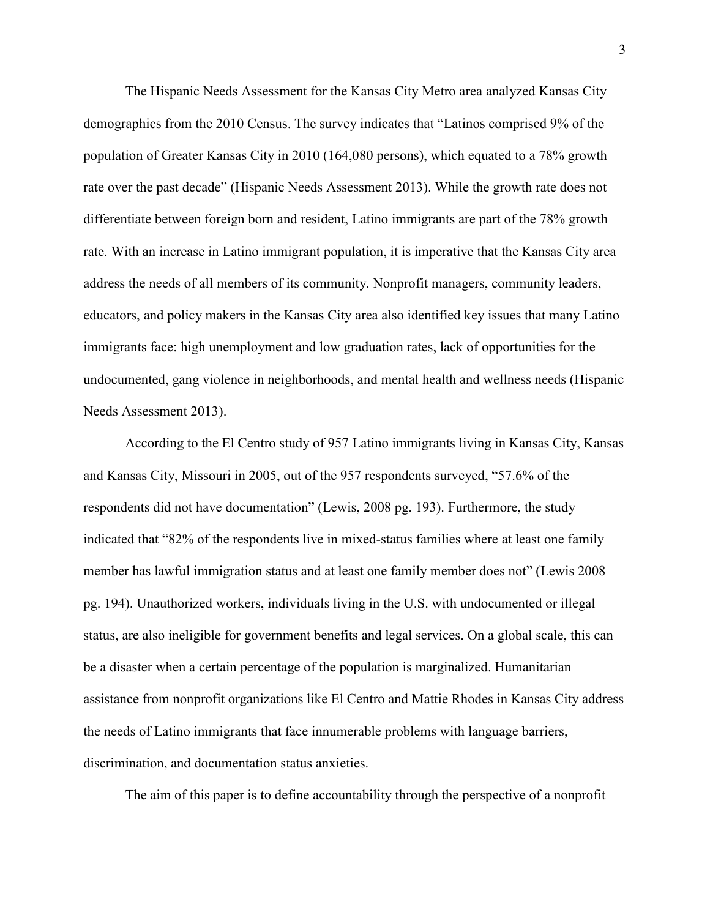The Hispanic Needs Assessment for the Kansas City Metro area analyzed Kansas City demographics from the 2010 Census. The survey indicates that "Latinos comprised 9% of the population of Greater Kansas City in 2010 (164,080 persons), which equated to a 78% growth rate over the past decade" (Hispanic Needs Assessment 2013). While the growth rate does not differentiate between foreign born and resident, Latino immigrants are part of the 78% growth rate. With an increase in Latino immigrant population, it is imperative that the Kansas City area address the needs of all members of its community. Nonprofit managers, community leaders, educators, and policy makers in the Kansas City area also identified key issues that many Latino immigrants face: high unemployment and low graduation rates, lack of opportunities for the undocumented, gang violence in neighborhoods, and mental health and wellness needs (Hispanic Needs Assessment 2013).

According to the El Centro study of 957 Latino immigrants living in Kansas City, Kansas and Kansas City, Missouri in 2005, out of the 957 respondents surveyed, "57.6% of the respondents did not have documentation" (Lewis, 2008 pg. 193). Furthermore, the study indicated that "82% of the respondents live in mixed-status families where at least one family member has lawful immigration status and at least one family member does not" (Lewis 2008 pg. 194). Unauthorized workers, individuals living in the U.S. with undocumented or illegal status, are also ineligible for government benefits and legal services. On a global scale, this can be a disaster when a certain percentage of the population is marginalized. Humanitarian assistance from nonprofit organizations like El Centro and Mattie Rhodes in Kansas City address the needs of Latino immigrants that face innumerable problems with language barriers, discrimination, and documentation status anxieties.

The aim of this paper is to define accountability through the perspective of a nonprofit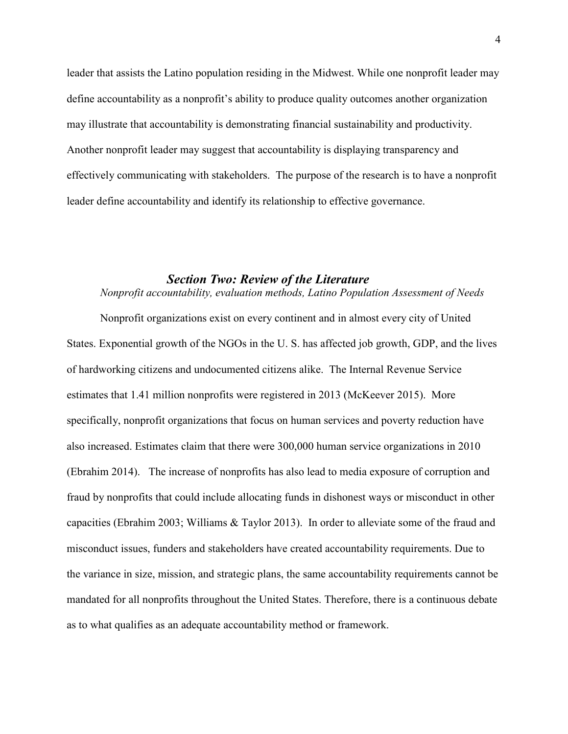leader that assists the Latino population residing in the Midwest. While one nonprofit leader may define accountability as a nonprofit's ability to produce quality outcomes another organization may illustrate that accountability is demonstrating financial sustainability and productivity. Another nonprofit leader may suggest that accountability is displaying transparency and effectively communicating with stakeholders. The purpose of the research is to have a nonprofit leader define accountability and identify its relationship to effective governance.

## *Section Two: Review of the Literature*

*Nonprofit accountability, evaluation methods, Latino Population Assessment of Needs*

Nonprofit organizations exist on every continent and in almost every city of United States. Exponential growth of the NGOs in the U. S. has affected job growth, GDP, and the lives of hardworking citizens and undocumented citizens alike. The Internal Revenue Service estimates that 1.41 million nonprofits were registered in 2013 (McKeever 2015). More specifically, nonprofit organizations that focus on human services and poverty reduction have also increased. Estimates claim that there were 300,000 human service organizations in 2010 (Ebrahim 2014). The increase of nonprofits has also lead to media exposure of corruption and fraud by nonprofits that could include allocating funds in dishonest ways or misconduct in other capacities (Ebrahim 2003; Williams & Taylor 2013). In order to alleviate some of the fraud and misconduct issues, funders and stakeholders have created accountability requirements. Due to the variance in size, mission, and strategic plans, the same accountability requirements cannot be mandated for all nonprofits throughout the United States. Therefore, there is a continuous debate as to what qualifies as an adequate accountability method or framework.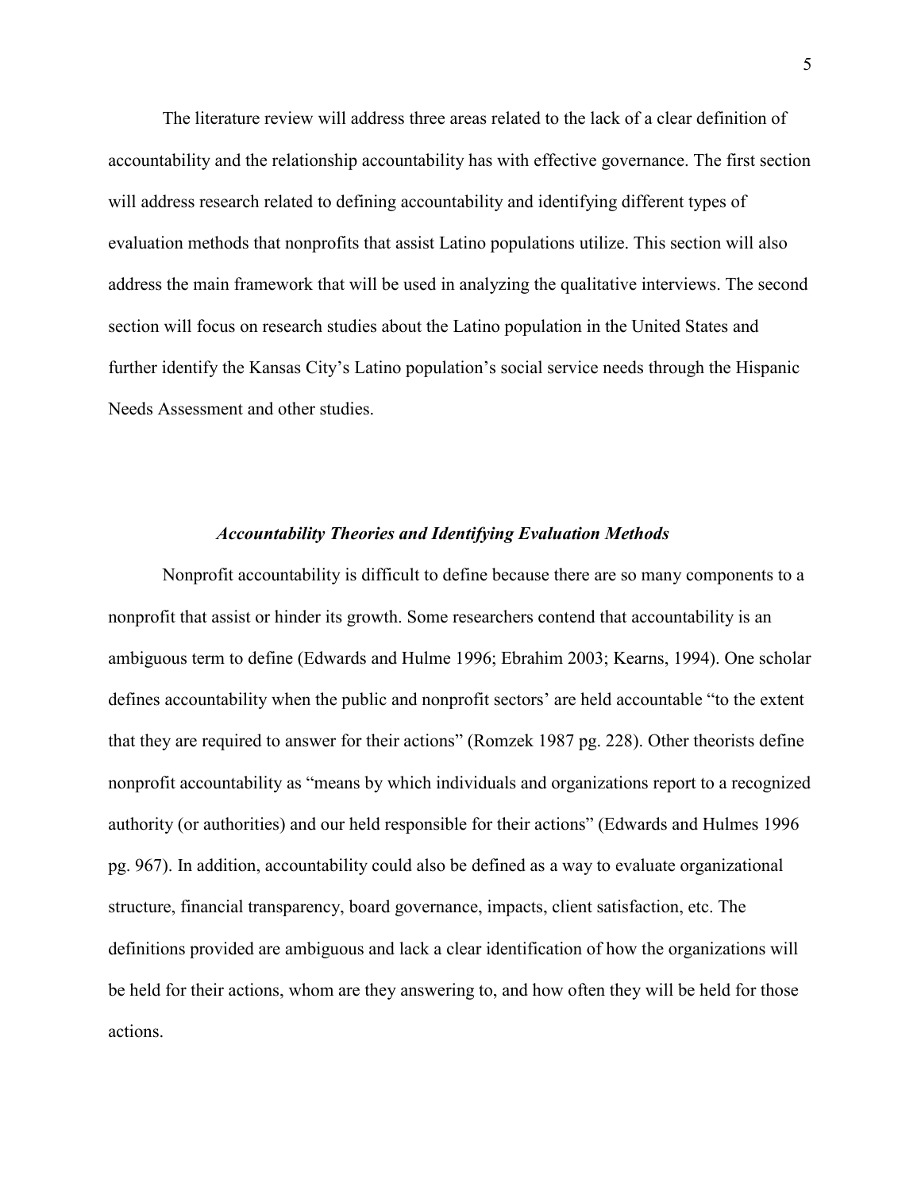The literature review will address three areas related to the lack of a clear definition of accountability and the relationship accountability has with effective governance. The first section will address research related to defining accountability and identifying different types of evaluation methods that nonprofits that assist Latino populations utilize. This section will also address the main framework that will be used in analyzing the qualitative interviews. The second section will focus on research studies about the Latino population in the United States and further identify the Kansas City's Latino population's social service needs through the Hispanic Needs Assessment and other studies.

### *Accountability Theories and Identifying Evaluation Methods*

Nonprofit accountability is difficult to define because there are so many components to a nonprofit that assist or hinder its growth. Some researchers contend that accountability is an ambiguous term to define (Edwards and Hulme 1996; Ebrahim 2003; Kearns, 1994). One scholar defines accountability when the public and nonprofit sectors' are held accountable "to the extent that they are required to answer for their actions" (Romzek 1987 pg. 228). Other theorists define nonprofit accountability as "means by which individuals and organizations report to a recognized authority (or authorities) and our held responsible for their actions" (Edwards and Hulmes 1996 pg. 967). In addition, accountability could also be defined as a way to evaluate organizational structure, financial transparency, board governance, impacts, client satisfaction, etc. The definitions provided are ambiguous and lack a clear identification of how the organizations will be held for their actions, whom are they answering to, and how often they will be held for those actions.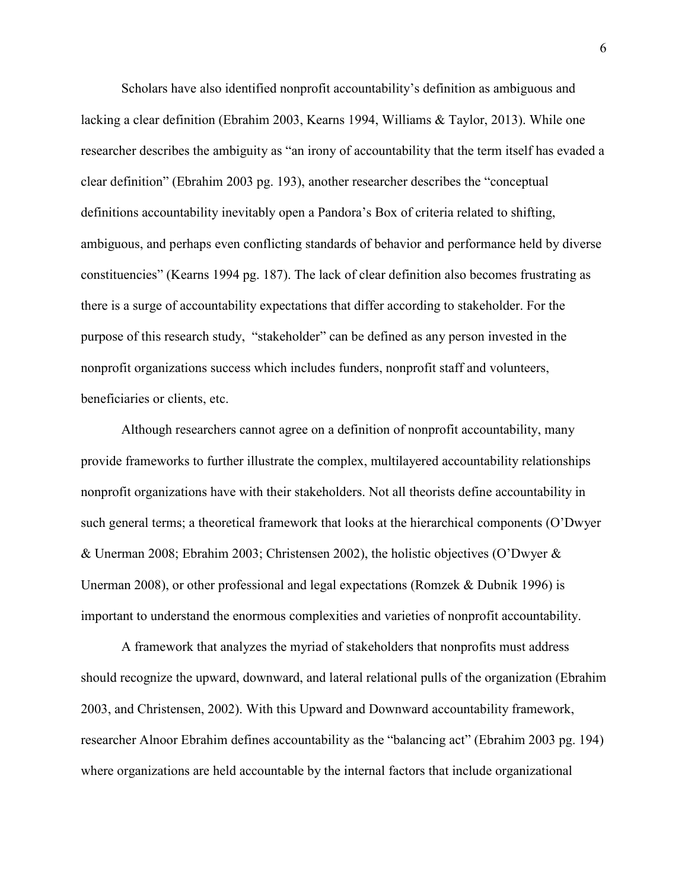Scholars have also identified nonprofit accountability's definition as ambiguous and lacking a clear definition (Ebrahim 2003, Kearns 1994, Williams & Taylor, 2013). While one researcher describes the ambiguity as "an irony of accountability that the term itself has evaded a clear definition" (Ebrahim 2003 pg. 193), another researcher describes the "conceptual definitions accountability inevitably open a Pandora's Box of criteria related to shifting, ambiguous, and perhaps even conflicting standards of behavior and performance held by diverse constituencies" (Kearns 1994 pg. 187). The lack of clear definition also becomes frustrating as there is a surge of accountability expectations that differ according to stakeholder. For the purpose of this research study,  "stakeholder" can be defined as any person invested in the nonprofit organizations success which includes funders, nonprofit staff and volunteers, beneficiaries or clients, etc.

Although researchers cannot agree on a definition of nonprofit accountability, many provide frameworks to further illustrate the complex, multilayered accountability relationships nonprofit organizations have with their stakeholders. Not all theorists define accountability in such general terms; a theoretical framework that looks at the hierarchical components (O'Dwyer & Unerman 2008; Ebrahim 2003; Christensen 2002), the holistic objectives (O'Dwyer & Unerman 2008), or other professional and legal expectations (Romzek & Dubnik 1996) is important to understand the enormous complexities and varieties of nonprofit accountability.

A framework that analyzes the myriad of stakeholders that nonprofits must address should recognize the upward, downward, and lateral relational pulls of the organization (Ebrahim 2003, and Christensen, 2002). With this Upward and Downward accountability framework, researcher Alnoor Ebrahim defines accountability as the "balancing act" (Ebrahim 2003 pg. 194) where organizations are held accountable by the internal factors that include organizational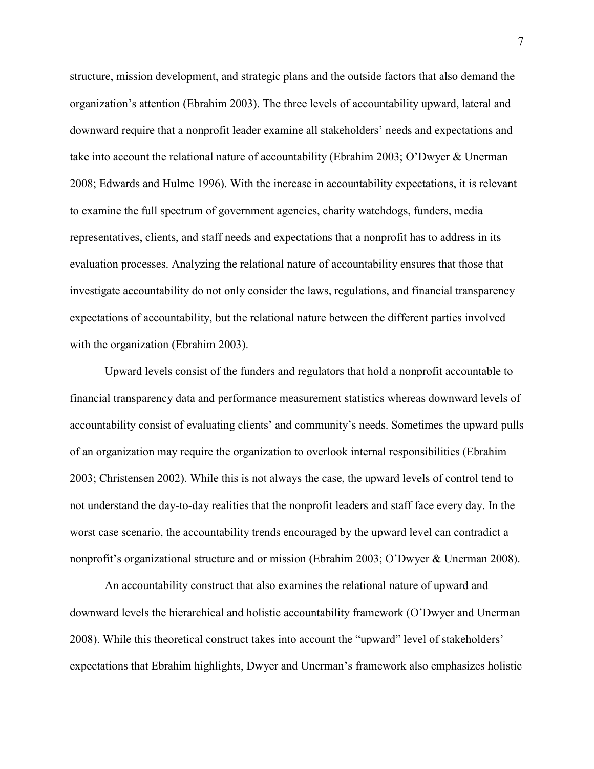structure, mission development, and strategic plans and the outside factors that also demand the organization's attention (Ebrahim 2003). The three levels of accountability upward, lateral and downward require that a nonprofit leader examine all stakeholders' needs and expectations and take into account the relational nature of accountability (Ebrahim 2003; O'Dwyer & Unerman 2008; Edwards and Hulme 1996). With the increase in accountability expectations, it is relevant to examine the full spectrum of government agencies, charity watchdogs, funders, media representatives, clients, and staff needs and expectations that a nonprofit has to address in its evaluation processes. Analyzing the relational nature of accountability ensures that those that investigate accountability do not only consider the laws, regulations, and financial transparency expectations of accountability, but the relational nature between the different parties involved with the organization (Ebrahim 2003).

Upward levels consist of the funders and regulators that hold a nonprofit accountable to financial transparency data and performance measurement statistics whereas downward levels of accountability consist of evaluating clients' and community's needs. Sometimes the upward pulls of an organization may require the organization to overlook internal responsibilities (Ebrahim 2003; Christensen 2002). While this is not always the case, the upward levels of control tend to not understand the day-to-day realities that the nonprofit leaders and staff face every day. In the worst case scenario, the accountability trends encouraged by the upward level can contradict a nonprofit's organizational structure and or mission (Ebrahim 2003; O'Dwyer & Unerman 2008).

An accountability construct that also examines the relational nature of upward and downward levels the hierarchical and holistic accountability framework (O'Dwyer and Unerman 2008). While this theoretical construct takes into account the "upward" level of stakeholders' expectations that Ebrahim highlights, Dwyer and Unerman's framework also emphasizes holistic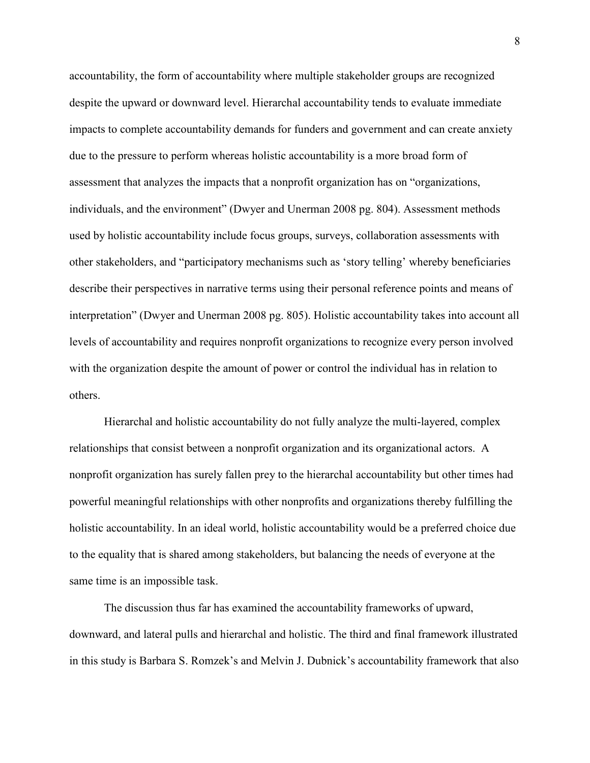accountability, the form of accountability where multiple stakeholder groups are recognized despite the upward or downward level. Hierarchal accountability tends to evaluate immediate impacts to complete accountability demands for funders and government and can create anxiety due to the pressure to perform whereas holistic accountability is a more broad form of assessment that analyzes the impacts that a nonprofit organization has on "organizations, individuals, and the environment" (Dwyer and Unerman 2008 pg. 804). Assessment methods used by holistic accountability include focus groups, surveys, collaboration assessments with other stakeholders, and "participatory mechanisms such as 'story telling' whereby beneficiaries describe their perspectives in narrative terms using their personal reference points and means of interpretation" (Dwyer and Unerman 2008 pg. 805). Holistic accountability takes into account all levels of accountability and requires nonprofit organizations to recognize every person involved with the organization despite the amount of power or control the individual has in relation to others.

Hierarchal and holistic accountability do not fully analyze the multi-layered, complex relationships that consist between a nonprofit organization and its organizational actors. A nonprofit organization has surely fallen prey to the hierarchal accountability but other times had powerful meaningful relationships with other nonprofits and organizations thereby fulfilling the holistic accountability. In an ideal world, holistic accountability would be a preferred choice due to the equality that is shared among stakeholders, but balancing the needs of everyone at the same time is an impossible task.

The discussion thus far has examined the accountability frameworks of upward, downward, and lateral pulls and hierarchal and holistic. The third and final framework illustrated in this study is Barbara S. Romzek's and Melvin J. Dubnick's accountability framework that also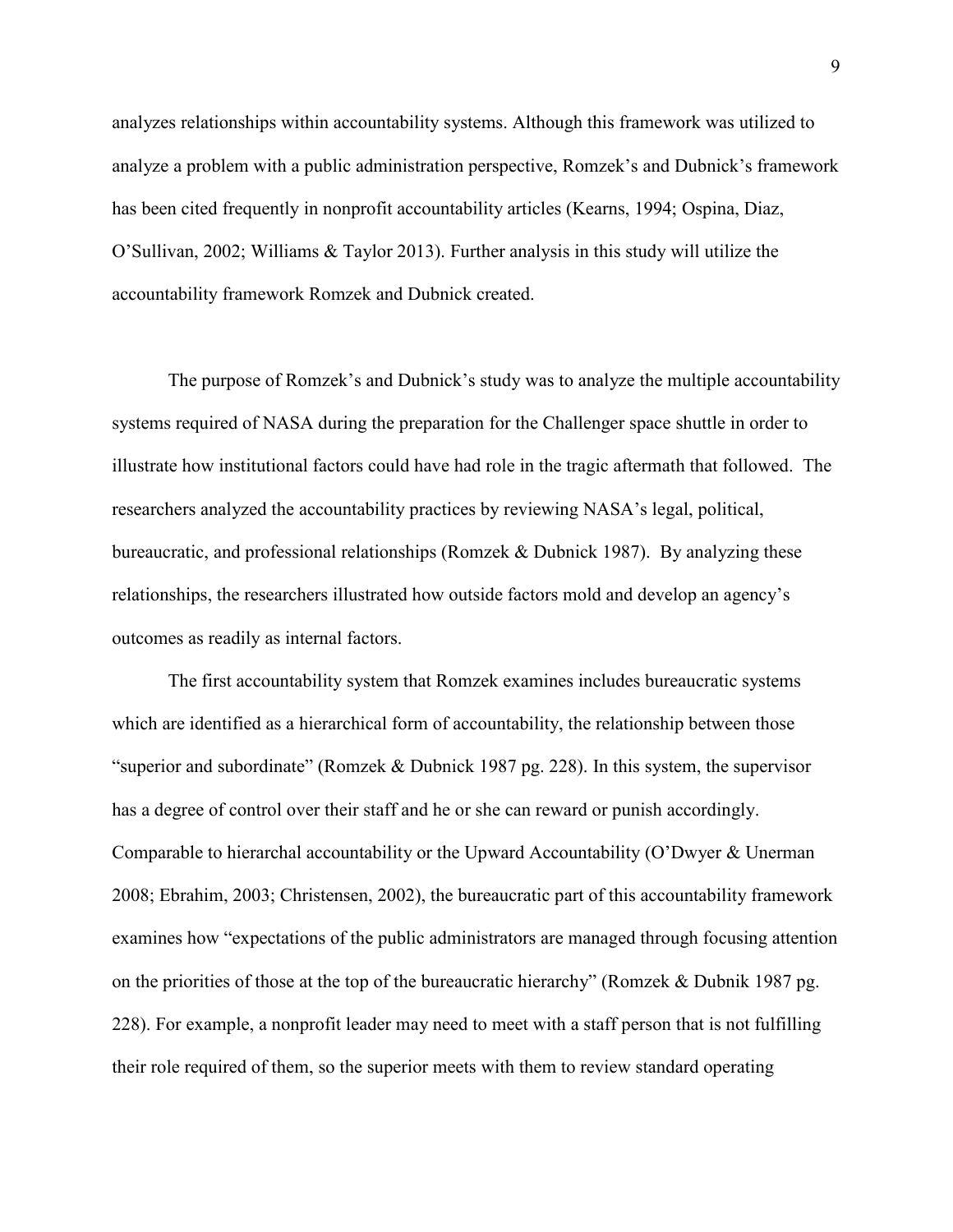analyzes relationships within accountability systems. Although this framework was utilized to analyze a problem with a public administration perspective, Romzek's and Dubnick's framework has been cited frequently in nonprofit accountability articles (Kearns, 1994; Ospina, Diaz, O'Sullivan, 2002; Williams & Taylor 2013). Further analysis in this study will utilize the accountability framework Romzek and Dubnick created.

The purpose of Romzek's and Dubnick's study was to analyze the multiple accountability systems required of NASA during the preparation for the Challenger space shuttle in order to illustrate how institutional factors could have had role in the tragic aftermath that followed. The researchers analyzed the accountability practices by reviewing NASA's legal, political, bureaucratic, and professional relationships (Romzek & Dubnick 1987). By analyzing these relationships, the researchers illustrated how outside factors mold and develop an agency's outcomes as readily as internal factors.

The first accountability system that Romzek examines includes bureaucratic systems which are identified as a hierarchical form of accountability, the relationship between those "superior and subordinate" (Romzek & Dubnick 1987 pg. 228). In this system, the supervisor has a degree of control over their staff and he or she can reward or punish accordingly. Comparable to hierarchal accountability or the Upward Accountability (O'Dwyer & Unerman 2008; Ebrahim, 2003; Christensen, 2002), the bureaucratic part of this accountability framework examines how "expectations of the public administrators are managed through focusing attention on the priorities of those at the top of the bureaucratic hierarchy" (Romzek & Dubnik 1987 pg. 228). For example, a nonprofit leader may need to meet with a staff person that is not fulfilling their role required of them, so the superior meets with them to review standard operating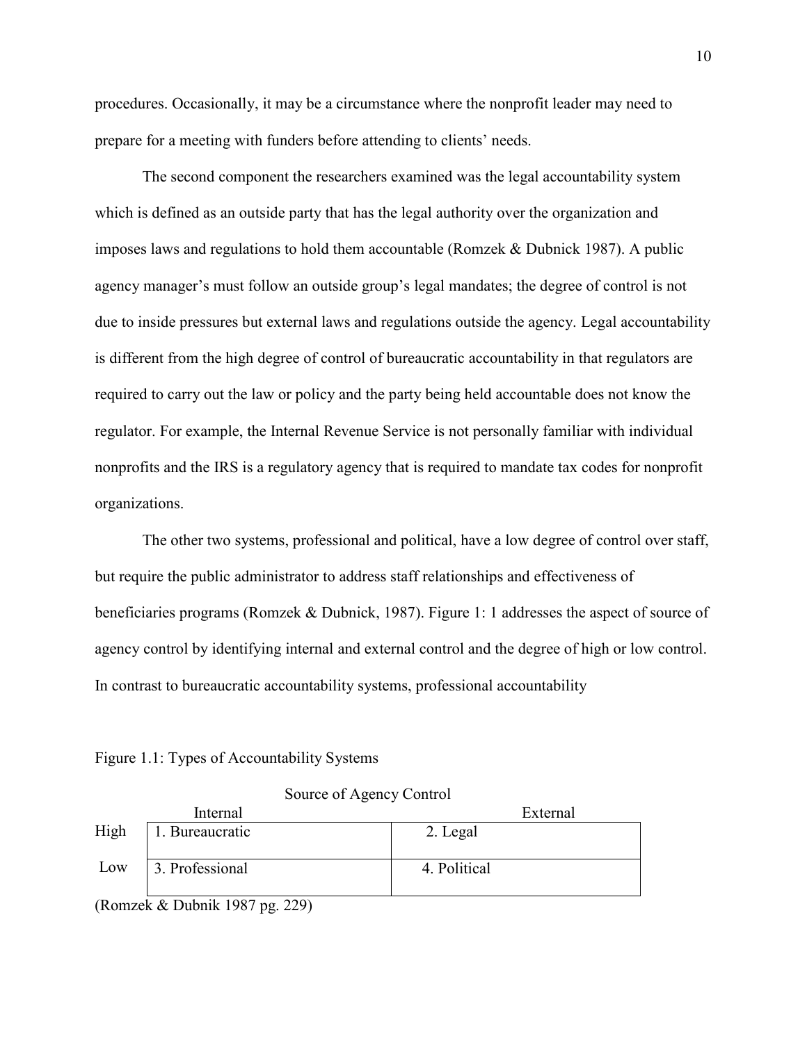procedures. Occasionally, it may be a circumstance where the nonprofit leader may need to prepare for a meeting with funders before attending to clients' needs.

The second component the researchers examined was the legal accountability system which is defined as an outside party that has the legal authority over the organization and imposes laws and regulations to hold them accountable (Romzek & Dubnick 1987). A public agency manager's must follow an outside group's legal mandates; the degree of control is not due to inside pressures but external laws and regulations outside the agency. Legal accountability is different from the high degree of control of bureaucratic accountability in that regulators are required to carry out the law or policy and the party being held accountable does not know the regulator. For example, the Internal Revenue Service is not personally familiar with individual nonprofits and the IRS is a regulatory agency that is required to mandate tax codes for nonprofit organizations.

The other two systems, professional and political, have a low degree of control over staff, but require the public administrator to address staff relationships and effectiveness of beneficiaries programs (Romzek & Dubnick, 1987). Figure 1: 1 addresses the aspect of source of agency control by identifying internal and external control and the degree of high or low control. In contrast to bureaucratic accountability systems, professional accountability

Figure 1.1: Types of Accountability Systems

| | Source of Agency Control | |
|---|---|---|
| | Internal | External |
| High | 1. Bureaucratic | 2. Legal |
| Low | 3. Professional | 4. Political |

(Romzek & Dubnik 1987 pg. 229)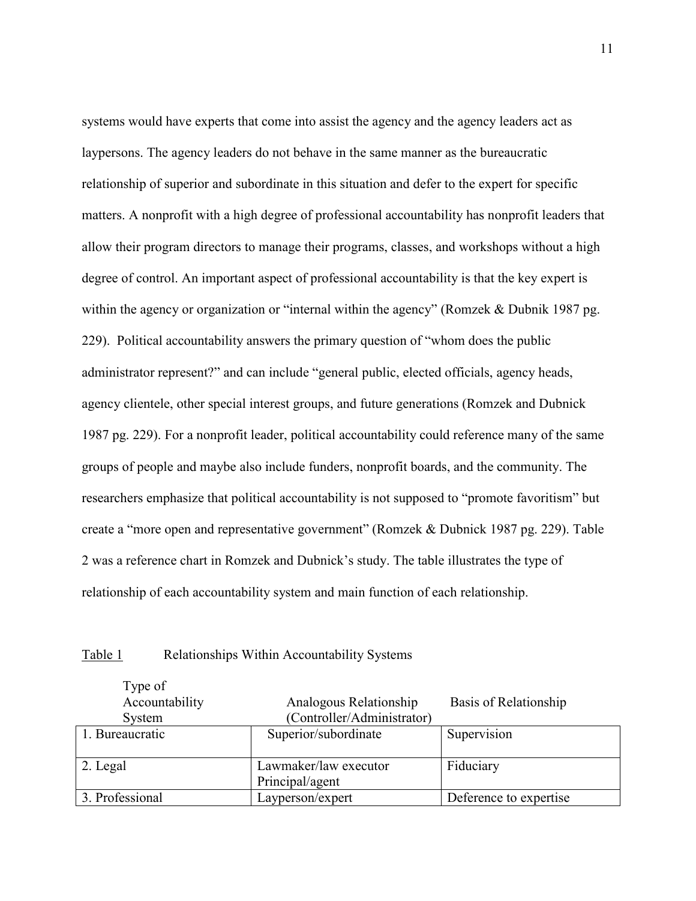systems would have experts that come into assist the agency and the agency leaders act as laypersons. The agency leaders do not behave in the same manner as the bureaucratic relationship of superior and subordinate in this situation and defer to the expert for specific matters. A nonprofit with a high degree of professional accountability has nonprofit leaders that allow their program directors to manage their programs, classes, and workshops without a high degree of control. An important aspect of professional accountability is that the key expert is within the agency or organization or "internal within the agency" (Romzek & Dubnik 1987 pg. 229). Political accountability answers the primary question of "whom does the public administrator represent?" and can include "general public, elected officials, agency heads, agency clientele, other special interest groups, and future generations (Romzek and Dubnick 1987 pg. 229). For a nonprofit leader, political accountability could reference many of the same groups of people and maybe also include funders, nonprofit boards, and the community. The researchers emphasize that political accountability is not supposed to "promote favoritism" but create a "more open and representative government" (Romzek & Dubnick 1987 pg. 229). Table 2 was a reference chart in Romzek and Dubnick's study. The table illustrates the type of relationship of each accountability system and main function of each relationship.

Table 1 Relationships Within Accountability Systems

| Type of Accountability System | Analogous Relationship (Controller/Administrator) | Basis of Relationship |
|---|---|---|
| 1. Bureaucratic | Superior/subordinate | Supervision |
| 2. Legal | Lawmaker/law executor Principal/agent | Fiduciary |
| 3. Professional | Layperson/expert | Deference to expertise |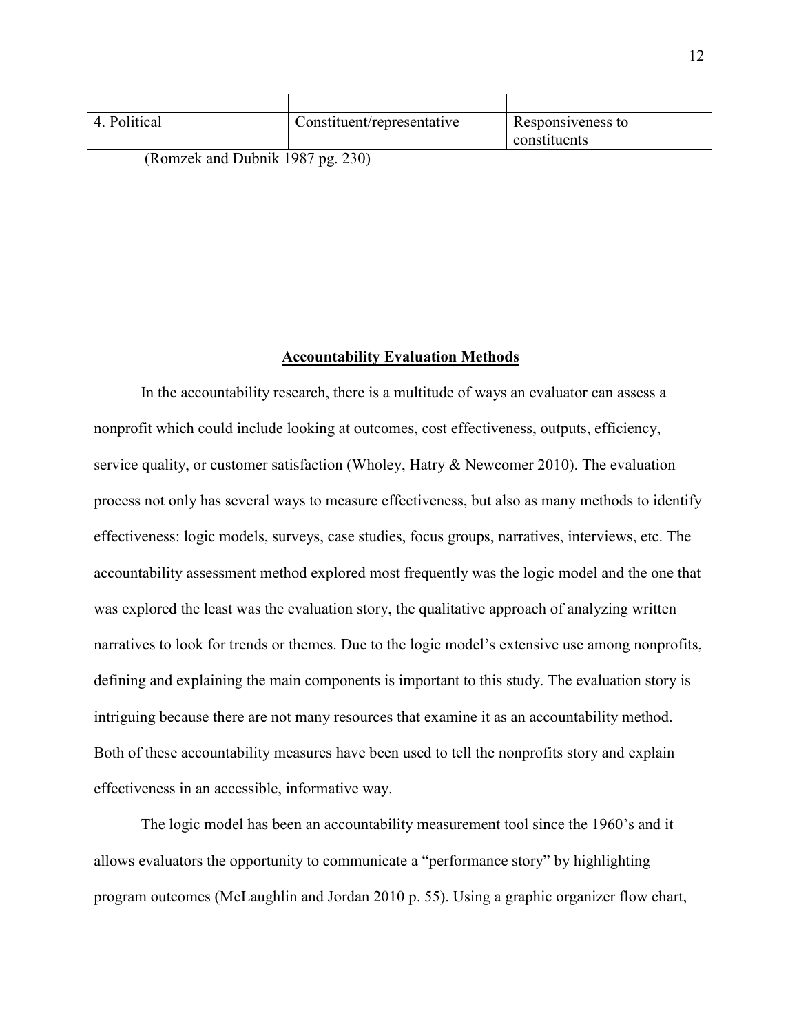| | | |
|---|---|---|
| 4. Political | Constituent/representative | Responsiveness to constituents |

(Romzek and Dubnik 1987 pg. 230)

## Accountability Evaluation Methods

In the accountability research, there is a multitude of ways an evaluator can assess a nonprofit which could include looking at outcomes, cost effectiveness, outputs, efficiency, service quality, or customer satisfaction (Wholey, Hatry & Newcomer 2010). The evaluation process not only has several ways to measure effectiveness, but also as many methods to identify effectiveness: logic models, surveys, case studies, focus groups, narratives, interviews, etc. The accountability assessment method explored most frequently was the logic model and the one that was explored the least was the evaluation story, the qualitative approach of analyzing written narratives to look for trends or themes. Due to the logic model's extensive use among nonprofits, defining and explaining the main components is important to this study. The evaluation story is intriguing because there are not many resources that examine it as an accountability method. Both of these accountability measures have been used to tell the nonprofits story and explain effectiveness in an accessible, informative way.

The logic model has been an accountability measurement tool since the 1960's and it allows evaluators the opportunity to communicate a "performance story" by highlighting program outcomes (McLaughlin and Jordan 2010 p. 55). Using a graphic organizer flow chart,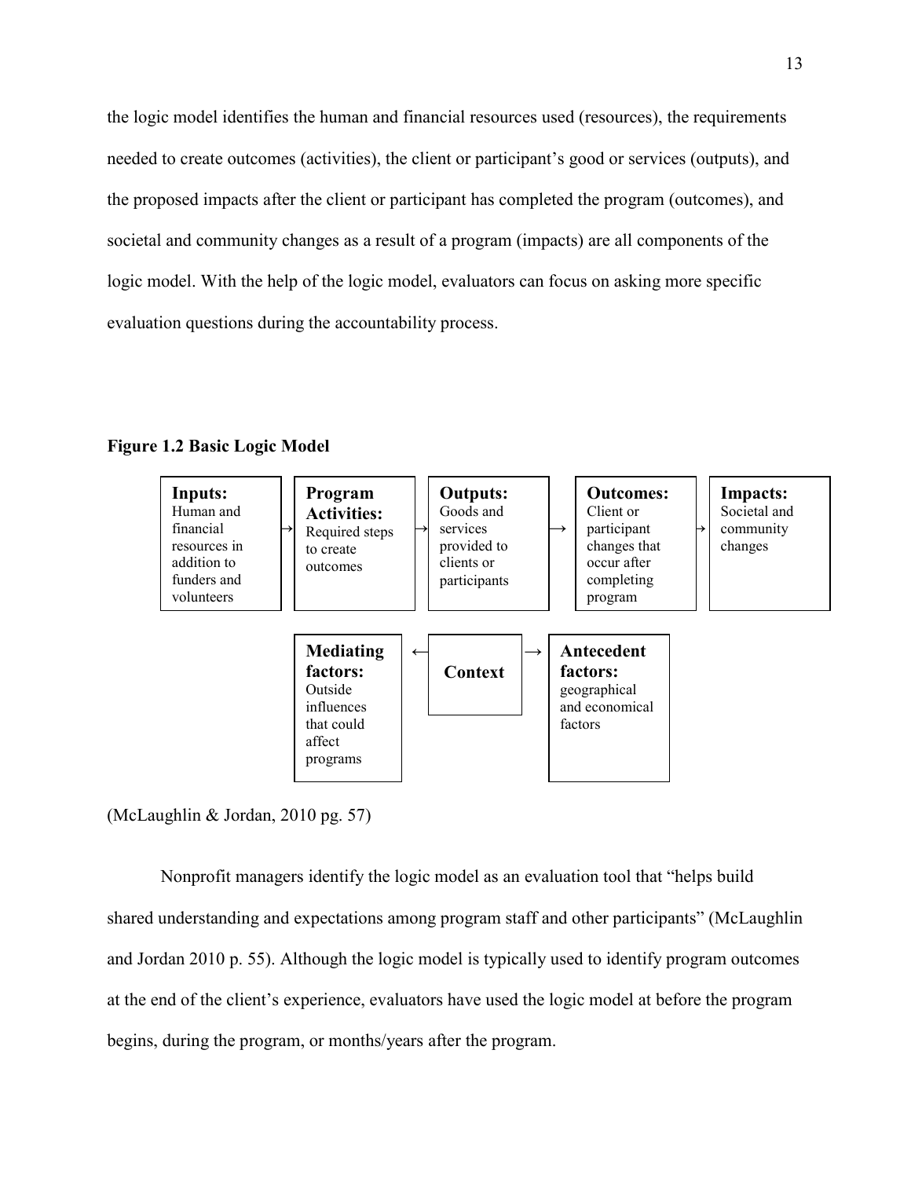the logic model identifies the human and financial resources used (resources), the requirements needed to create outcomes (activities), the client or participant's good or services (outputs), and the proposed impacts after the client or participant has completed the program (outcomes), and societal and community changes as a result of a program (impacts) are all components of the logic model. With the help of the logic model, evaluators can focus on asking more specific evaluation questions during the accountability process.

**Figure 1.2 Basic Logic Model**

| **Inputs:** Human and financial resources in addition to funders and volunteers | → | **Program Activities:** Required steps to create outcomes | → | **Outputs:** Goods and services provided to clients or participants | → | **Outcomes:** Client or participant changes that occur after completing program | → | **Impacts:** Societal and community changes |
|---|---|---|---|---|---|---|---|---|

| **Mediating factors:** Outside influences that could affect programs | ← | **Context** | → | **Antecedent factors:** geographical and economical factors |
|---|---|---|---|---|

(McLaughlin & Jordan, 2010 pg. 57)

Nonprofit managers identify the logic model as an evaluation tool that "helps build shared understanding and expectations among program staff and other participants" (McLaughlin and Jordan 2010 p. 55). Although the logic model is typically used to identify program outcomes at the end of the client's experience, evaluators have used the logic model at before the program begins, during the program, or months/years after the program.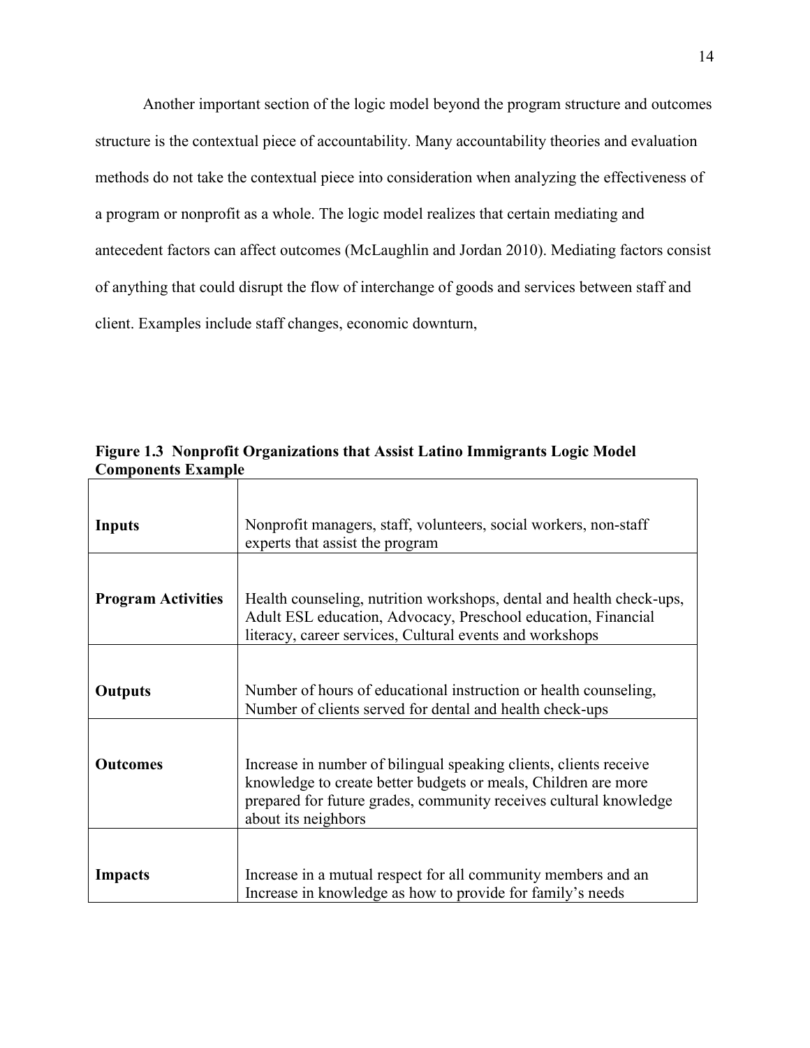Another important section of the logic model beyond the program structure and outcomes structure is the contextual piece of accountability. Many accountability theories and evaluation methods do not take the contextual piece into consideration when analyzing the effectiveness of a program or nonprofit as a whole. The logic model realizes that certain mediating and antecedent factors can affect outcomes (McLaughlin and Jordan 2010). Mediating factors consist of anything that could disrupt the flow of interchange of goods and services between staff and client. Examples include staff changes, economic downturn,

**Figure 1.3 Nonprofit Organizations that Assist Latino Immigrants Logic Model Components Example**

| | |
|---|---|
| **Inputs** | Nonprofit managers, staff, volunteers, social workers, non-staff experts that assist the program |
| **Program Activities** | Health counseling, nutrition workshops, dental and health check-ups, Adult ESL education, Advocacy, Preschool education, Financial literacy, career services, Cultural events and workshops |
| **Outputs** | Number of hours of educational instruction or health counseling, Number of clients served for dental and health check-ups |
| **Outcomes** | Increase in number of bilingual speaking clients, clients receive knowledge to create better budgets or meals, Children are more prepared for future grades, community receives cultural knowledge about its neighbors |
| **Impacts** | Increase in a mutual respect for all community members and an Increase in knowledge as how to provide for family's needs |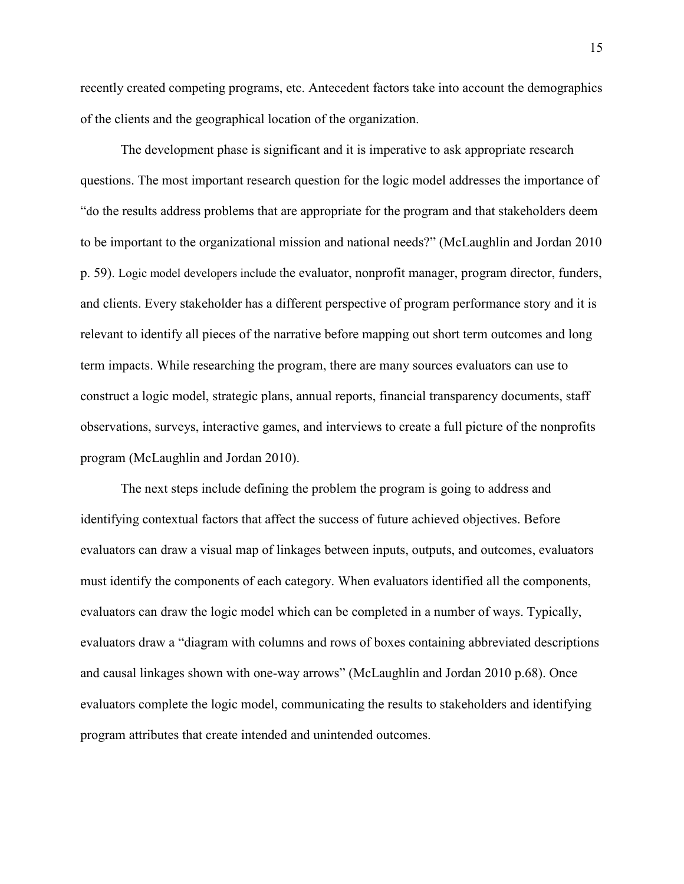recently created competing programs, etc. Antecedent factors take into account the demographics of the clients and the geographical location of the organization.

The development phase is significant and it is imperative to ask appropriate research questions. The most important research question for the logic model addresses the importance of "do the results address problems that are appropriate for the program and that stakeholders deem to be important to the organizational mission and national needs?" (McLaughlin and Jordan 2010 p. 59). Logic model developers include the evaluator, nonprofit manager, program director, funders, and clients. Every stakeholder has a different perspective of program performance story and it is relevant to identify all pieces of the narrative before mapping out short term outcomes and long term impacts. While researching the program, there are many sources evaluators can use to construct a logic model, strategic plans, annual reports, financial transparency documents, staff observations, surveys, interactive games, and interviews to create a full picture of the nonprofits program (McLaughlin and Jordan 2010).

The next steps include defining the problem the program is going to address and identifying contextual factors that affect the success of future achieved objectives. Before evaluators can draw a visual map of linkages between inputs, outputs, and outcomes, evaluators must identify the components of each category. When evaluators identified all the components, evaluators can draw the logic model which can be completed in a number of ways. Typically, evaluators draw a "diagram with columns and rows of boxes containing abbreviated descriptions and causal linkages shown with one-way arrows" (McLaughlin and Jordan 2010 p.68). Once evaluators complete the logic model, communicating the results to stakeholders and identifying program attributes that create intended and unintended outcomes.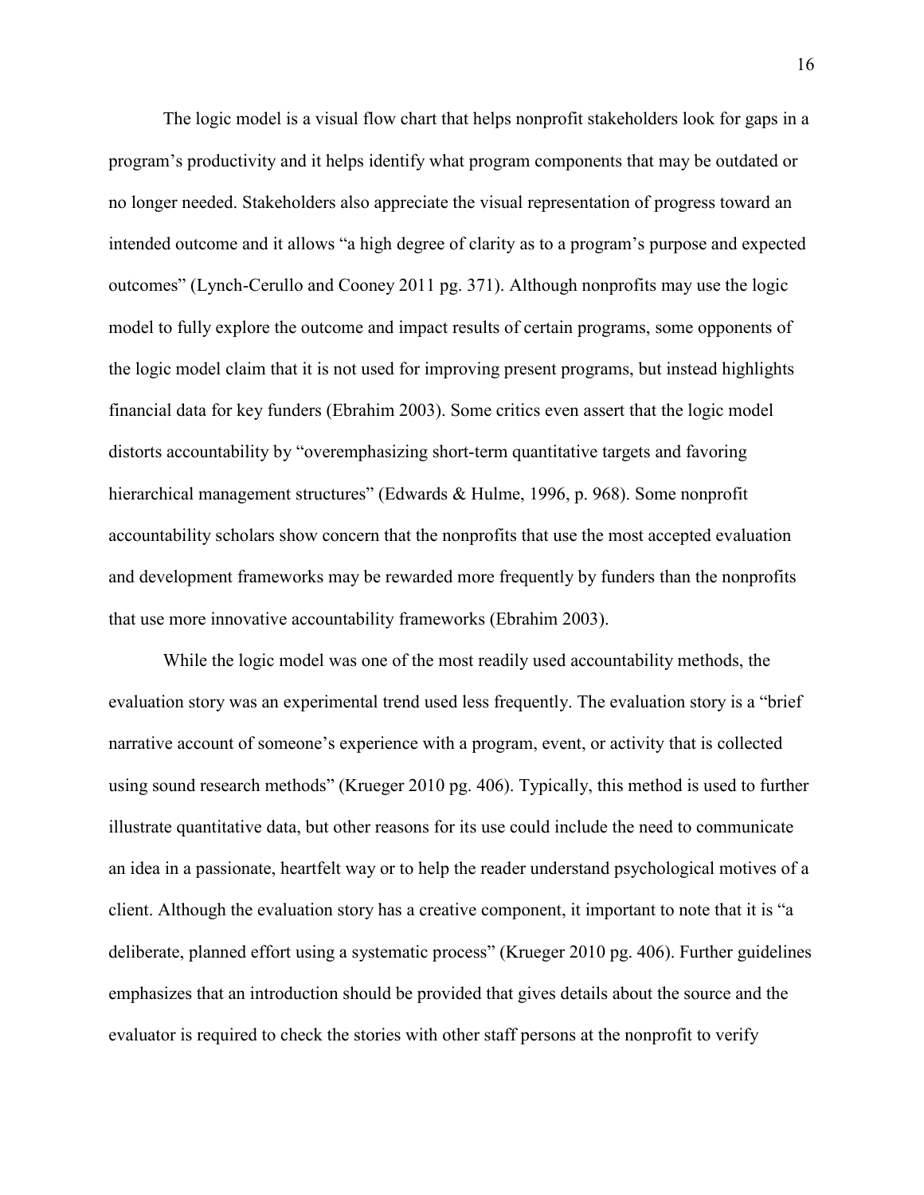The logic model is a visual flow chart that helps nonprofit stakeholders look for gaps in a program's productivity and it helps identify what program components that may be outdated or no longer needed. Stakeholders also appreciate the visual representation of progress toward an intended outcome and it allows "a high degree of clarity as to a program's purpose and expected outcomes" (Lynch-Cerullo and Cooney 2011 pg. 371). Although nonprofits may use the logic model to fully explore the outcome and impact results of certain programs, some opponents of the logic model claim that it is not used for improving present programs, but instead highlights financial data for key funders (Ebrahim 2003). Some critics even assert that the logic model distorts accountability by "overemphasizing short-term quantitative targets and favoring hierarchical management structures" (Edwards & Hulme, 1996, p. 968). Some nonprofit accountability scholars show concern that the nonprofits that use the most accepted evaluation and development frameworks may be rewarded more frequently by funders than the nonprofits that use more innovative accountability frameworks (Ebrahim 2003).

While the logic model was one of the most readily used accountability methods, the evaluation story was an experimental trend used less frequently. The evaluation story is a "brief narrative account of someone's experience with a program, event, or activity that is collected using sound research methods" (Krueger 2010 pg. 406). Typically, this method is used to further illustrate quantitative data, but other reasons for its use could include the need to communicate an idea in a passionate, heartfelt way or to help the reader understand psychological motives of a client. Although the evaluation story has a creative component, it important to note that it is "a deliberate, planned effort using a systematic process" (Krueger 2010 pg. 406). Further guidelines emphasizes that an introduction should be provided that gives details about the source and the evaluator is required to check the stories with other staff persons at the nonprofit to verify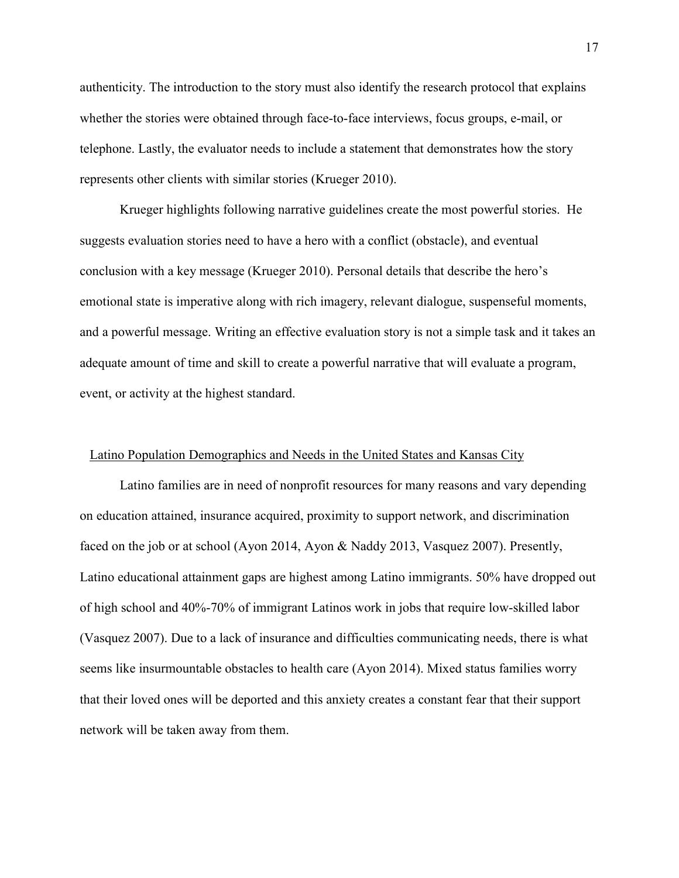authenticity. The introduction to the story must also identify the research protocol that explains whether the stories were obtained through face-to-face interviews, focus groups, e-mail, or telephone. Lastly, the evaluator needs to include a statement that demonstrates how the story represents other clients with similar stories (Krueger 2010).

Krueger highlights following narrative guidelines create the most powerful stories. He suggests evaluation stories need to have a hero with a conflict (obstacle), and eventual conclusion with a key message (Krueger 2010). Personal details that describe the hero's emotional state is imperative along with rich imagery, relevant dialogue, suspenseful moments, and a powerful message. Writing an effective evaluation story is not a simple task and it takes an adequate amount of time and skill to create a powerful narrative that will evaluate a program, event, or activity at the highest standard.

## Latino Population Demographics and Needs in the United States and Kansas City

Latino families are in need of nonprofit resources for many reasons and vary depending on education attained, insurance acquired, proximity to support network, and discrimination faced on the job or at school (Ayon 2014, Ayon & Naddy 2013, Vasquez 2007). Presently, Latino educational attainment gaps are highest among Latino immigrants. 50% have dropped out of high school and 40%-70% of immigrant Latinos work in jobs that require low-skilled labor (Vasquez 2007). Due to a lack of insurance and difficulties communicating needs, there is what seems like insurmountable obstacles to health care (Ayon 2014). Mixed status families worry that their loved ones will be deported and this anxiety creates a constant fear that their support network will be taken away from them.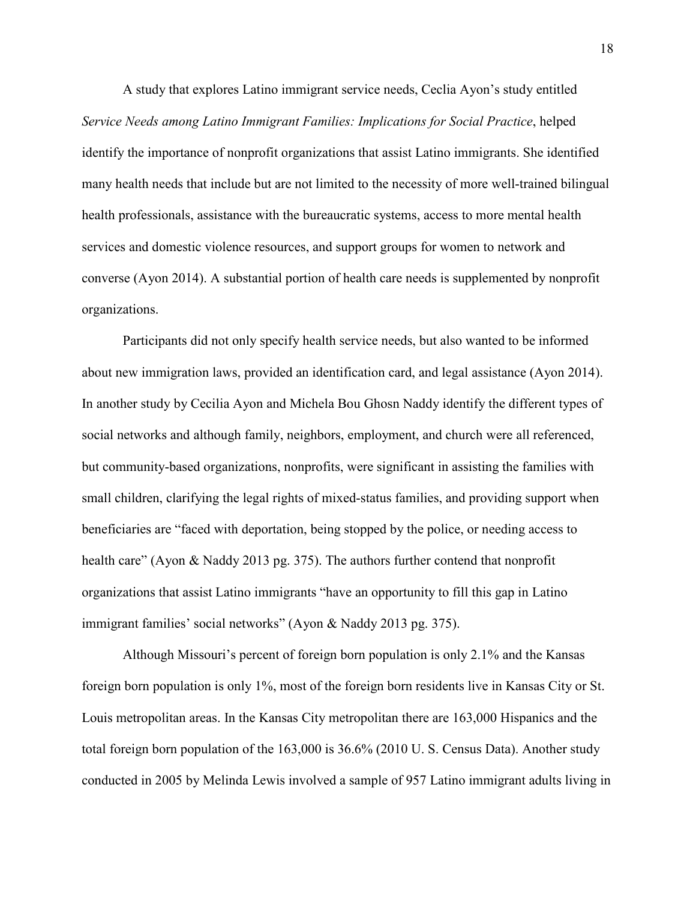A study that explores Latino immigrant service needs, Ceclia Ayon's study entitled *Service Needs among Latino Immigrant Families: Implications for Social Practice*, helped identify the importance of nonprofit organizations that assist Latino immigrants. She identified many health needs that include but are not limited to the necessity of more well-trained bilingual health professionals, assistance with the bureaucratic systems, access to more mental health services and domestic violence resources, and support groups for women to network and converse (Ayon 2014). A substantial portion of health care needs is supplemented by nonprofit organizations.

Participants did not only specify health service needs, but also wanted to be informed about new immigration laws, provided an identification card, and legal assistance (Ayon 2014). In another study by Cecilia Ayon and Michela Bou Ghosn Naddy identify the different types of social networks and although family, neighbors, employment, and church were all referenced, but community-based organizations, nonprofits, were significant in assisting the families with small children, clarifying the legal rights of mixed-status families, and providing support when beneficiaries are "faced with deportation, being stopped by the police, or needing access to health care" (Ayon & Naddy 2013 pg. 375). The authors further contend that nonprofit organizations that assist Latino immigrants "have an opportunity to fill this gap in Latino immigrant families' social networks" (Ayon & Naddy 2013 pg. 375).

Although Missouri's percent of foreign born population is only 2.1% and the Kansas foreign born population is only 1%, most of the foreign born residents live in Kansas City or St. Louis metropolitan areas. In the Kansas City metropolitan there are 163,000 Hispanics and the total foreign born population of the 163,000 is 36.6% (2010 U. S. Census Data). Another study conducted in 2005 by Melinda Lewis involved a sample of 957 Latino immigrant adults living in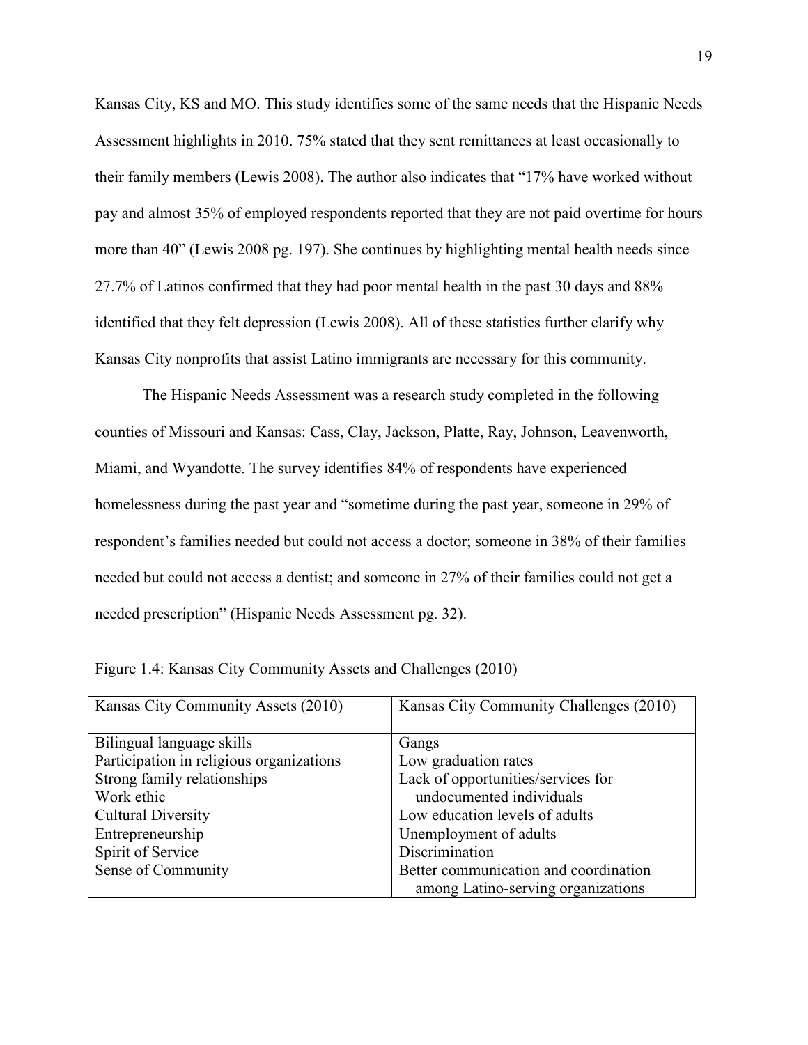Kansas City, KS and MO. This study identifies some of the same needs that the Hispanic Needs Assessment highlights in 2010. 75% stated that they sent remittances at least occasionally to their family members (Lewis 2008). The author also indicates that "17% have worked without pay and almost 35% of employed respondents reported that they are not paid overtime for hours more than 40" (Lewis 2008 pg. 197). She continues by highlighting mental health needs since 27.7% of Latinos confirmed that they had poor mental health in the past 30 days and 88% identified that they felt depression (Lewis 2008). All of these statistics further clarify why Kansas City nonprofits that assist Latino immigrants are necessary for this community.

The Hispanic Needs Assessment was a research study completed in the following counties of Missouri and Kansas: Cass, Clay, Jackson, Platte, Ray, Johnson, Leavenworth, Miami, and Wyandotte. The survey identifies 84% of respondents have experienced homelessness during the past year and "sometime during the past year, someone in 29% of respondent's families needed but could not access a doctor; someone in 38% of their families needed but could not access a dentist; and someone in 27% of their families could not get a needed prescription" (Hispanic Needs Assessment pg. 32).

Figure 1.4: Kansas City Community Assets and Challenges (2010)

| Kansas City Community Assets (2010) | Kansas City Community Challenges (2010) |
|---|---|
| Bilingual language skills | Gangs |
| Participation in religious organizations | Low graduation rates |
| Strong family relationships | Lack of opportunities/services for undocumented individuals |
| Work ethic | Low education levels of adults |
| Cultural Diversity | Unemployment of adults |
| Entrepreneurship | Discrimination |
| Spirit of Service | Better communication and coordination among Latino-serving organizations |
| Sense of Community | |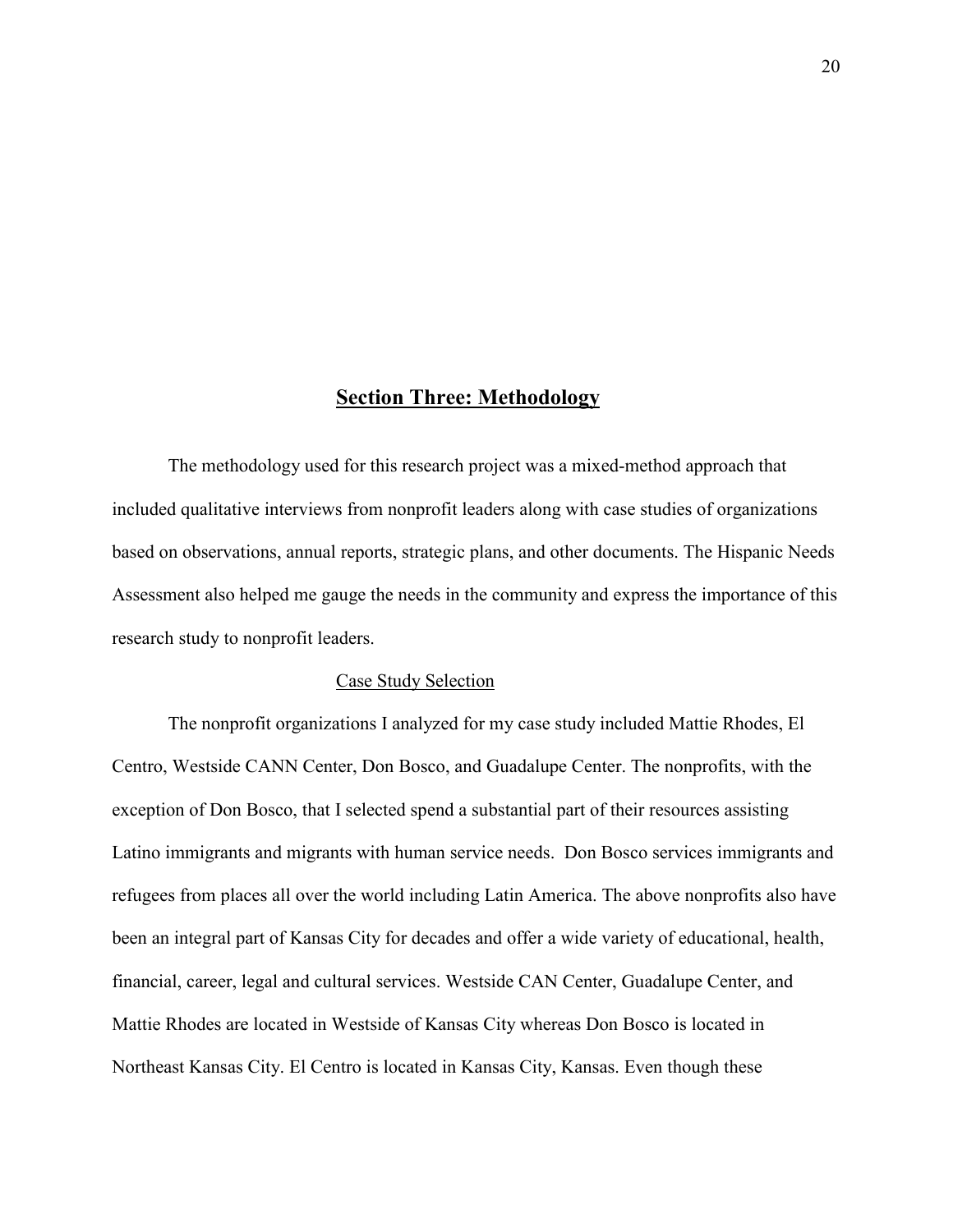## Section Three: Methodology

The methodology used for this research project was a mixed-method approach that included qualitative interviews from nonprofit leaders along with case studies of organizations based on observations, annual reports, strategic plans, and other documents. The Hispanic Needs Assessment also helped me gauge the needs in the community and express the importance of this research study to nonprofit leaders.

### Case Study Selection

The nonprofit organizations I analyzed for my case study included Mattie Rhodes, El Centro, Westside CANN Center, Don Bosco, and Guadalupe Center. The nonprofits, with the exception of Don Bosco, that I selected spend a substantial part of their resources assisting Latino immigrants and migrants with human service needs. Don Bosco services immigrants and refugees from places all over the world including Latin America. The above nonprofits also have been an integral part of Kansas City for decades and offer a wide variety of educational, health, financial, career, legal and cultural services. Westside CAN Center, Guadalupe Center, and Mattie Rhodes are located in Westside of Kansas City whereas Don Bosco is located in Northeast Kansas City. El Centro is located in Kansas City, Kansas. Even though these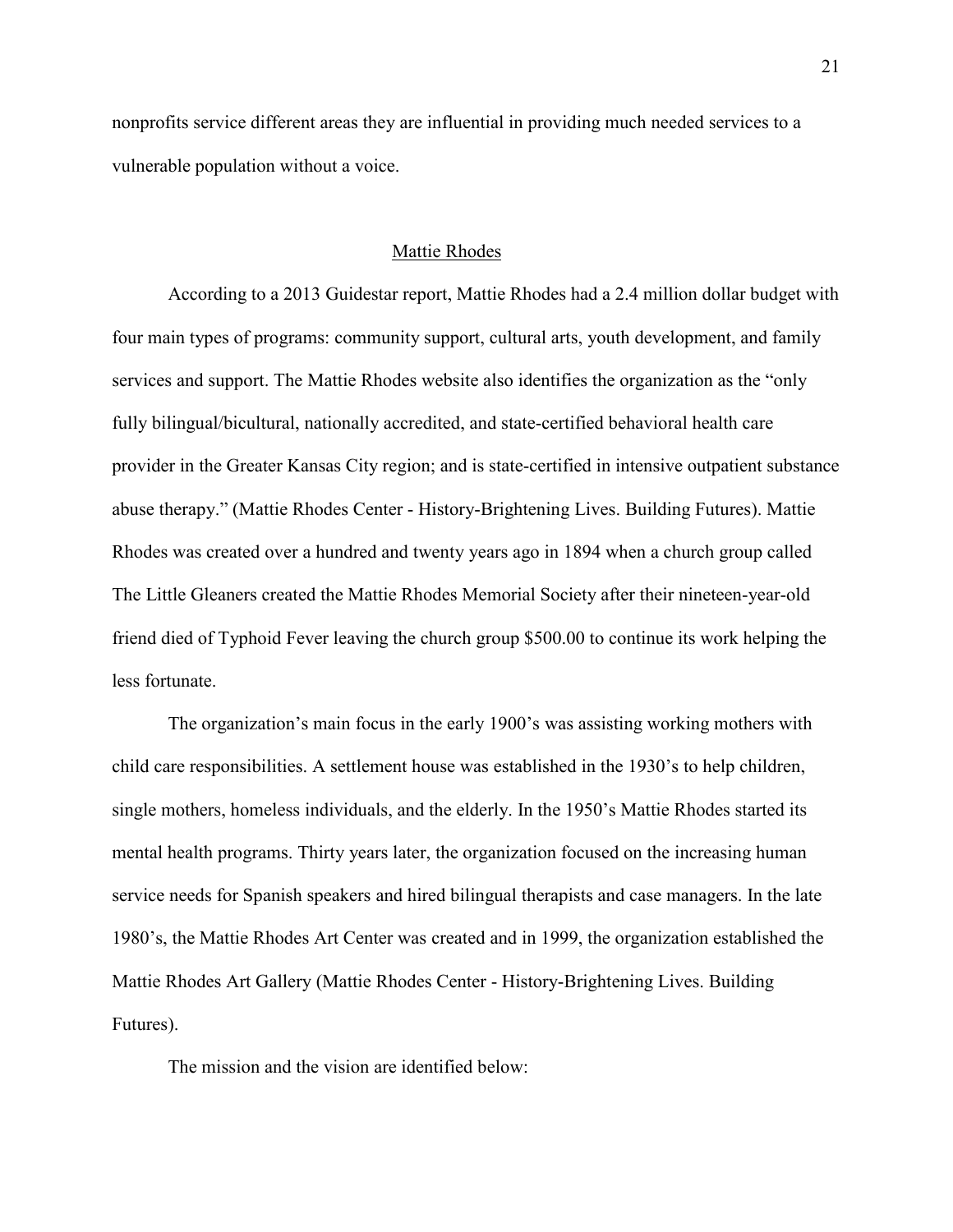nonprofits service different areas they are influential in providing much needed services to a vulnerable population without a voice.

## Mattie Rhodes

According to a 2013 Guidestar report, Mattie Rhodes had a 2.4 million dollar budget with four main types of programs: community support, cultural arts, youth development, and family services and support. The Mattie Rhodes website also identifies the organization as the "only fully bilingual/bicultural, nationally accredited, and state-certified behavioral health care provider in the Greater Kansas City region; and is state-certified in intensive outpatient substance abuse therapy." (Mattie Rhodes Center - History-Brightening Lives. Building Futures). Mattie Rhodes was created over a hundred and twenty years ago in 1894 when a church group called The Little Gleaners created the Mattie Rhodes Memorial Society after their nineteen-year-old friend died of Typhoid Fever leaving the church group $500.00 to continue its work helping the less fortunate.

The organization's main focus in the early 1900's was assisting working mothers with child care responsibilities. A settlement house was established in the 1930's to help children, single mothers, homeless individuals, and the elderly. In the 1950's Mattie Rhodes started its mental health programs. Thirty years later, the organization focused on the increasing human service needs for Spanish speakers and hired bilingual therapists and case managers. In the late 1980's, the Mattie Rhodes Art Center was created and in 1999, the organization established the Mattie Rhodes Art Gallery (Mattie Rhodes Center - History-Brightening Lives. Building Futures).

The mission and the vision are identified below: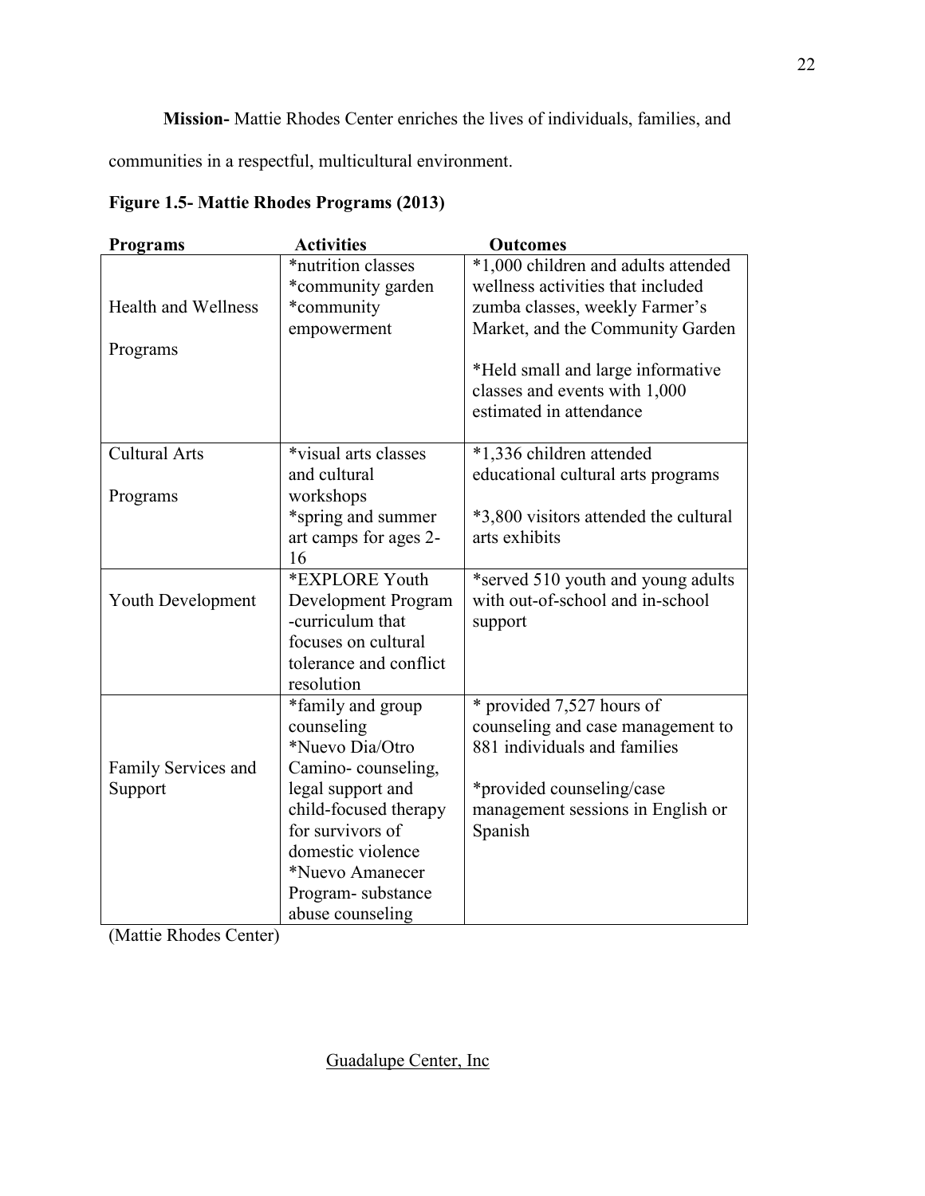**Mission-** Mattie Rhodes Center enriches the lives of individuals, families, and communities in a respectful, multicultural environment.

**Figure 1.5- Mattie Rhodes Programs (2013)**

| **Programs** | **Activities** | **Outcomes** |
|---|---|---|
| Health and Wellness Programs | *nutrition classes<br>*community garden<br>*community empowerment | *1,000 children and adults attended wellness activities that included zumba classes, weekly Farmer's Market, and the Community Garden<br><br>*Held small and large informative classes and events with 1,000 estimated in attendance |
| Cultural Arts Programs | *visual arts classes and cultural workshops<br>*spring and summer art camps for ages 2-16 | *1,336 children attended educational cultural arts programs<br><br>*3,800 visitors attended the cultural arts exhibits |
| Youth Development | *EXPLORE Youth Development Program -curriculum that focuses on cultural tolerance and conflict resolution | *served 510 youth and young adults with out-of-school and in-school support |
| Family Services and Support | *family and group counseling<br>*Nuevo Dia/Otro Camino- counseling, legal support and child-focused therapy for survivors of domestic violence<br>*Nuevo Amanecer Program- substance abuse counseling | * provided 7,527 hours of counseling and case management to 881 individuals and families<br><br>*provided counseling/case management sessions in English or Spanish |

(Mattie Rhodes Center)

Guadalupe Center, Inc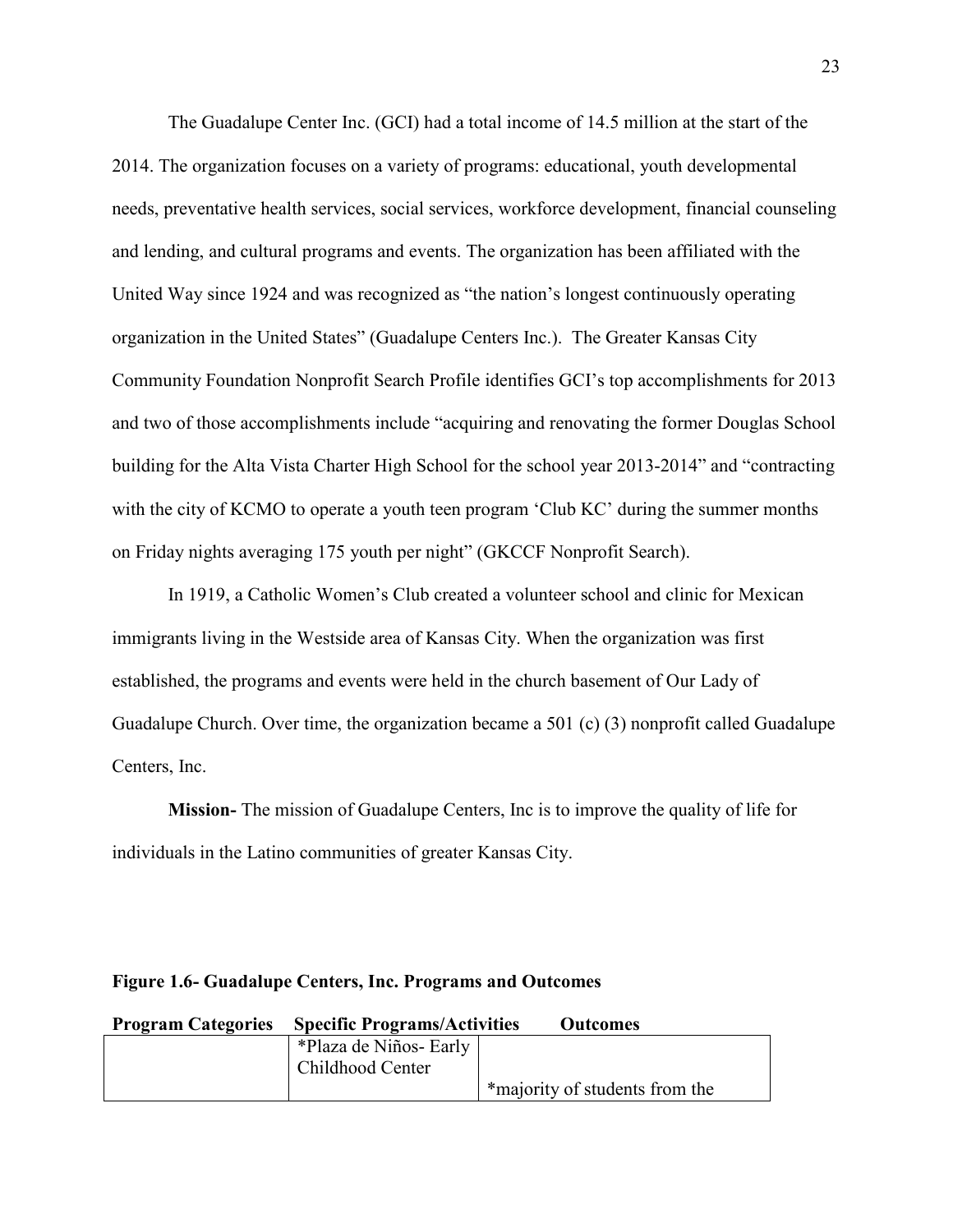The Guadalupe Center Inc. (GCI) had a total income of 14.5 million at the start of the 2014. The organization focuses on a variety of programs: educational, youth developmental needs, preventative health services, social services, workforce development, financial counseling and lending, and cultural programs and events. The organization has been affiliated with the United Way since 1924 and was recognized as "the nation's longest continuously operating organization in the United States" (Guadalupe Centers Inc.). The Greater Kansas City Community Foundation Nonprofit Search Profile identifies GCI's top accomplishments for 2013 and two of those accomplishments include "acquiring and renovating the former Douglas School building for the Alta Vista Charter High School for the school year 2013-2014" and "contracting with the city of KCMO to operate a youth teen program 'Club KC' during the summer months on Friday nights averaging 175 youth per night" (GKCCF Nonprofit Search).

In 1919, a Catholic Women's Club created a volunteer school and clinic for Mexican immigrants living in the Westside area of Kansas City. When the organization was first established, the programs and events were held in the church basement of Our Lady of Guadalupe Church. Over time, the organization became a 501 (c) (3) nonprofit called Guadalupe Centers, Inc.

**Mission-** The mission of Guadalupe Centers, Inc is to improve the quality of life for individuals in the Latino communities of greater Kansas City.

**Figure 1.6- Guadalupe Centers, Inc. Programs and Outcomes**

| Program Categories | Specific Programs/Activities | Outcomes |
|---|---|---|
| | *Plaza de Niños- Early Childhood Center | *majority of students from the |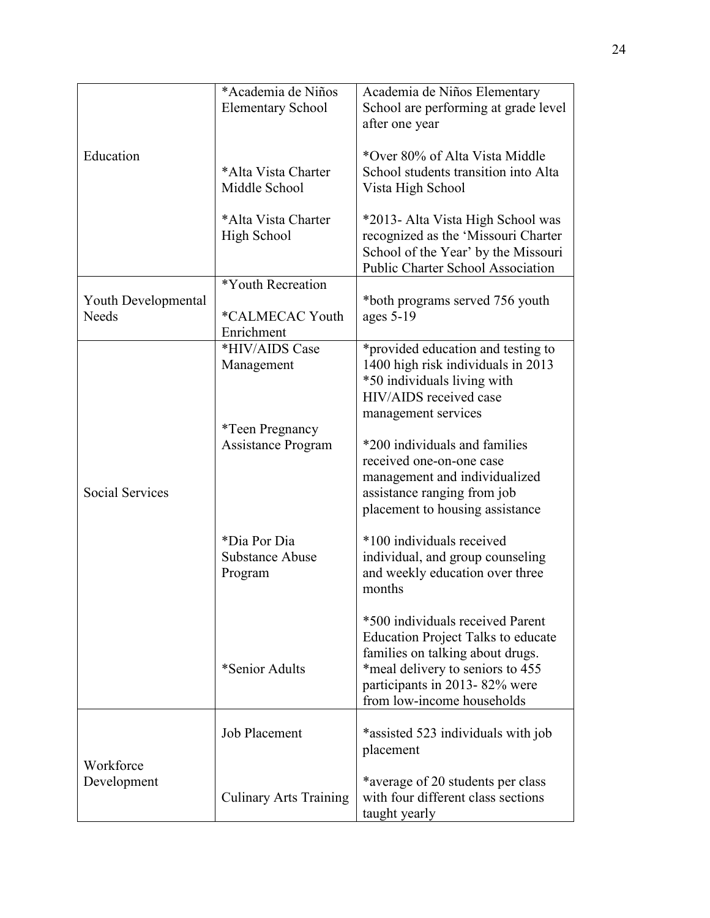| | | |
|---|---|---|
| Education | *Academia de Niños Elementary School<br><br>*Alta Vista Charter Middle School<br><br>*Alta Vista Charter High School | Academia de Niños Elementary School are performing at grade level after one year<br><br>*Over 80% of Alta Vista Middle School students transition into Alta Vista High School<br><br>*2013- Alta Vista High School was recognized as the 'Missouri Charter School of the Year' by the Missouri Public Charter School Association |
| Youth Developmental Needs | *Youth Recreation<br><br>*CALMECAC Youth Enrichment | *both programs served 756 youth ages 5-19 |
| Social Services | *HIV/AIDS Case Management<br><br>*Teen Pregnancy Assistance Program<br><br>*Dia Por Dia Substance Abuse Program<br><br>*Senior Adults | *provided education and testing to 1400 high risk individuals in 2013<br>*50 individuals living with HIV/AIDS received case management services<br><br>*200 individuals and families received one-on-one case management and individualized assistance ranging from job placement to housing assistance<br><br>*100 individuals received individual, and group counseling and weekly education over three months<br><br>*500 individuals received Parent Education Project Talks to educate families on talking about drugs.<br>*meal delivery to seniors to 455 participants in 2013- 82% were from low-income households |
| Workforce Development | Job Placement<br><br>Culinary Arts Training | *assisted 523 individuals with job placement<br><br>*average of 20 students per class with four different class sections taught yearly |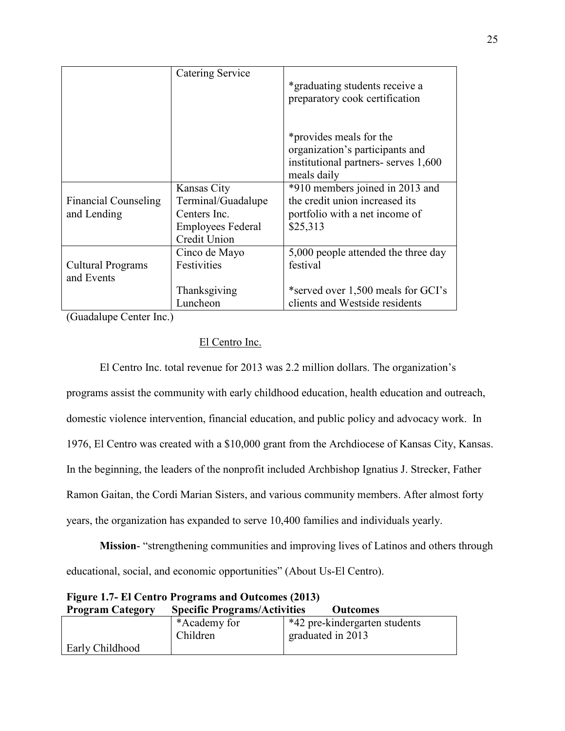| | | |
|---|---|---|
| | Catering Service | *graduating students receive a preparatory cook certification<br><br>*provides meals for the organization's participants and institutional partners- serves 1,600 meals daily |
| Financial Counseling and Lending | Kansas City Terminal/Guadalupe Centers Inc. Employees Federal Credit Union | *910 members joined in 2013 and the credit union increased its portfolio with a net income of $25,313 |
| Cultural Programs and Events | Cinco de Mayo Festivities<br><br>Thanksgiving Luncheon | 5,000 people attended the three day festival<br><br>*served over 1,500 meals for GCI's clients and Westside residents |

(Guadalupe Center Inc.)

## El Centro Inc.

El Centro Inc. total revenue for 2013 was 2.2 million dollars. The organization's programs assist the community with early childhood education, health education and outreach, domestic violence intervention, financial education, and public policy and advocacy work. In 1976, El Centro was created with a $10,000 grant from the Archdiocese of Kansas City, Kansas. In the beginning, the leaders of the nonprofit included Archbishop Ignatius J. Strecker, Father Ramon Gaitan, the Cordi Marian Sisters, and various community members. After almost forty years, the organization has expanded to serve 10,400 families and individuals yearly.

**Mission**- "strengthening communities and improving lives of Latinos and others through educational, social, and economic opportunities" (About Us-El Centro).

**Figure 1.7- El Centro Programs and Outcomes (2013)**

| Program Category | Specific Programs/Activities | Outcomes |
|---|---|---|
| Early Childhood | *Academy for Children | *42 pre-kindergarten students graduated in 2013 |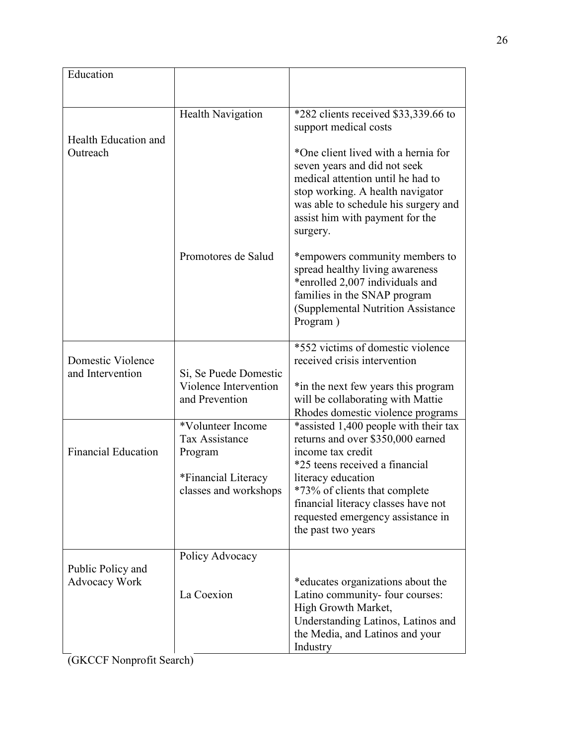| Education | | |
|---|---|---|
| Health Education and Outreach | Health Navigation | *282 clients received $33,339.66 to support medical costs<br><br>*One client lived with a hernia for seven years and did not seek medical attention until he had to stop working. A health navigator was able to schedule his surgery and assist him with payment for the surgery. |
| | Promotores de Salud | *empowers community members to spread healthy living awareness<br>*enrolled 2,007 individuals and families in the SNAP program (Supplemental Nutrition Assistance Program ) |
| Domestic Violence and Intervention | Si, Se Puede Domestic Violence Intervention and Prevention | *552 victims of domestic violence received crisis intervention<br><br>*in the next few years this program will be collaborating with Mattie Rhodes domestic violence programs |
| Financial Education | *Volunteer Income Tax Assistance Program<br><br>*Financial Literacy classes and workshops | *assisted 1,400 people with their tax returns and over $350,000 earned income tax credit<br>*25 teens received a financial literacy education<br>*73% of clients that complete financial literacy classes have not requested emergency assistance in the past two years |
| Public Policy and Advocacy Work | Policy Advocacy<br><br>La Coexion | *educates organizations about the Latino community- four courses: High Growth Market, Understanding Latinos, Latinos and the Media, and Latinos and your Industry |

(GKCCF Nonprofit Search)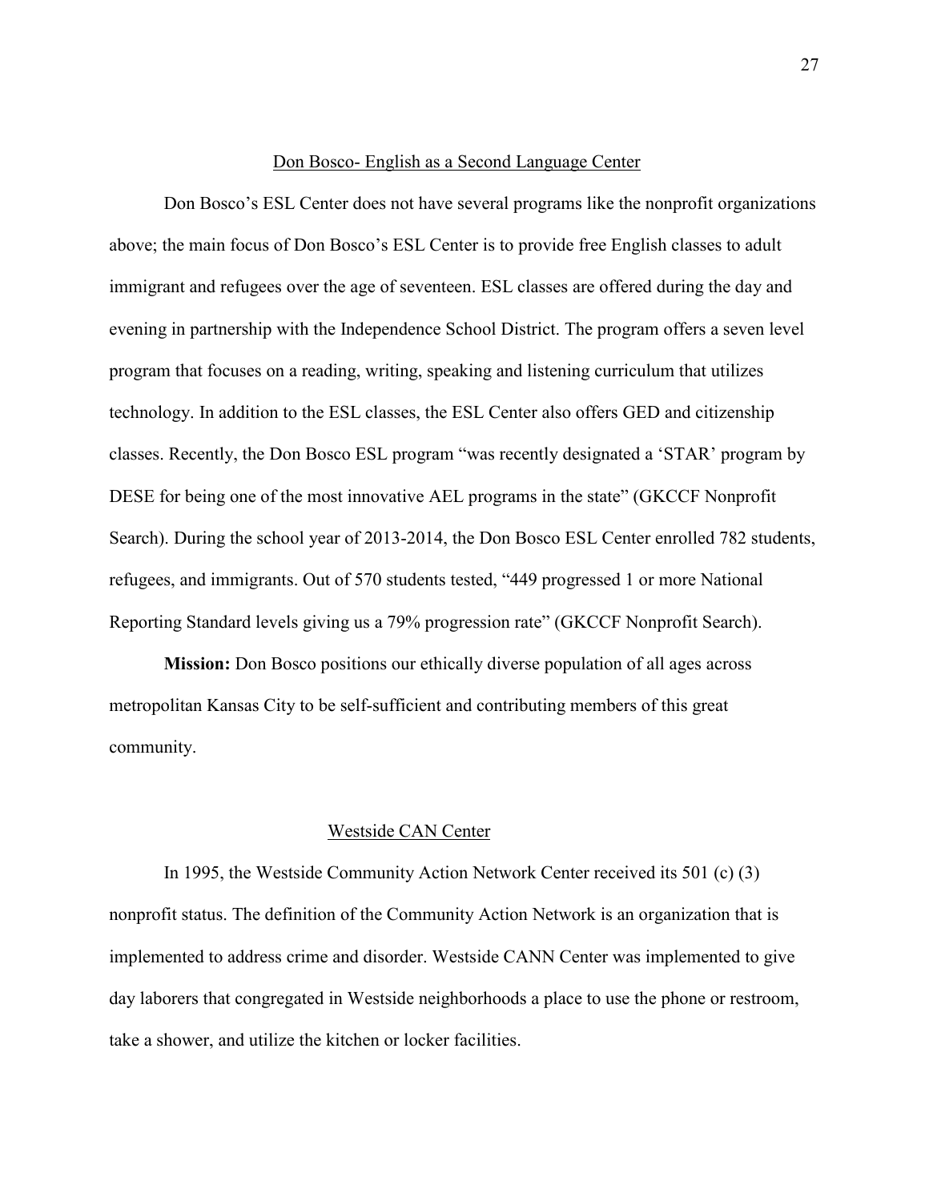## Don Bosco- English as a Second Language Center

Don Bosco's ESL Center does not have several programs like the nonprofit organizations above; the main focus of Don Bosco's ESL Center is to provide free English classes to adult immigrant and refugees over the age of seventeen. ESL classes are offered during the day and evening in partnership with the Independence School District. The program offers a seven level program that focuses on a reading, writing, speaking and listening curriculum that utilizes technology. In addition to the ESL classes, the ESL Center also offers GED and citizenship classes. Recently, the Don Bosco ESL program "was recently designated a 'STAR' program by DESE for being one of the most innovative AEL programs in the state" (GKCCF Nonprofit Search). During the school year of 2013-2014, the Don Bosco ESL Center enrolled 782 students, refugees, and immigrants. Out of 570 students tested, "449 progressed 1 or more National Reporting Standard levels giving us a 79% progression rate" (GKCCF Nonprofit Search).

**Mission:** Don Bosco positions our ethically diverse population of all ages across metropolitan Kansas City to be self-sufficient and contributing members of this great community.

## Westside CAN Center

In 1995, the Westside Community Action Network Center received its 501 (c) (3) nonprofit status. The definition of the Community Action Network is an organization that is implemented to address crime and disorder. Westside CANN Center was implemented to give day laborers that congregated in Westside neighborhoods a place to use the phone or restroom, take a shower, and utilize the kitchen or locker facilities.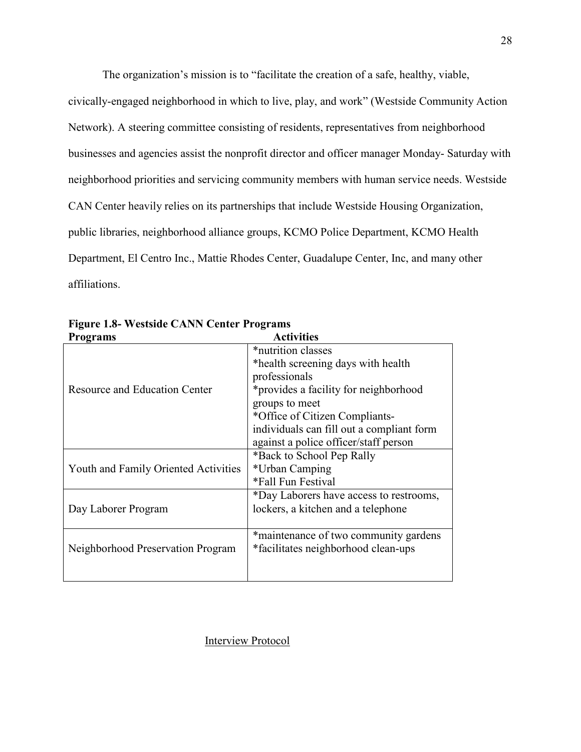The organization's mission is to "facilitate the creation of a safe, healthy, viable, civically-engaged neighborhood in which to live, play, and work" (Westside Community Action Network). A steering committee consisting of residents, representatives from neighborhood businesses and agencies assist the nonprofit director and officer manager Monday- Saturday with neighborhood priorities and servicing community members with human service needs. Westside CAN Center heavily relies on its partnerships that include Westside Housing Organization, public libraries, neighborhood alliance groups, KCMO Police Department, KCMO Health Department, El Centro Inc., Mattie Rhodes Center, Guadalupe Center, Inc, and many other affiliations.

**Figure 1.8- Westside CANN Center Programs**

| Programs | Activities |
|---|---|
| Resource and Education Center | *nutrition classes<br>*health screening days with health professionals<br>*provides a facility for neighborhood groups to meet<br>*Office of Citizen Compliants- individuals can fill out a compliant form against a police officer/staff person |
| Youth and Family Oriented Activities | *Back to School Pep Rally<br>*Urban Camping<br>*Fall Fun Festival |
| Day Laborer Program | *Day Laborers have access to restrooms, lockers, a kitchen and a telephone |
| Neighborhood Preservation Program | *maintenance of two community gardens<br>*facilitates neighborhood clean-ups |

<u>Interview Protocol</u>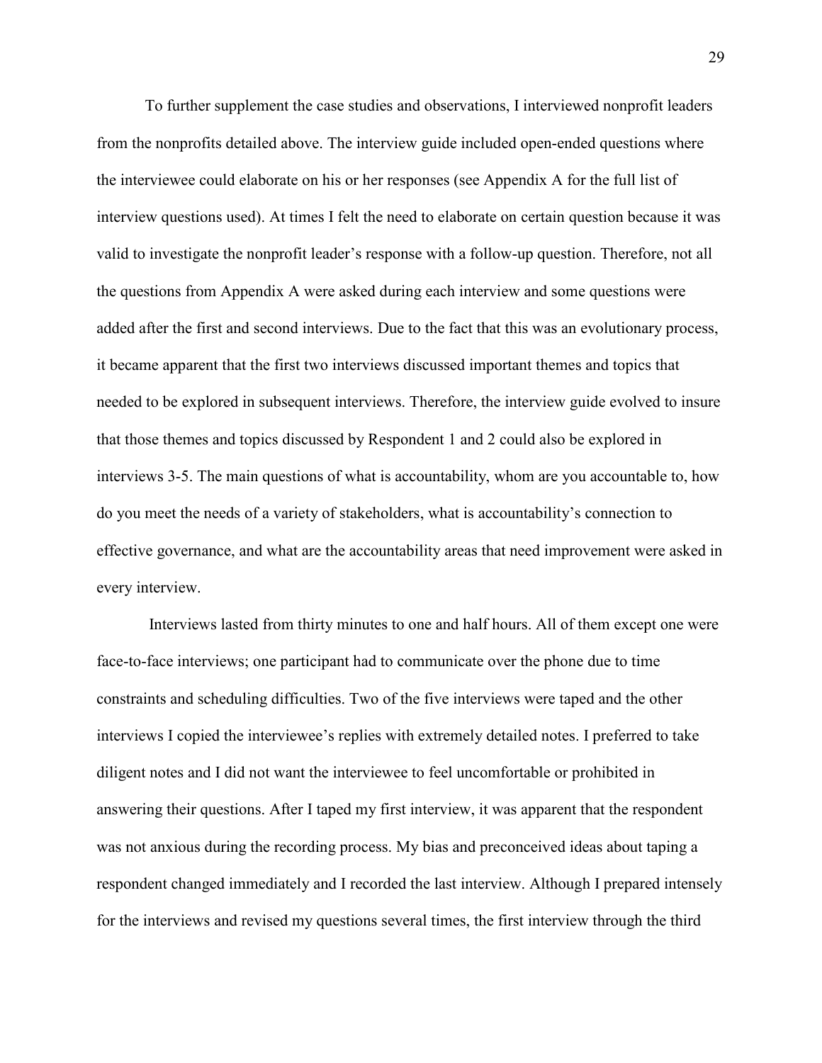To further supplement the case studies and observations, I interviewed nonprofit leaders from the nonprofits detailed above. The interview guide included open-ended questions where the interviewee could elaborate on his or her responses (see Appendix A for the full list of interview questions used). At times I felt the need to elaborate on certain question because it was valid to investigate the nonprofit leader's response with a follow-up question. Therefore, not all the questions from Appendix A were asked during each interview and some questions were added after the first and second interviews. Due to the fact that this was an evolutionary process, it became apparent that the first two interviews discussed important themes and topics that needed to be explored in subsequent interviews. Therefore, the interview guide evolved to insure that those themes and topics discussed by Respondent 1 and 2 could also be explored in interviews 3-5. The main questions of what is accountability, whom are you accountable to, how do you meet the needs of a variety of stakeholders, what is accountability's connection to effective governance, and what are the accountability areas that need improvement were asked in every interview.

Interviews lasted from thirty minutes to one and half hours. All of them except one were face-to-face interviews; one participant had to communicate over the phone due to time constraints and scheduling difficulties. Two of the five interviews were taped and the other interviews I copied the interviewee's replies with extremely detailed notes. I preferred to take diligent notes and I did not want the interviewee to feel uncomfortable or prohibited in answering their questions. After I taped my first interview, it was apparent that the respondent was not anxious during the recording process. My bias and preconceived ideas about taping a respondent changed immediately and I recorded the last interview. Although I prepared intensely for the interviews and revised my questions several times, the first interview through the third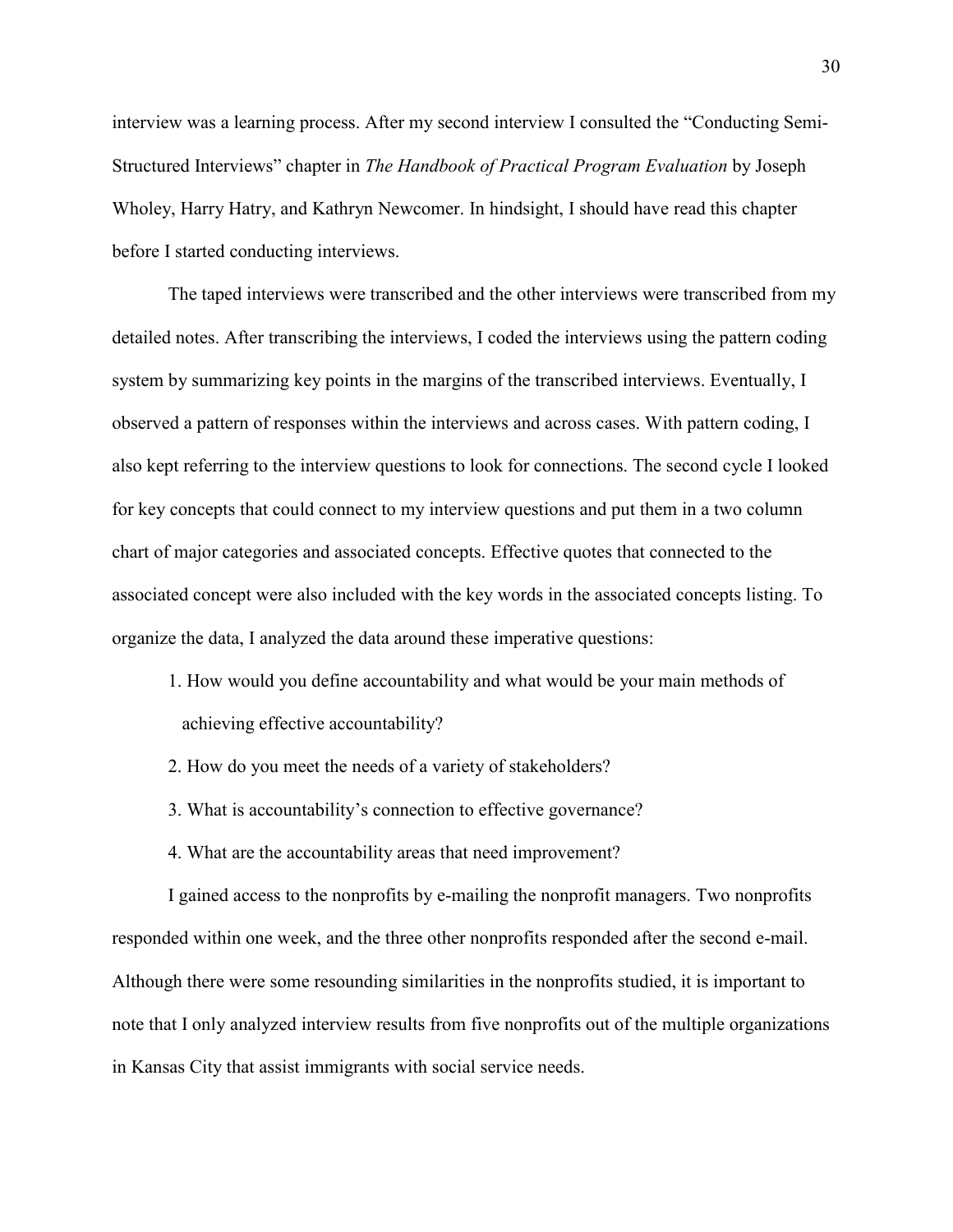interview was a learning process. After my second interview I consulted the "Conducting Semi-Structured Interviews" chapter in *The Handbook of Practical Program Evaluation* by Joseph Wholey, Harry Hatry, and Kathryn Newcomer. In hindsight, I should have read this chapter before I started conducting interviews.

The taped interviews were transcribed and the other interviews were transcribed from my detailed notes. After transcribing the interviews, I coded the interviews using the pattern coding system by summarizing key points in the margins of the transcribed interviews. Eventually, I observed a pattern of responses within the interviews and across cases. With pattern coding, I also kept referring to the interview questions to look for connections. The second cycle I looked for key concepts that could connect to my interview questions and put them in a two column chart of major categories and associated concepts. Effective quotes that connected to the associated concept were also included with the key words in the associated concepts listing. To organize the data, I analyzed the data around these imperative questions:

1. How would you define accountability and what would be your main methods of achieving effective accountability?
2. How do you meet the needs of a variety of stakeholders?
3. What is accountability's connection to effective governance?
4. What are the accountability areas that need improvement?

I gained access to the nonprofits by e-mailing the nonprofit managers. Two nonprofits responded within one week, and the three other nonprofits responded after the second e-mail. Although there were some resounding similarities in the nonprofits studied, it is important to note that I only analyzed interview results from five nonprofits out of the multiple organizations in Kansas City that assist immigrants with social service needs.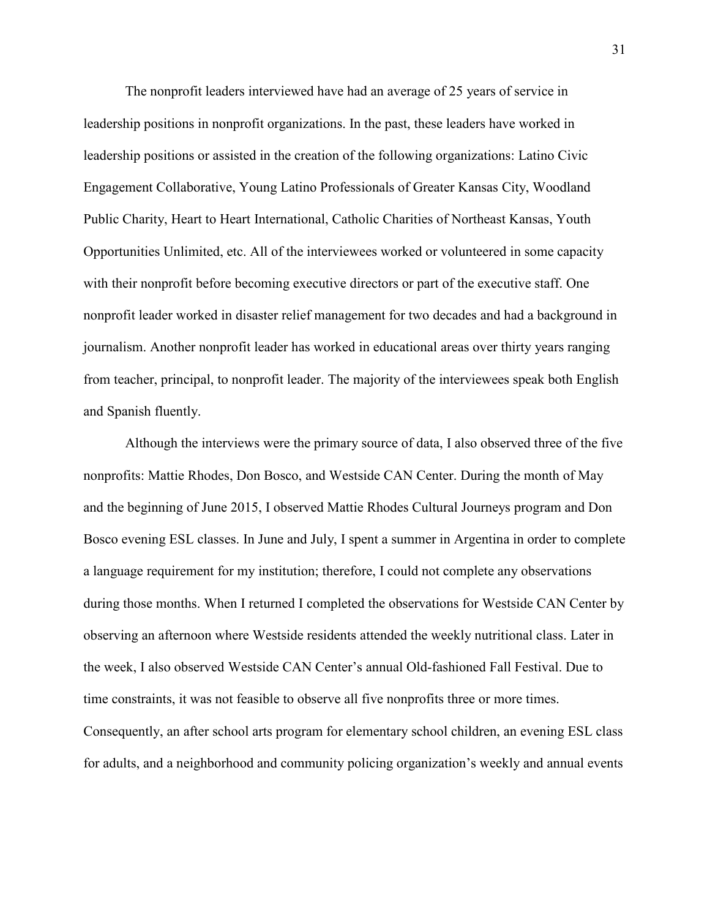The nonprofit leaders interviewed have had an average of 25 years of service in leadership positions in nonprofit organizations. In the past, these leaders have worked in leadership positions or assisted in the creation of the following organizations: Latino Civic Engagement Collaborative, Young Latino Professionals of Greater Kansas City, Woodland Public Charity, Heart to Heart International, Catholic Charities of Northeast Kansas, Youth Opportunities Unlimited, etc. All of the interviewees worked or volunteered in some capacity with their nonprofit before becoming executive directors or part of the executive staff. One nonprofit leader worked in disaster relief management for two decades and had a background in journalism. Another nonprofit leader has worked in educational areas over thirty years ranging from teacher, principal, to nonprofit leader. The majority of the interviewees speak both English and Spanish fluently.

Although the interviews were the primary source of data, I also observed three of the five nonprofits: Mattie Rhodes, Don Bosco, and Westside CAN Center. During the month of May and the beginning of June 2015, I observed Mattie Rhodes Cultural Journeys program and Don Bosco evening ESL classes. In June and July, I spent a summer in Argentina in order to complete a language requirement for my institution; therefore, I could not complete any observations during those months. When I returned I completed the observations for Westside CAN Center by observing an afternoon where Westside residents attended the weekly nutritional class. Later in the week, I also observed Westside CAN Center's annual Old-fashioned Fall Festival. Due to time constraints, it was not feasible to observe all five nonprofits three or more times. Consequently, an after school arts program for elementary school children, an evening ESL class for adults, and a neighborhood and community policing organization's weekly and annual events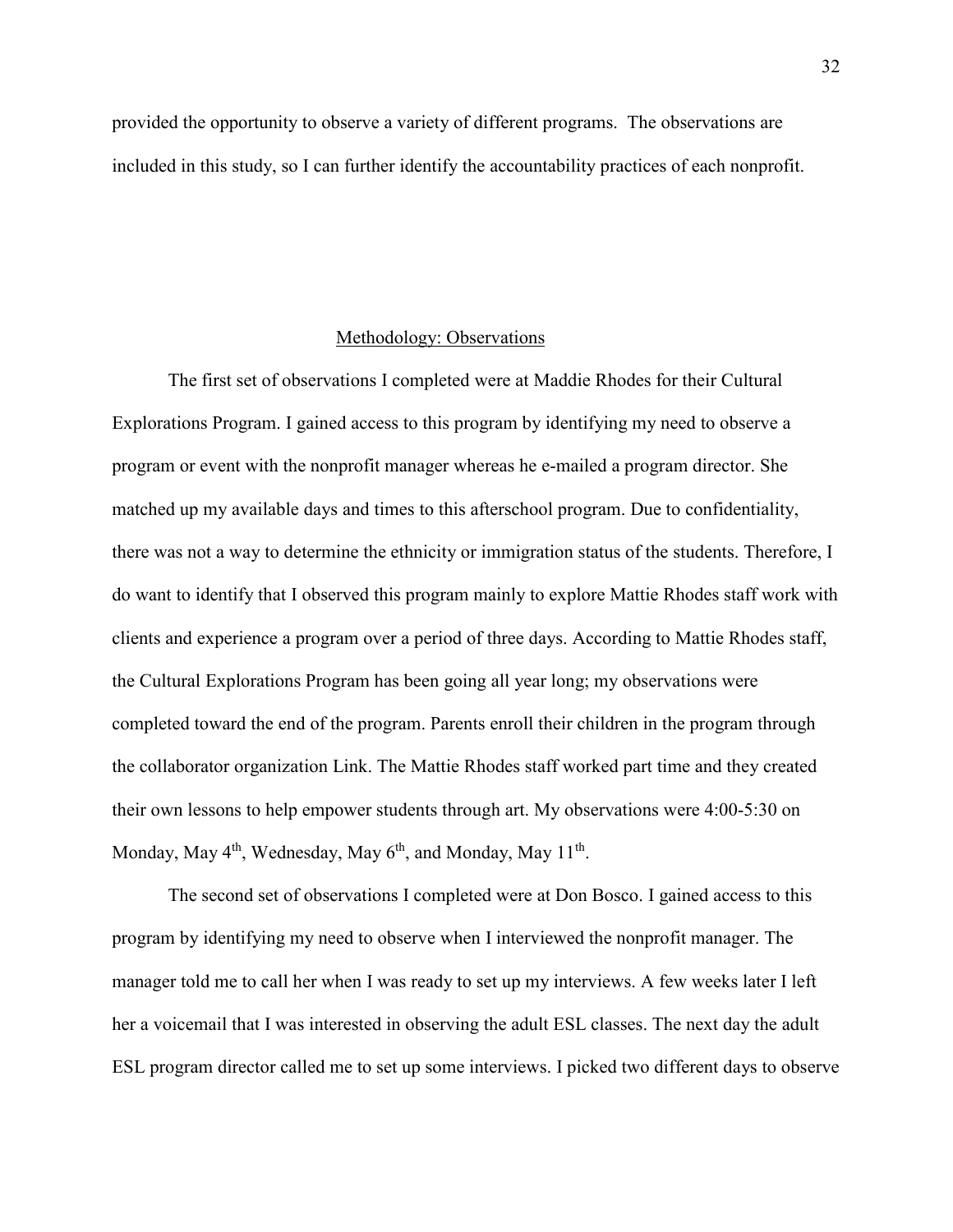provided the opportunity to observe a variety of different programs. The observations are included in this study, so I can further identify the accountability practices of each nonprofit.

## Methodology: Observations

The first set of observations I completed were at Maddie Rhodes for their Cultural Explorations Program. I gained access to this program by identifying my need to observe a program or event with the nonprofit manager whereas he e-mailed a program director. She matched up my available days and times to this afterschool program. Due to confidentiality, there was not a way to determine the ethnicity or immigration status of the students. Therefore, I do want to identify that I observed this program mainly to explore Mattie Rhodes staff work with clients and experience a program over a period of three days. According to Mattie Rhodes staff, the Cultural Explorations Program has been going all year long; my observations were completed toward the end of the program. Parents enroll their children in the program through the collaborator organization Link. The Mattie Rhodes staff worked part time and they created their own lessons to help empower students through art. My observations were 4:00-5:30 on Monday, May 4th, Wednesday, May 6th, and Monday, May 11th.

The second set of observations I completed were at Don Bosco. I gained access to this program by identifying my need to observe when I interviewed the nonprofit manager. The manager told me to call her when I was ready to set up my interviews. A few weeks later I left her a voicemail that I was interested in observing the adult ESL classes. The next day the adult ESL program director called me to set up some interviews. I picked two different days to observe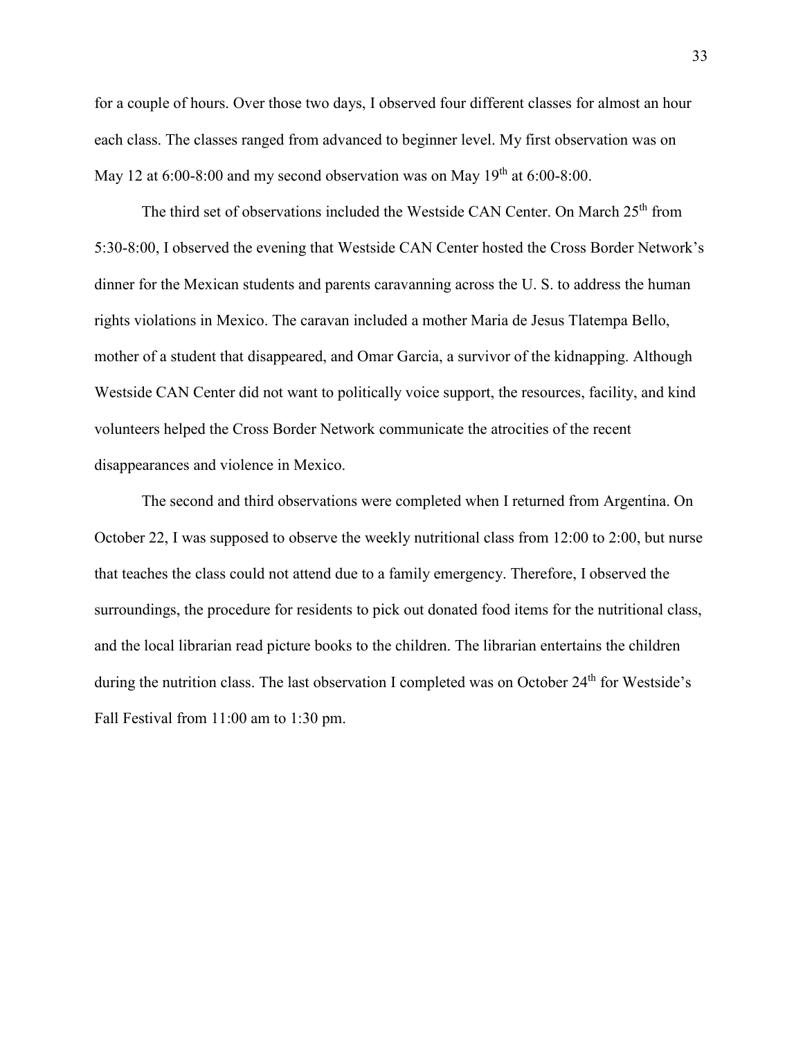for a couple of hours. Over those two days, I observed four different classes for almost an hour each class. The classes ranged from advanced to beginner level. My first observation was on May 12 at 6:00-8:00 and my second observation was on May 19th at 6:00-8:00.

The third set of observations included the Westside CAN Center. On March 25th from 5:30-8:00, I observed the evening that Westside CAN Center hosted the Cross Border Network's dinner for the Mexican students and parents caravanning across the U. S. to address the human rights violations in Mexico. The caravan included a mother Maria de Jesus Tlatempa Bello, mother of a student that disappeared, and Omar Garcia, a survivor of the kidnapping. Although Westside CAN Center did not want to politically voice support, the resources, facility, and kind volunteers helped the Cross Border Network communicate the atrocities of the recent disappearances and violence in Mexico.

The second and third observations were completed when I returned from Argentina. On October 22, I was supposed to observe the weekly nutritional class from 12:00 to 2:00, but nurse that teaches the class could not attend due to a family emergency. Therefore, I observed the surroundings, the procedure for residents to pick out donated food items for the nutritional class, and the local librarian read picture books to the children. The librarian entertains the children during the nutrition class. The last observation I completed was on October 24th for Westside's Fall Festival from 11:00 am to 1:30 pm.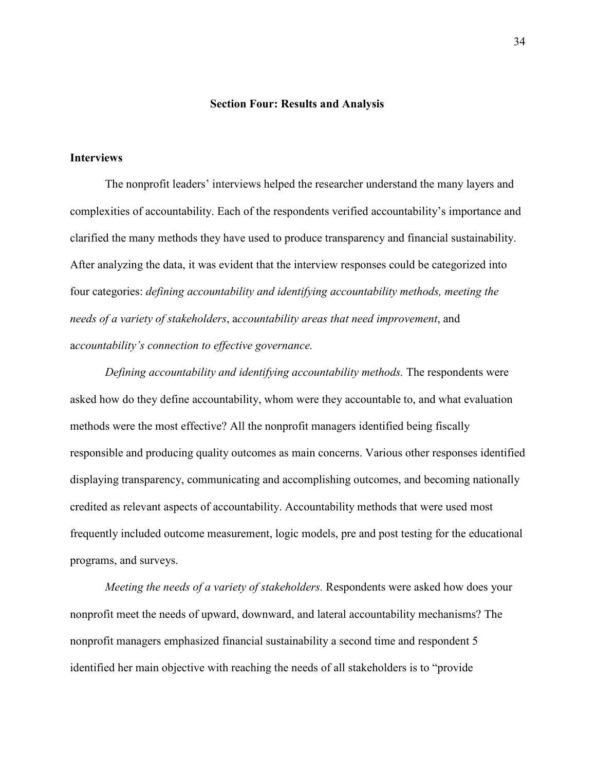## Section Four: Results and Analysis

### Interviews

The nonprofit leaders' interviews helped the researcher understand the many layers and complexities of accountability. Each of the respondents verified accountability's importance and clarified the many methods they have used to produce transparency and financial sustainability. After analyzing the data, it was evident that the interview responses could be categorized into four categories: *defining accountability and identifying accountability methods, meeting the needs of a variety of stakeholders*, a*ccountability areas that need improvement*, and a*ccountability's connection to effective governance.*

*Defining accountability and identifying accountability methods.* The respondents were asked how do they define accountability, whom were they accountable to, and what evaluation methods were the most effective? All the nonprofit managers identified being fiscally responsible and producing quality outcomes as main concerns. Various other responses identified displaying transparency, communicating and accomplishing outcomes, and becoming nationally credited as relevant aspects of accountability. Accountability methods that were used most frequently included outcome measurement, logic models, pre and post testing for the educational programs, and surveys.

*Meeting the needs of a variety of stakeholders.* Respondents were asked how does your nonprofit meet the needs of upward, downward, and lateral accountability mechanisms? The nonprofit managers emphasized financial sustainability a second time and respondent 5 identified her main objective with reaching the needs of all stakeholders is to "provide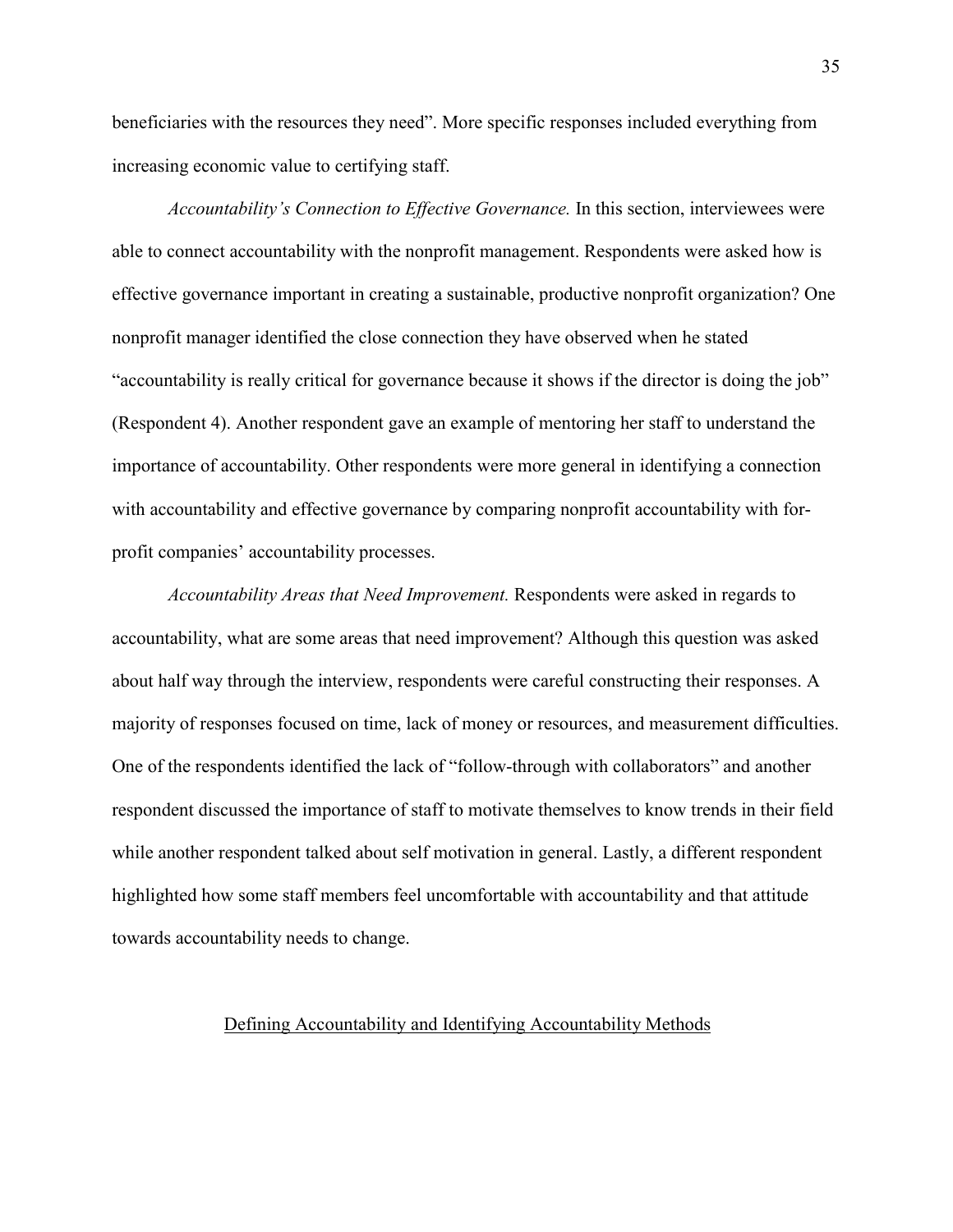beneficiaries with the resources they need". More specific responses included everything from increasing economic value to certifying staff.

*Accountability's Connection to Effective Governance.* In this section, interviewees were able to connect accountability with the nonprofit management. Respondents were asked how is effective governance important in creating a sustainable, productive nonprofit organization? One nonprofit manager identified the close connection they have observed when he stated "accountability is really critical for governance because it shows if the director is doing the job" (Respondent 4). Another respondent gave an example of mentoring her staff to understand the importance of accountability. Other respondents were more general in identifying a connection with accountability and effective governance by comparing nonprofit accountability with for-profit companies' accountability processes.

*Accountability Areas that Need Improvement.* Respondents were asked in regards to accountability, what are some areas that need improvement? Although this question was asked about half way through the interview, respondents were careful constructing their responses. A majority of responses focused on time, lack of money or resources, and measurement difficulties. One of the respondents identified the lack of "follow-through with collaborators" and another respondent discussed the importance of staff to motivate themselves to know trends in their field while another respondent talked about self motivation in general. Lastly, a different respondent highlighted how some staff members feel uncomfortable with accountability and that attitude towards accountability needs to change.

## Defining Accountability and Identifying Accountability Methods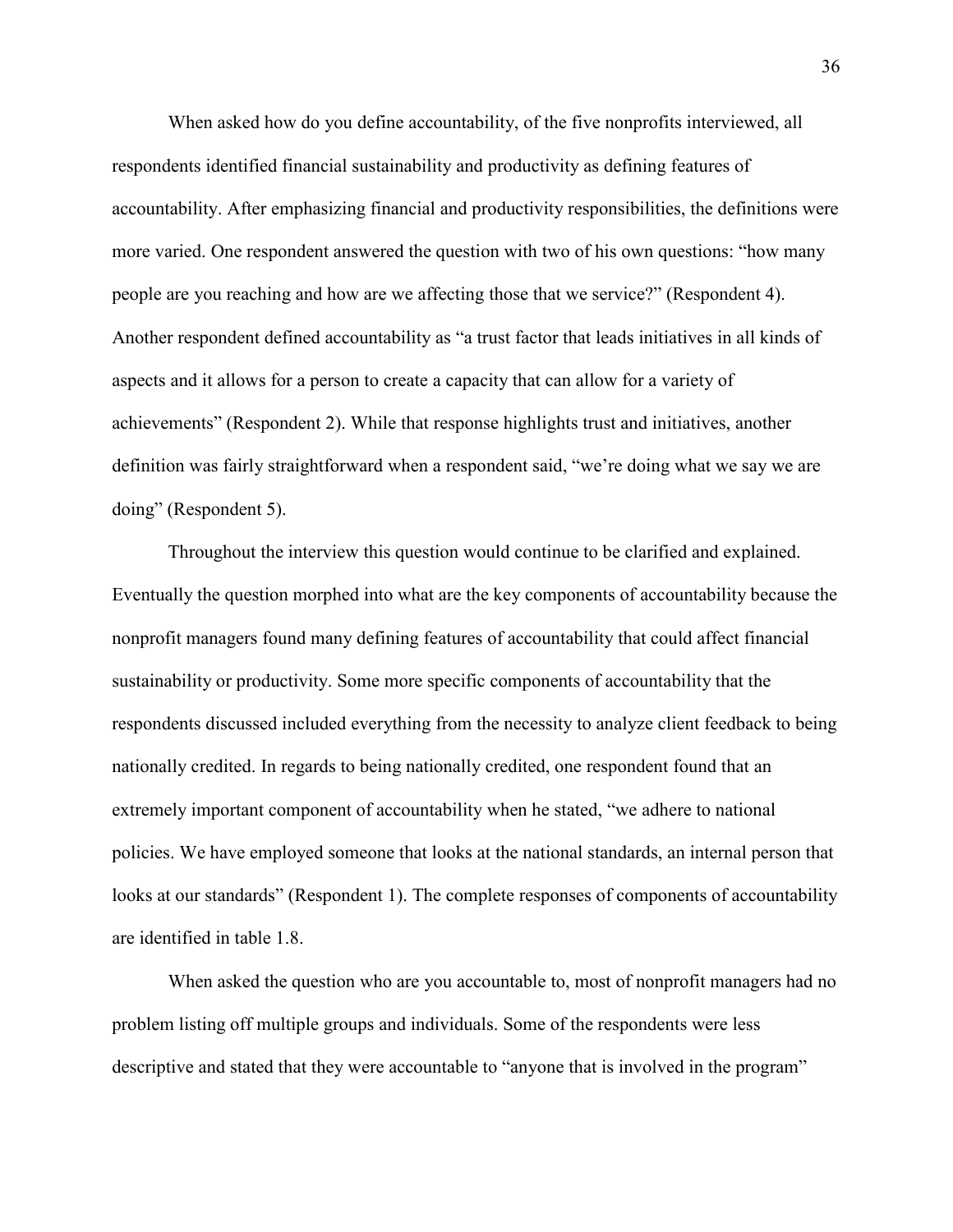When asked how do you define accountability, of the five nonprofits interviewed, all respondents identified financial sustainability and productivity as defining features of accountability. After emphasizing financial and productivity responsibilities, the definitions were more varied. One respondent answered the question with two of his own questions: "how many people are you reaching and how are we affecting those that we service?" (Respondent 4). Another respondent defined accountability as "a trust factor that leads initiatives in all kinds of aspects and it allows for a person to create a capacity that can allow for a variety of achievements" (Respondent 2). While that response highlights trust and initiatives, another definition was fairly straightforward when a respondent said, "we're doing what we say we are doing" (Respondent 5).

Throughout the interview this question would continue to be clarified and explained. Eventually the question morphed into what are the key components of accountability because the nonprofit managers found many defining features of accountability that could affect financial sustainability or productivity. Some more specific components of accountability that the respondents discussed included everything from the necessity to analyze client feedback to being nationally credited. In regards to being nationally credited, one respondent found that an extremely important component of accountability when he stated, "we adhere to national policies. We have employed someone that looks at the national standards, an internal person that looks at our standards" (Respondent 1). The complete responses of components of accountability are identified in table 1.8.

When asked the question who are you accountable to, most of nonprofit managers had no problem listing off multiple groups and individuals. Some of the respondents were less descriptive and stated that they were accountable to "anyone that is involved in the program"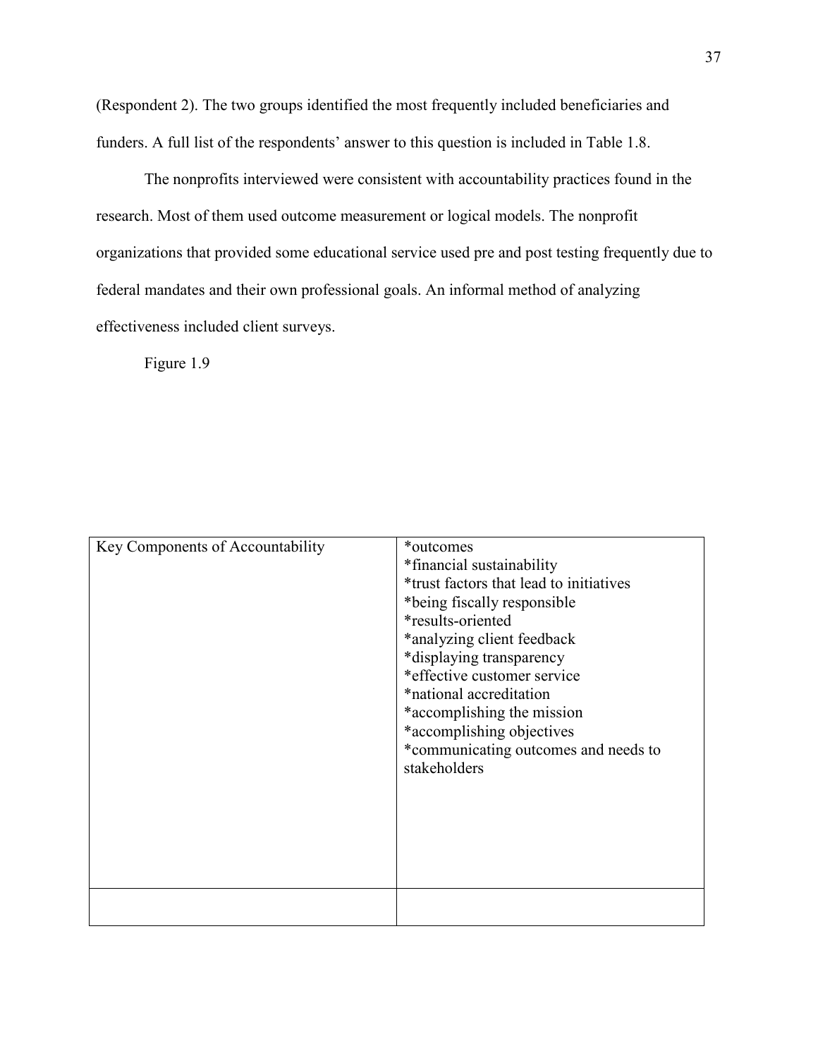(Respondent 2). The two groups identified the most frequently included beneficiaries and funders. A full list of the respondents' answer to this question is included in Table 1.8.

The nonprofits interviewed were consistent with accountability practices found in the research. Most of them used outcome measurement or logical models. The nonprofit organizations that provided some educational service used pre and post testing frequently due to federal mandates and their own professional goals. An informal method of analyzing effectiveness included client surveys.

Figure 1.9

| Key Components of Accountability | *outcomes<br>*financial sustainability<br>*trust factors that lead to initiatives<br>*being fiscally responsible<br>*results-oriented<br>*analyzing client feedback<br>*displaying transparency<br>*effective customer service<br>*national accreditation<br>*accomplishing the mission<br>*accomplishing objectives<br>*communicating outcomes and needs to stakeholders |
|---|---|
| | |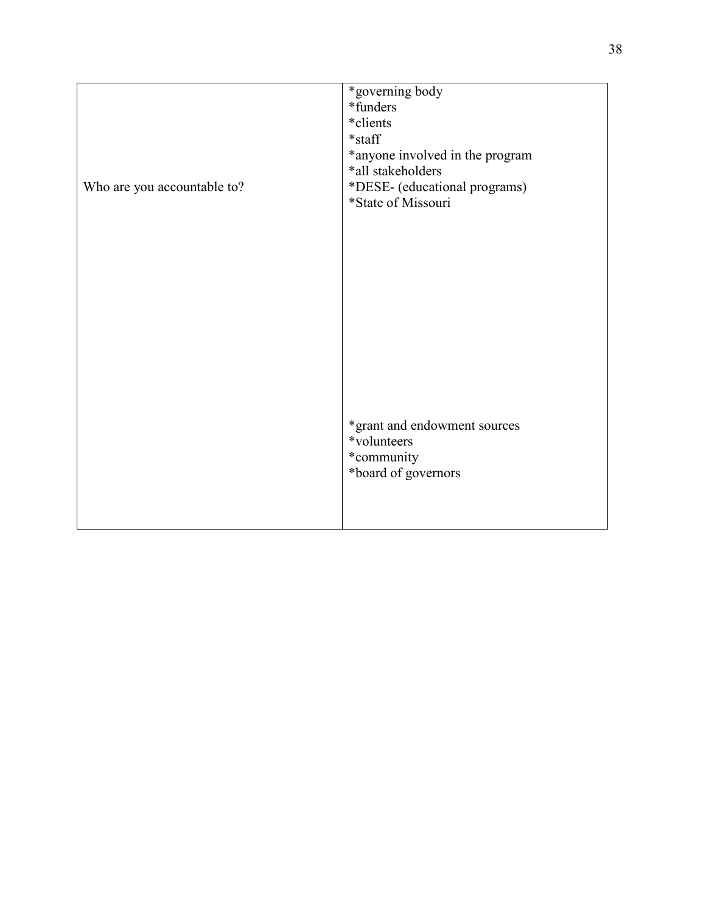| | |
|---|---|
| Who are you accountable to? | *governing body<br>*funders<br>*clients<br>*staff<br>*anyone involved in the program<br>*all stakeholders<br>*DESE- (educational programs)<br>*State of Missouri<br><br>*grant and endowment sources<br>*volunteers<br>*community<br>*board of governors |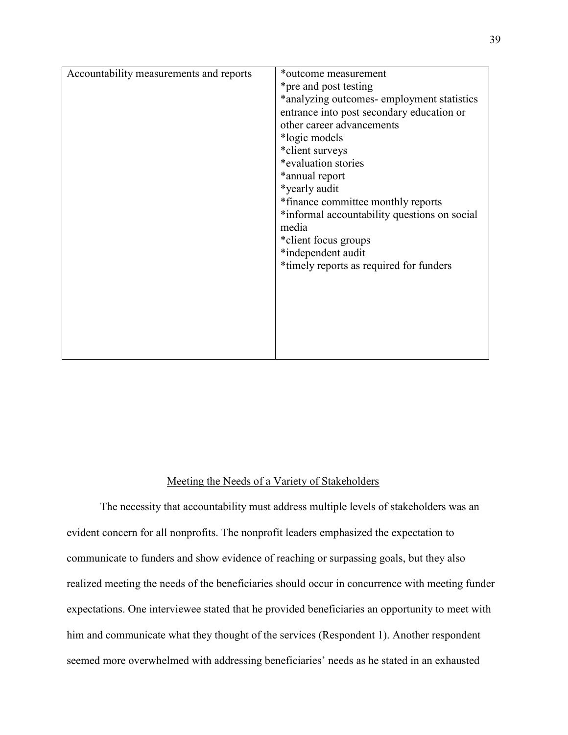| Accountability measurements and reports | *outcome measurement<br>*pre and post testing<br>*analyzing outcomes- employment statistics entrance into post secondary education or other career advancements<br>*logic models<br>*client surveys<br>*evaluation stories<br>*annual report<br>*yearly audit<br>*finance committee monthly reports<br>*informal accountability questions on social media<br>*client focus groups<br>*independent audit<br>*timely reports as required for funders |
|---|---|

## Meeting the Needs of a Variety of Stakeholders

The necessity that accountability must address multiple levels of stakeholders was an evident concern for all nonprofits. The nonprofit leaders emphasized the expectation to communicate to funders and show evidence of reaching or surpassing goals, but they also realized meeting the needs of the beneficiaries should occur in concurrence with meeting funder expectations. One interviewee stated that he provided beneficiaries an opportunity to meet with him and communicate what they thought of the services (Respondent 1). Another respondent seemed more overwhelmed with addressing beneficiaries' needs as he stated in an exhausted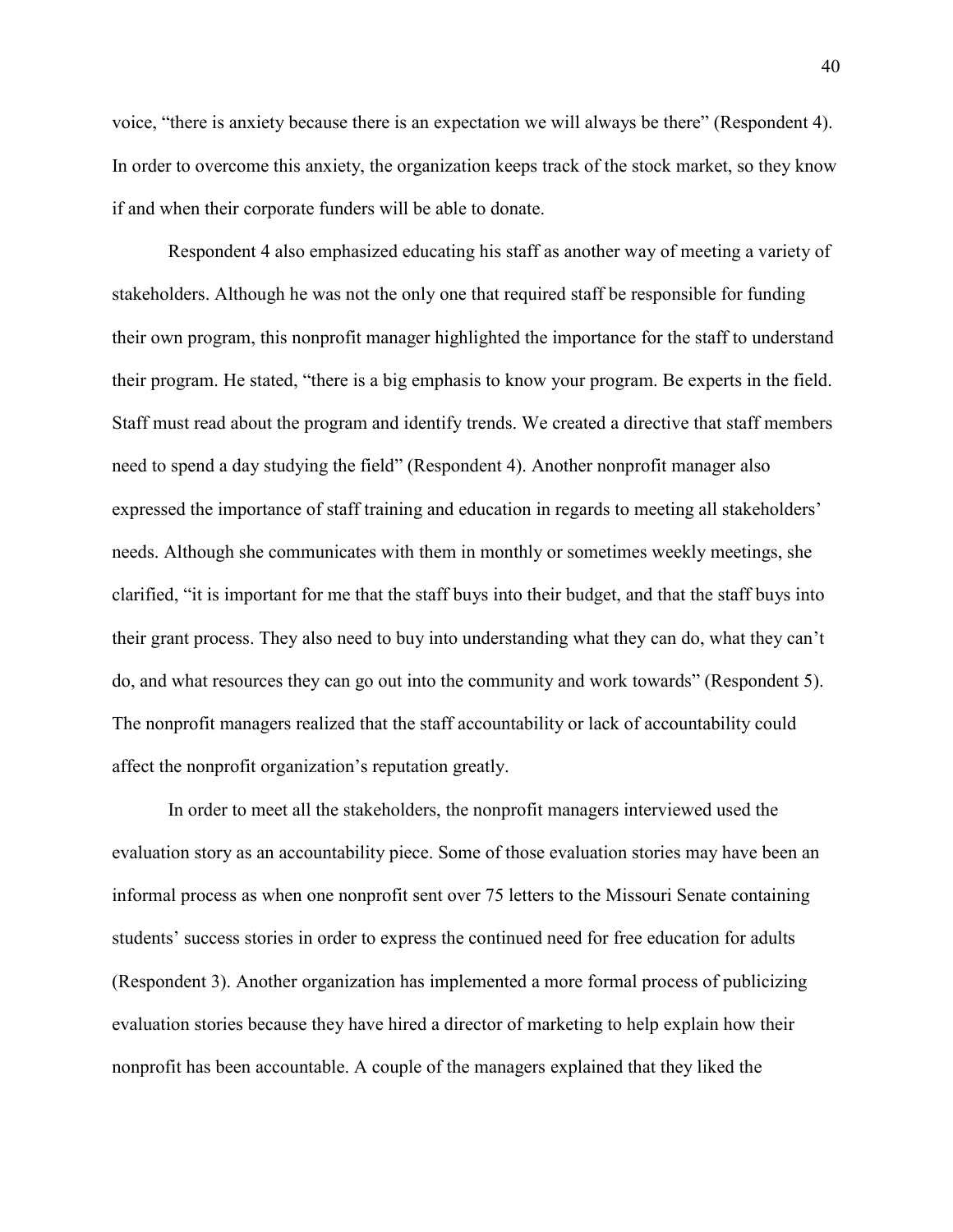voice, "there is anxiety because there is an expectation we will always be there" (Respondent 4). In order to overcome this anxiety, the organization keeps track of the stock market, so they know if and when their corporate funders will be able to donate.

Respondent 4 also emphasized educating his staff as another way of meeting a variety of stakeholders. Although he was not the only one that required staff be responsible for funding their own program, this nonprofit manager highlighted the importance for the staff to understand their program. He stated, "there is a big emphasis to know your program. Be experts in the field. Staff must read about the program and identify trends. We created a directive that staff members need to spend a day studying the field" (Respondent 4). Another nonprofit manager also expressed the importance of staff training and education in regards to meeting all stakeholders' needs. Although she communicates with them in monthly or sometimes weekly meetings, she clarified, "it is important for me that the staff buys into their budget, and that the staff buys into their grant process. They also need to buy into understanding what they can do, what they can't do, and what resources they can go out into the community and work towards" (Respondent 5). The nonprofit managers realized that the staff accountability or lack of accountability could affect the nonprofit organization's reputation greatly.

In order to meet all the stakeholders, the nonprofit managers interviewed used the evaluation story as an accountability piece. Some of those evaluation stories may have been an informal process as when one nonprofit sent over 75 letters to the Missouri Senate containing students' success stories in order to express the continued need for free education for adults (Respondent 3). Another organization has implemented a more formal process of publicizing evaluation stories because they have hired a director of marketing to help explain how their nonprofit has been accountable. A couple of the managers explained that they liked the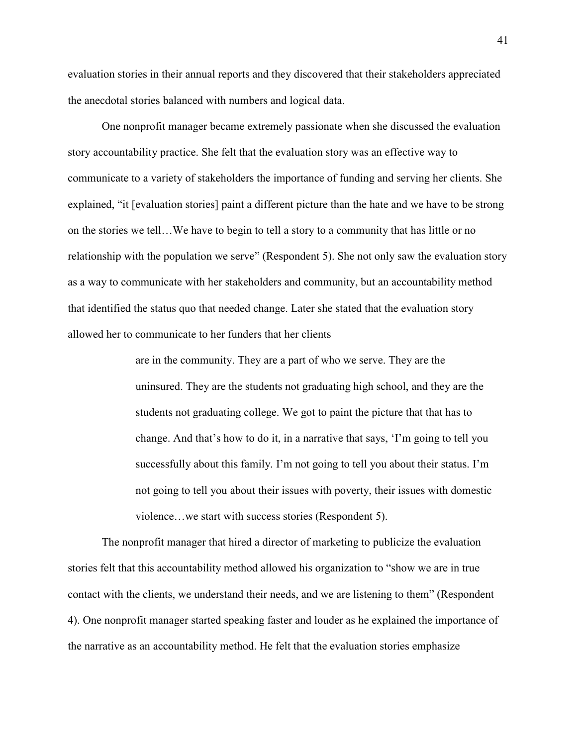evaluation stories in their annual reports and they discovered that their stakeholders appreciated the anecdotal stories balanced with numbers and logical data.

One nonprofit manager became extremely passionate when she discussed the evaluation story accountability practice. She felt that the evaluation story was an effective way to communicate to a variety of stakeholders the importance of funding and serving her clients. She explained, "it [evaluation stories] paint a different picture than the hate and we have to be strong on the stories we tell…We have to begin to tell a story to a community that has little or no relationship with the population we serve" (Respondent 5). She not only saw the evaluation story as a way to communicate with her stakeholders and community, but an accountability method that identified the status quo that needed change. Later she stated that the evaluation story allowed her to communicate to her funders that her clients

> are in the community. They are a part of who we serve. They are the uninsured. They are the students not graduating high school, and they are the students not graduating college. We got to paint the picture that that has to change. And that's how to do it, in a narrative that says, 'I'm going to tell you successfully about this family. I'm not going to tell you about their status. I'm not going to tell you about their issues with poverty, their issues with domestic violence…we start with success stories (Respondent 5).

The nonprofit manager that hired a director of marketing to publicize the evaluation stories felt that this accountability method allowed his organization to "show we are in true contact with the clients, we understand their needs, and we are listening to them" (Respondent 4). One nonprofit manager started speaking faster and louder as he explained the importance of the narrative as an accountability method. He felt that the evaluation stories emphasize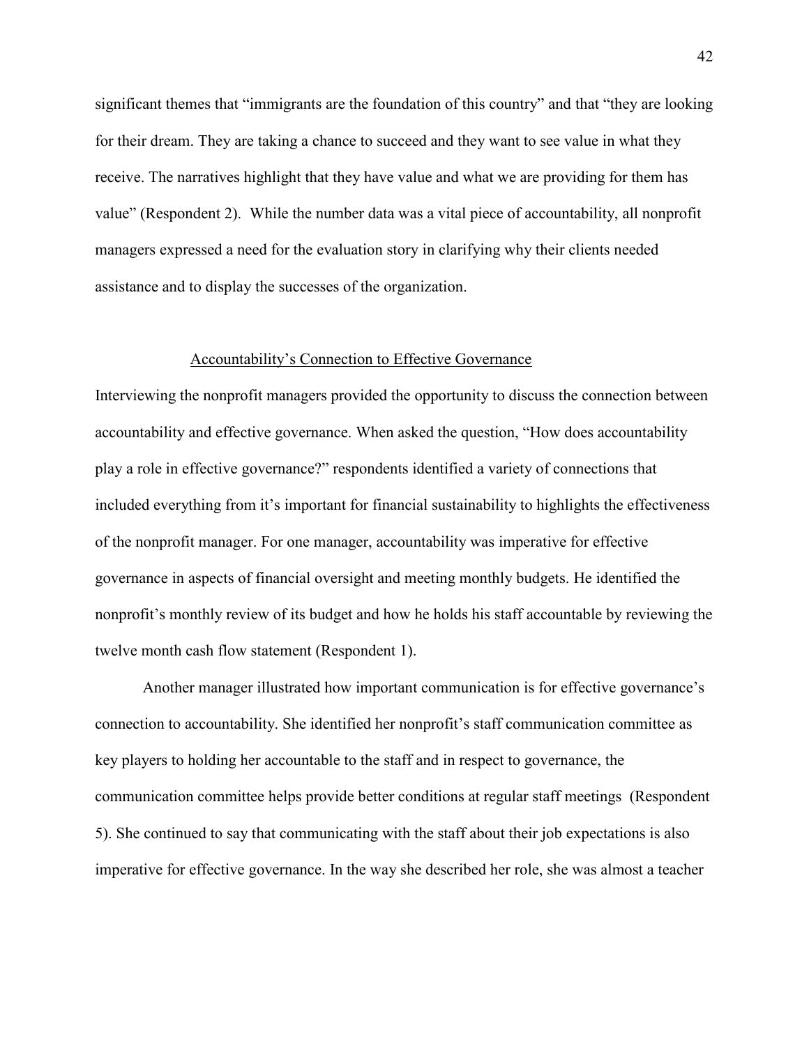significant themes that “immigrants are the foundation of this country” and that “they are looking for their dream. They are taking a chance to succeed and they want to see value in what they receive. The narratives highlight that they have value and what we are providing for them has value” (Respondent 2). While the number data was a vital piece of accountability, all nonprofit managers expressed a need for the evaluation story in clarifying why their clients needed assistance and to display the successes of the organization.

## Accountability’s Connection to Effective Governance

Interviewing the nonprofit managers provided the opportunity to discuss the connection between accountability and effective governance. When asked the question, “How does accountability play a role in effective governance?” respondents identified a variety of connections that included everything from it’s important for financial sustainability to highlights the effectiveness of the nonprofit manager. For one manager, accountability was imperative for effective governance in aspects of financial oversight and meeting monthly budgets. He identified the nonprofit’s monthly review of its budget and how he holds his staff accountable by reviewing the twelve month cash flow statement (Respondent 1).

Another manager illustrated how important communication is for effective governance’s connection to accountability. She identified her nonprofit’s staff communication committee as key players to holding her accountable to the staff and in respect to governance, the communication committee helps provide better conditions at regular staff meetings (Respondent 5). She continued to say that communicating with the staff about their job expectations is also imperative for effective governance. In the way she described her role, she was almost a teacher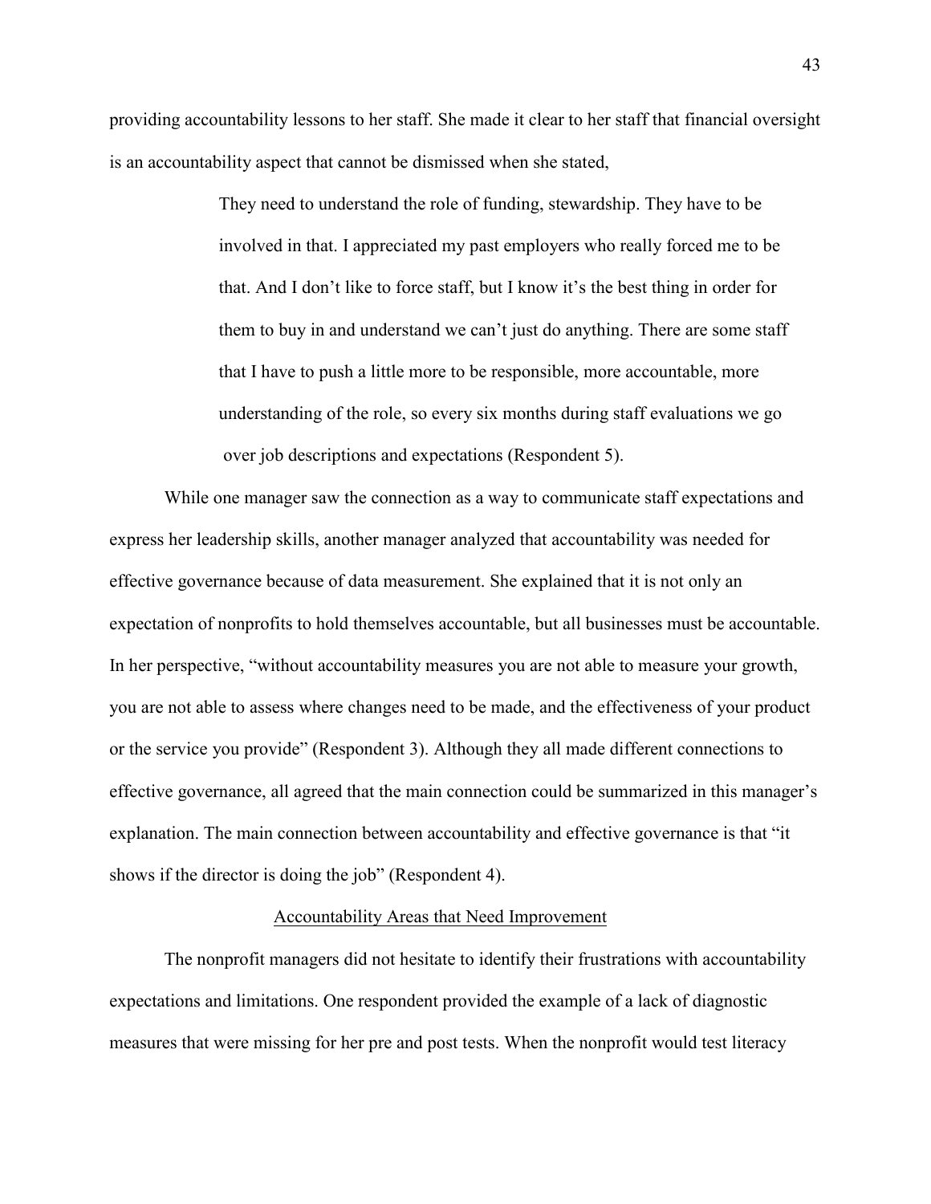providing accountability lessons to her staff. She made it clear to her staff that financial oversight is an accountability aspect that cannot be dismissed when she stated,

> They need to understand the role of funding, stewardship. They have to be involved in that. I appreciated my past employers who really forced me to be that. And I don't like to force staff, but I know it's the best thing in order for them to buy in and understand we can't just do anything. There are some staff that I have to push a little more to be responsible, more accountable, more understanding of the role, so every six months during staff evaluations we go over job descriptions and expectations (Respondent 5).

While one manager saw the connection as a way to communicate staff expectations and express her leadership skills, another manager analyzed that accountability was needed for effective governance because of data measurement. She explained that it is not only an expectation of nonprofits to hold themselves accountable, but all businesses must be accountable. In her perspective, "without accountability measures you are not able to measure your growth, you are not able to assess where changes need to be made, and the effectiveness of your product or the service you provide" (Respondent 3). Although they all made different connections to effective governance, all agreed that the main connection could be summarized in this manager's explanation. The main connection between accountability and effective governance is that "it shows if the director is doing the job" (Respondent 4).

## Accountability Areas that Need Improvement

The nonprofit managers did not hesitate to identify their frustrations with accountability expectations and limitations. One respondent provided the example of a lack of diagnostic measures that were missing for her pre and post tests. When the nonprofit would test literacy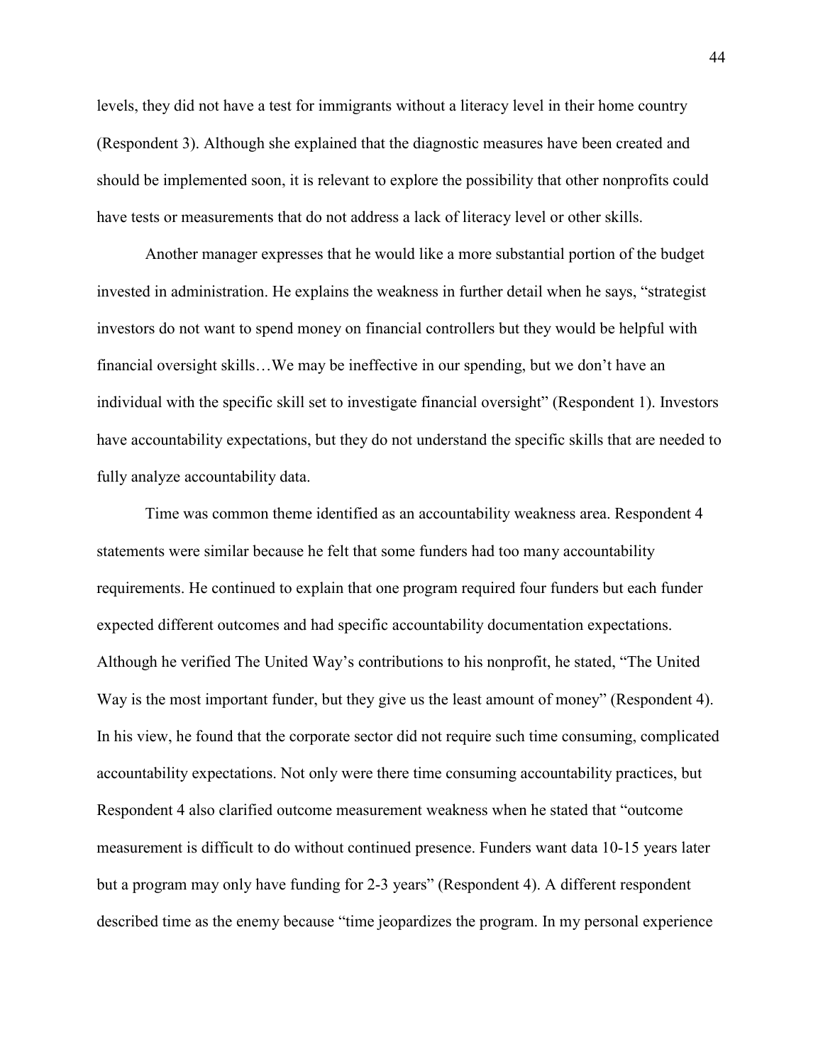levels, they did not have a test for immigrants without a literacy level in their home country (Respondent 3). Although she explained that the diagnostic measures have been created and should be implemented soon, it is relevant to explore the possibility that other nonprofits could have tests or measurements that do not address a lack of literacy level or other skills.

Another manager expresses that he would like a more substantial portion of the budget invested in administration. He explains the weakness in further detail when he says, "strategist investors do not want to spend money on financial controllers but they would be helpful with financial oversight skills…We may be ineffective in our spending, but we don't have an individual with the specific skill set to investigate financial oversight" (Respondent 1). Investors have accountability expectations, but they do not understand the specific skills that are needed to fully analyze accountability data.

Time was common theme identified as an accountability weakness area. Respondent 4 statements were similar because he felt that some funders had too many accountability requirements. He continued to explain that one program required four funders but each funder expected different outcomes and had specific accountability documentation expectations. Although he verified The United Way's contributions to his nonprofit, he stated, "The United Way is the most important funder, but they give us the least amount of money" (Respondent 4). In his view, he found that the corporate sector did not require such time consuming, complicated accountability expectations. Not only were there time consuming accountability practices, but Respondent 4 also clarified outcome measurement weakness when he stated that "outcome measurement is difficult to do without continued presence. Funders want data 10-15 years later but a program may only have funding for 2-3 years" (Respondent 4). A different respondent described time as the enemy because "time jeopardizes the program. In my personal experience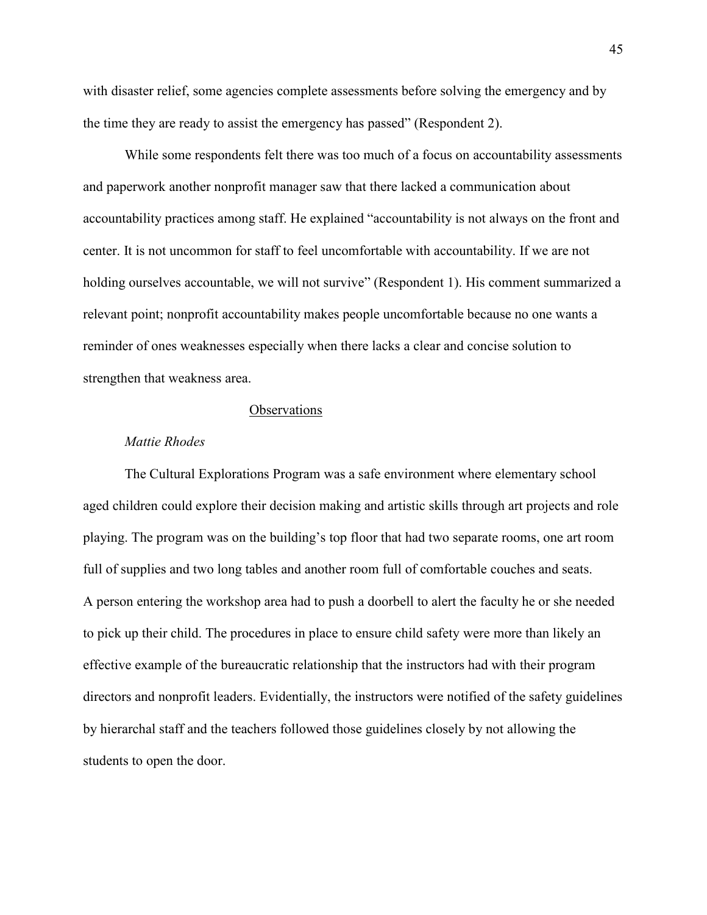with disaster relief, some agencies complete assessments before solving the emergency and by the time they are ready to assist the emergency has passed" (Respondent 2).

While some respondents felt there was too much of a focus on accountability assessments and paperwork another nonprofit manager saw that there lacked a communication about accountability practices among staff. He explained "accountability is not always on the front and center. It is not uncommon for staff to feel uncomfortable with accountability. If we are not holding ourselves accountable, we will not survive" (Respondent 1). His comment summarized a relevant point; nonprofit accountability makes people uncomfortable because no one wants a reminder of ones weaknesses especially when there lacks a clear and concise solution to strengthen that weakness area.

## Observations

### *Mattie Rhodes*

The Cultural Explorations Program was a safe environment where elementary school aged children could explore their decision making and artistic skills through art projects and role playing. The program was on the building's top floor that had two separate rooms, one art room full of supplies and two long tables and another room full of comfortable couches and seats. A person entering the workshop area had to push a doorbell to alert the faculty he or she needed to pick up their child. The procedures in place to ensure child safety were more than likely an effective example of the bureaucratic relationship that the instructors had with their program directors and nonprofit leaders. Evidentially, the instructors were notified of the safety guidelines by hierarchal staff and the teachers followed those guidelines closely by not allowing the students to open the door.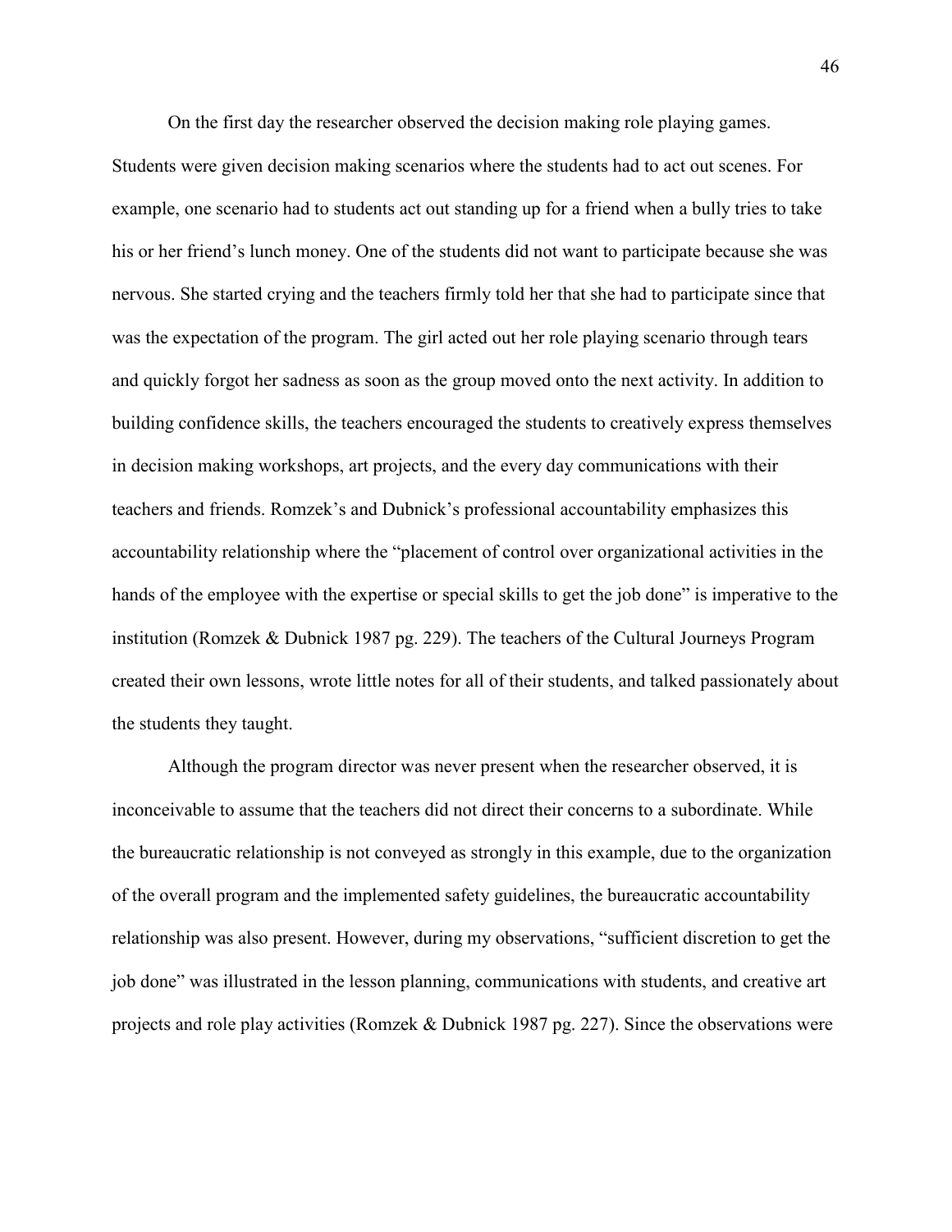On the first day the researcher observed the decision making role playing games. Students were given decision making scenarios where the students had to act out scenes. For example, one scenario had to students act out standing up for a friend when a bully tries to take his or her friend's lunch money. One of the students did not want to participate because she was nervous. She started crying and the teachers firmly told her that she had to participate since that was the expectation of the program. The girl acted out her role playing scenario through tears and quickly forgot her sadness as soon as the group moved onto the next activity. In addition to building confidence skills, the teachers encouraged the students to creatively express themselves in decision making workshops, art projects, and the every day communications with their teachers and friends. Romzek's and Dubnick's professional accountability emphasizes this accountability relationship where the "placement of control over organizational activities in the hands of the employee with the expertise or special skills to get the job done" is imperative to the institution (Romzek & Dubnick 1987 pg. 229). The teachers of the Cultural Journeys Program created their own lessons, wrote little notes for all of their students, and talked passionately about the students they taught.

Although the program director was never present when the researcher observed, it is inconceivable to assume that the teachers did not direct their concerns to a subordinate. While the bureaucratic relationship is not conveyed as strongly in this example, due to the organization of the overall program and the implemented safety guidelines, the bureaucratic accountability relationship was also present. However, during my observations, "sufficient discretion to get the job done" was illustrated in the lesson planning, communications with students, and creative art projects and role play activities (Romzek & Dubnick 1987 pg. 227). Since the observations were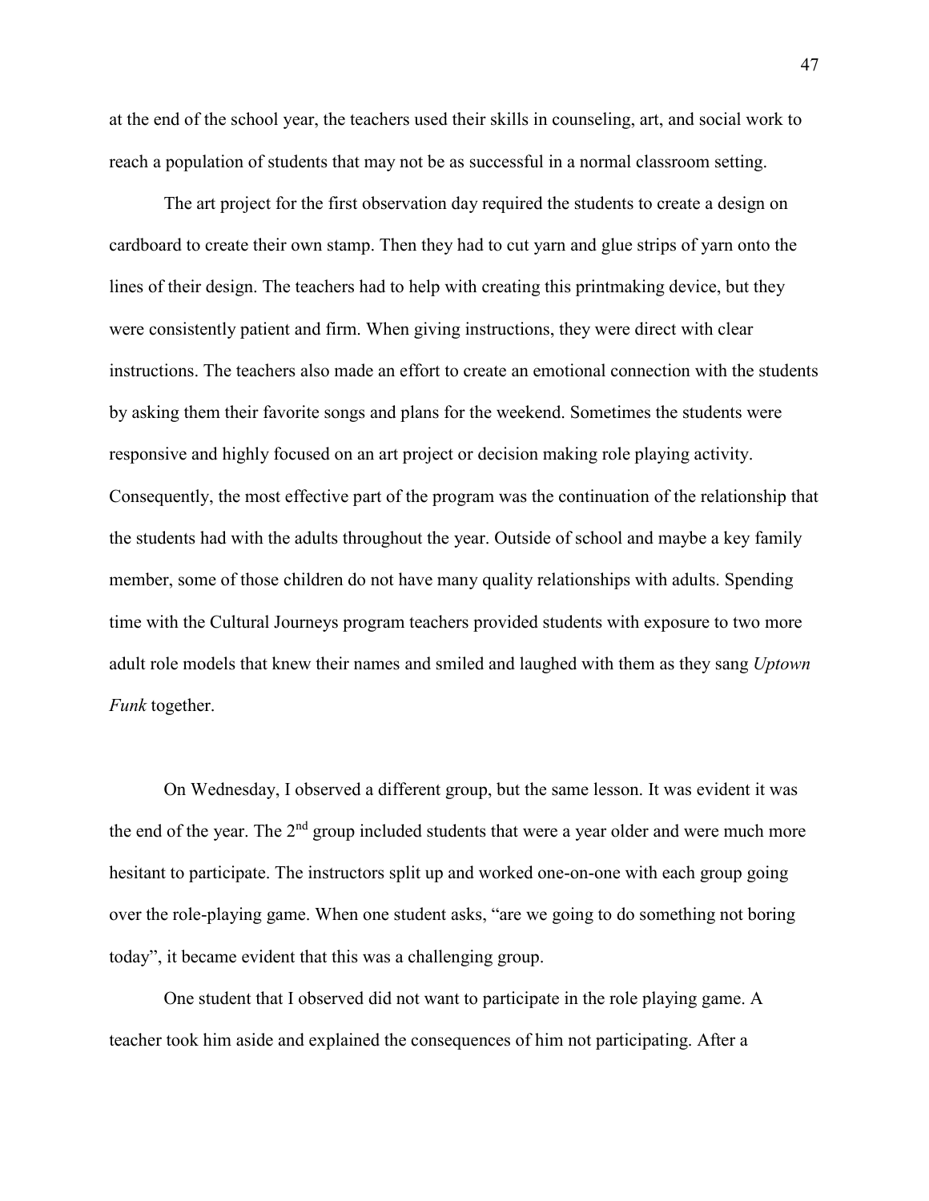at the end of the school year, the teachers used their skills in counseling, art, and social work to reach a population of students that may not be as successful in a normal classroom setting.

The art project for the first observation day required the students to create a design on cardboard to create their own stamp. Then they had to cut yarn and glue strips of yarn onto the lines of their design. The teachers had to help with creating this printmaking device, but they were consistently patient and firm. When giving instructions, they were direct with clear instructions. The teachers also made an effort to create an emotional connection with the students by asking them their favorite songs and plans for the weekend. Sometimes the students were responsive and highly focused on an art project or decision making role playing activity. Consequently, the most effective part of the program was the continuation of the relationship that the students had with the adults throughout the year. Outside of school and maybe a key family member, some of those children do not have many quality relationships with adults. Spending time with the Cultural Journeys program teachers provided students with exposure to two more adult role models that knew their names and smiled and laughed with them as they sang *Uptown Funk* together.

On Wednesday, I observed a different group, but the same lesson. It was evident it was the end of the year. The 2nd group included students that were a year older and were much more hesitant to participate. The instructors split up and worked one-on-one with each group going over the role-playing game. When one student asks, "are we going to do something not boring today", it became evident that this was a challenging group.

One student that I observed did not want to participate in the role playing game. A teacher took him aside and explained the consequences of him not participating. After a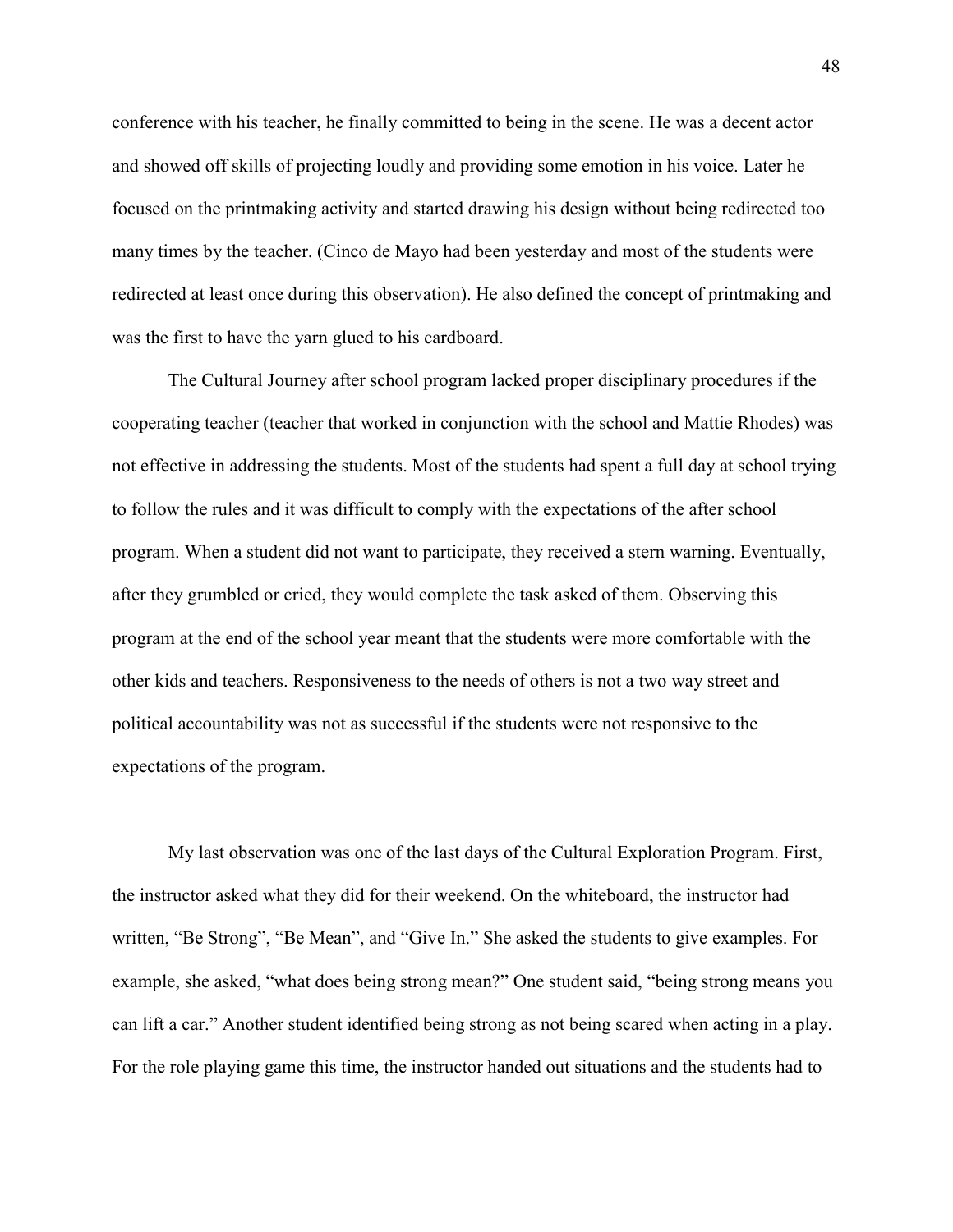conference with his teacher, he finally committed to being in the scene. He was a decent actor and showed off skills of projecting loudly and providing some emotion in his voice. Later he focused on the printmaking activity and started drawing his design without being redirected too many times by the teacher. (Cinco de Mayo had been yesterday and most of the students were redirected at least once during this observation). He also defined the concept of printmaking and was the first to have the yarn glued to his cardboard.

The Cultural Journey after school program lacked proper disciplinary procedures if the cooperating teacher (teacher that worked in conjunction with the school and Mattie Rhodes) was not effective in addressing the students. Most of the students had spent a full day at school trying to follow the rules and it was difficult to comply with the expectations of the after school program. When a student did not want to participate, they received a stern warning. Eventually, after they grumbled or cried, they would complete the task asked of them. Observing this program at the end of the school year meant that the students were more comfortable with the other kids and teachers. Responsiveness to the needs of others is not a two way street and political accountability was not as successful if the students were not responsive to the expectations of the program.

My last observation was one of the last days of the Cultural Exploration Program. First, the instructor asked what they did for their weekend. On the whiteboard, the instructor had written, "Be Strong", "Be Mean", and "Give In." She asked the students to give examples. For example, she asked, "what does being strong mean?" One student said, "being strong means you can lift a car." Another student identified being strong as not being scared when acting in a play. For the role playing game this time, the instructor handed out situations and the students had to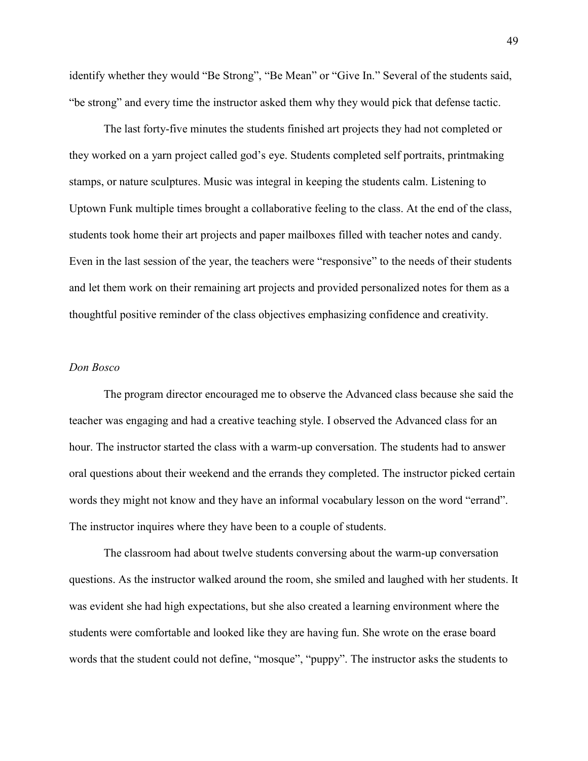identify whether they would "Be Strong", "Be Mean" or "Give In." Several of the students said, "be strong" and every time the instructor asked them why they would pick that defense tactic.

The last forty-five minutes the students finished art projects they had not completed or they worked on a yarn project called god's eye. Students completed self portraits, printmaking stamps, or nature sculptures. Music was integral in keeping the students calm. Listening to Uptown Funk multiple times brought a collaborative feeling to the class. At the end of the class, students took home their art projects and paper mailboxes filled with teacher notes and candy. Even in the last session of the year, the teachers were "responsive" to the needs of their students and let them work on their remaining art projects and provided personalized notes for them as a thoughtful positive reminder of the class objectives emphasizing confidence and creativity.

*Don Bosco*

The program director encouraged me to observe the Advanced class because she said the teacher was engaging and had a creative teaching style. I observed the Advanced class for an hour. The instructor started the class with a warm-up conversation. The students had to answer oral questions about their weekend and the errands they completed. The instructor picked certain words they might not know and they have an informal vocabulary lesson on the word "errand". The instructor inquires where they have been to a couple of students.

The classroom had about twelve students conversing about the warm-up conversation questions. As the instructor walked around the room, she smiled and laughed with her students. It was evident she had high expectations, but she also created a learning environment where the students were comfortable and looked like they are having fun. She wrote on the erase board words that the student could not define, "mosque", "puppy". The instructor asks the students to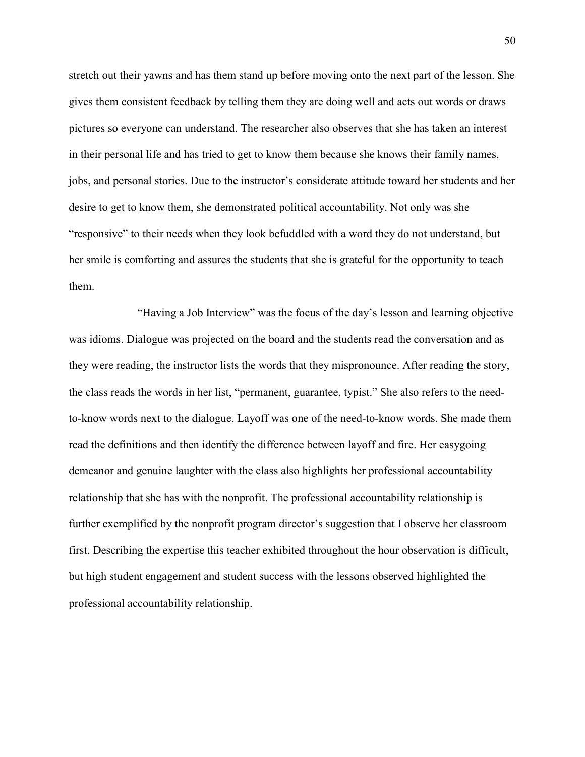stretch out their yawns and has them stand up before moving onto the next part of the lesson. She gives them consistent feedback by telling them they are doing well and acts out words or draws pictures so everyone can understand. The researcher also observes that she has taken an interest in their personal life and has tried to get to know them because she knows their family names, jobs, and personal stories. Due to the instructor's considerate attitude toward her students and her desire to get to know them, she demonstrated political accountability. Not only was she "responsive" to their needs when they look befuddled with a word they do not understand, but her smile is comforting and assures the students that she is grateful for the opportunity to teach them.

"Having a Job Interview" was the focus of the day's lesson and learning objective was idioms. Dialogue was projected on the board and the students read the conversation and as they were reading, the instructor lists the words that they mispronounce. After reading the story, the class reads the words in her list, "permanent, guarantee, typist." She also refers to the need-to-know words next to the dialogue. Layoff was one of the need-to-know words. She made them read the definitions and then identify the difference between layoff and fire. Her easygoing demeanor and genuine laughter with the class also highlights her professional accountability relationship that she has with the nonprofit. The professional accountability relationship is further exemplified by the nonprofit program director's suggestion that I observe her classroom first. Describing the expertise this teacher exhibited throughout the hour observation is difficult, but high student engagement and student success with the lessons observed highlighted the professional accountability relationship.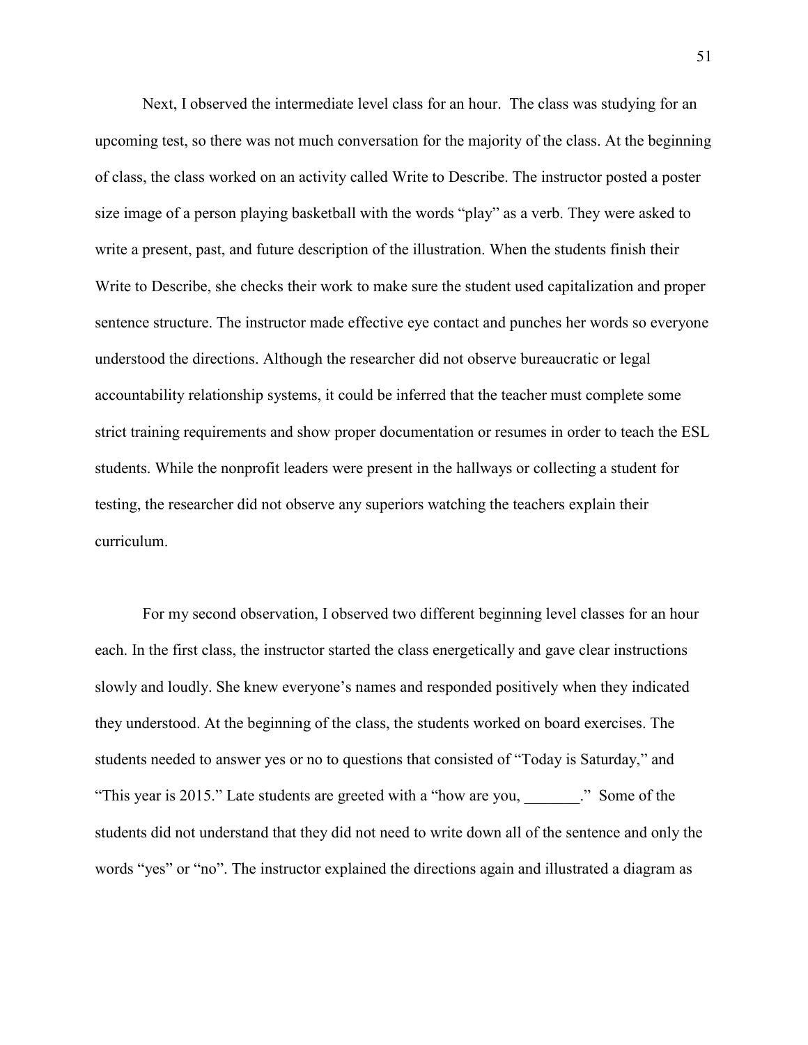Next, I observed the intermediate level class for an hour. The class was studying for an upcoming test, so there was not much conversation for the majority of the class. At the beginning of class, the class worked on an activity called Write to Describe. The instructor posted a poster size image of a person playing basketball with the words "play" as a verb. They were asked to write a present, past, and future description of the illustration. When the students finish their Write to Describe, she checks their work to make sure the student used capitalization and proper sentence structure. The instructor made effective eye contact and punches her words so everyone understood the directions. Although the researcher did not observe bureaucratic or legal accountability relationship systems, it could be inferred that the teacher must complete some strict training requirements and show proper documentation or resumes in order to teach the ESL students. While the nonprofit leaders were present in the hallways or collecting a student for testing, the researcher did not observe any superiors watching the teachers explain their curriculum.

For my second observation, I observed two different beginning level classes for an hour each. In the first class, the instructor started the class energetically and gave clear instructions slowly and loudly. She knew everyone's names and responded positively when they indicated they understood. At the beginning of the class, the students worked on board exercises. The students needed to answer yes or no to questions that consisted of "Today is Saturday," and "This year is 2015." Late students are greeted with a "how are you, _______." Some of the students did not understand that they did not need to write down all of the sentence and only the words "yes" or "no". The instructor explained the directions again and illustrated a diagram as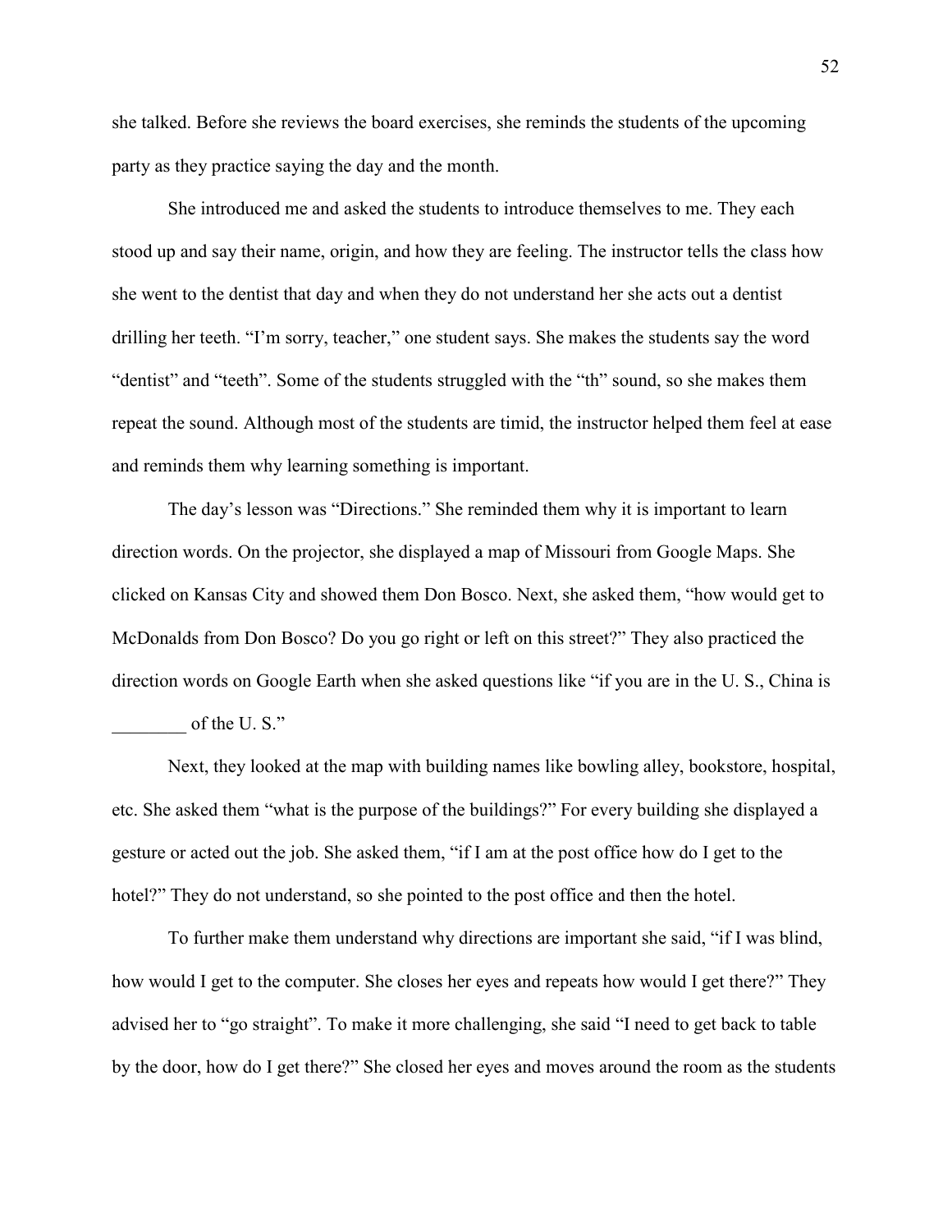she talked. Before she reviews the board exercises, she reminds the students of the upcoming party as they practice saying the day and the month.

She introduced me and asked the students to introduce themselves to me. They each stood up and say their name, origin, and how they are feeling. The instructor tells the class how she went to the dentist that day and when they do not understand her she acts out a dentist drilling her teeth. "I'm sorry, teacher," one student says. She makes the students say the word "dentist" and "teeth". Some of the students struggled with the "th" sound, so she makes them repeat the sound. Although most of the students are timid, the instructor helped them feel at ease and reminds them why learning something is important.

The day's lesson was "Directions." She reminded them why it is important to learn direction words. On the projector, she displayed a map of Missouri from Google Maps. She clicked on Kansas City and showed them Don Bosco. Next, she asked them, "how would get to McDonalds from Don Bosco? Do you go right or left on this street?" They also practiced the direction words on Google Earth when she asked questions like "if you are in the U. S., China is ________ of the U. S."

Next, they looked at the map with building names like bowling alley, bookstore, hospital, etc. She asked them "what is the purpose of the buildings?" For every building she displayed a gesture or acted out the job. She asked them, "if I am at the post office how do I get to the hotel?" They do not understand, so she pointed to the post office and then the hotel.

To further make them understand why directions are important she said, "if I was blind, how would I get to the computer. She closes her eyes and repeats how would I get there?" They advised her to "go straight". To make it more challenging, she said "I need to get back to table by the door, how do I get there?" She closed her eyes and moves around the room as the students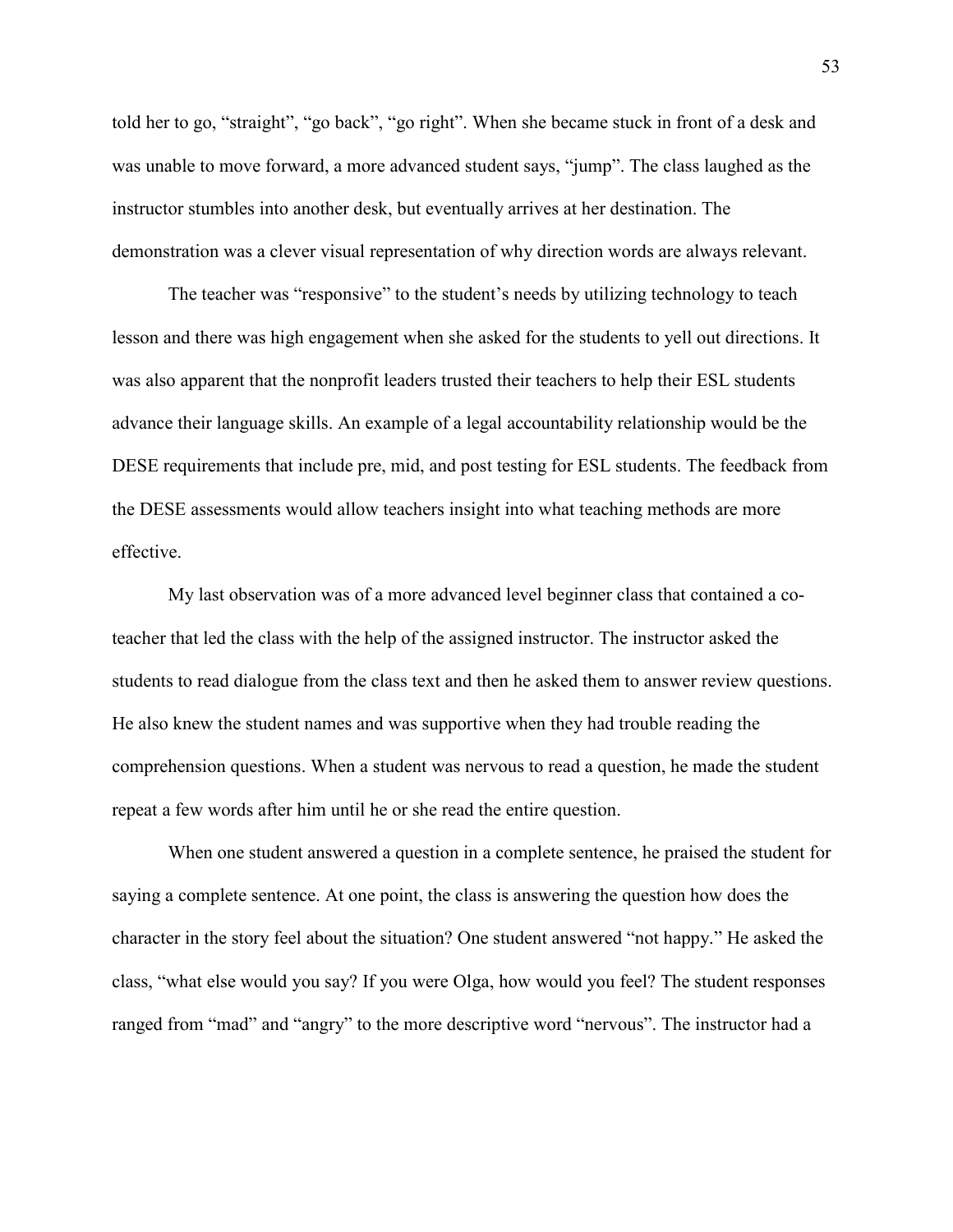told her to go, "straight", "go back", "go right". When she became stuck in front of a desk and was unable to move forward, a more advanced student says, "jump". The class laughed as the instructor stumbles into another desk, but eventually arrives at her destination. The demonstration was a clever visual representation of why direction words are always relevant.

The teacher was "responsive" to the student's needs by utilizing technology to teach lesson and there was high engagement when she asked for the students to yell out directions. It was also apparent that the nonprofit leaders trusted their teachers to help their ESL students advance their language skills. An example of a legal accountability relationship would be the DESE requirements that include pre, mid, and post testing for ESL students. The feedback from the DESE assessments would allow teachers insight into what teaching methods are more effective.

My last observation was of a more advanced level beginner class that contained a co-teacher that led the class with the help of the assigned instructor. The instructor asked the students to read dialogue from the class text and then he asked them to answer review questions. He also knew the student names and was supportive when they had trouble reading the comprehension questions. When a student was nervous to read a question, he made the student repeat a few words after him until he or she read the entire question.

When one student answered a question in a complete sentence, he praised the student for saying a complete sentence. At one point, the class is answering the question how does the character in the story feel about the situation? One student answered "not happy." He asked the class, "what else would you say? If you were Olga, how would you feel? The student responses ranged from "mad" and "angry" to the more descriptive word "nervous". The instructor had a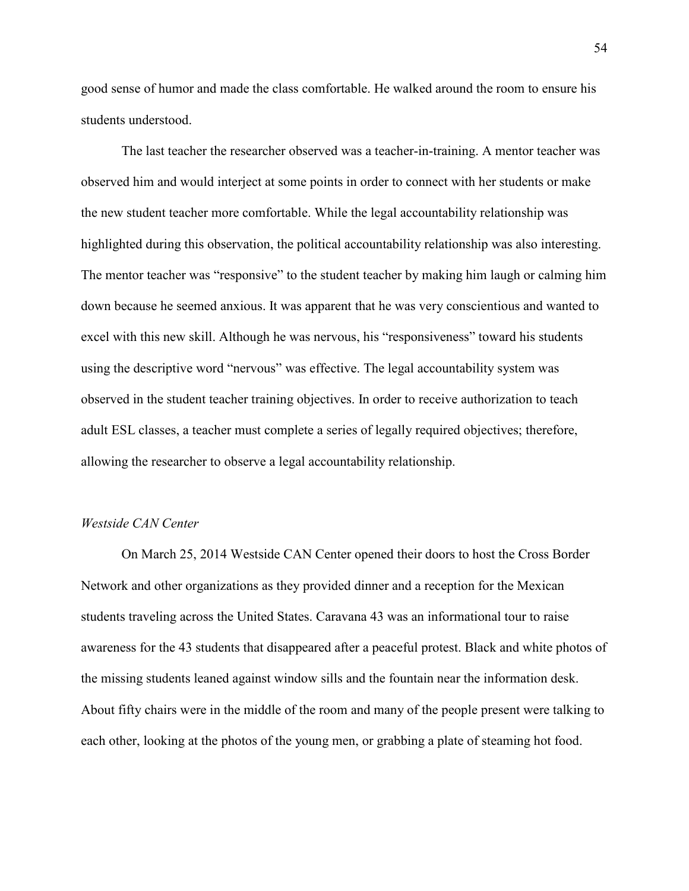good sense of humor and made the class comfortable. He walked around the room to ensure his students understood.

The last teacher the researcher observed was a teacher-in-training. A mentor teacher was observed him and would interject at some points in order to connect with her students or make the new student teacher more comfortable. While the legal accountability relationship was highlighted during this observation, the political accountability relationship was also interesting. The mentor teacher was "responsive" to the student teacher by making him laugh or calming him down because he seemed anxious. It was apparent that he was very conscientious and wanted to excel with this new skill. Although he was nervous, his "responsiveness" toward his students using the descriptive word "nervous" was effective. The legal accountability system was observed in the student teacher training objectives. In order to receive authorization to teach adult ESL classes, a teacher must complete a series of legally required objectives; therefore, allowing the researcher to observe a legal accountability relationship.

*Westside CAN Center*

On March 25, 2014 Westside CAN Center opened their doors to host the Cross Border Network and other organizations as they provided dinner and a reception for the Mexican students traveling across the United States. Caravana 43 was an informational tour to raise awareness for the 43 students that disappeared after a peaceful protest. Black and white photos of the missing students leaned against window sills and the fountain near the information desk. About fifty chairs were in the middle of the room and many of the people present were talking to each other, looking at the photos of the young men, or grabbing a plate of steaming hot food.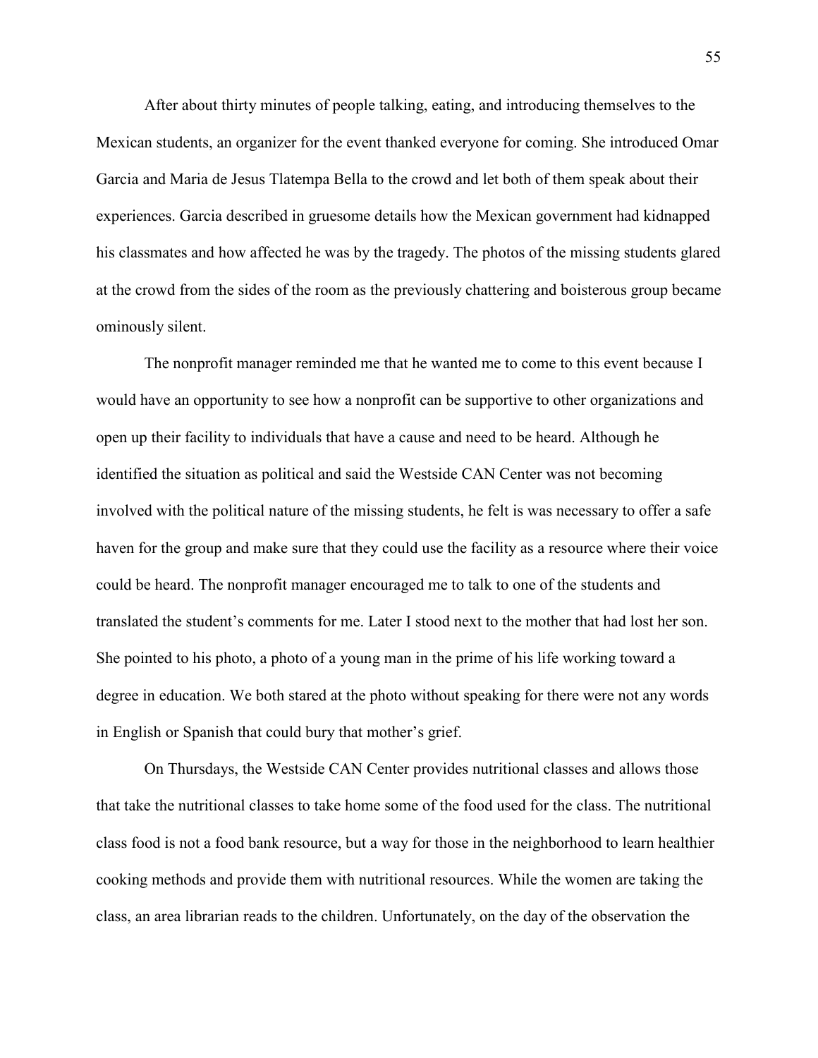After about thirty minutes of people talking, eating, and introducing themselves to the Mexican students, an organizer for the event thanked everyone for coming. She introduced Omar Garcia and Maria de Jesus Tlatempa Bella to the crowd and let both of them speak about their experiences. Garcia described in gruesome details how the Mexican government had kidnapped his classmates and how affected he was by the tragedy. The photos of the missing students glared at the crowd from the sides of the room as the previously chattering and boisterous group became ominously silent.

The nonprofit manager reminded me that he wanted me to come to this event because I would have an opportunity to see how a nonprofit can be supportive to other organizations and open up their facility to individuals that have a cause and need to be heard. Although he identified the situation as political and said the Westside CAN Center was not becoming involved with the political nature of the missing students, he felt is was necessary to offer a safe haven for the group and make sure that they could use the facility as a resource where their voice could be heard. The nonprofit manager encouraged me to talk to one of the students and translated the student's comments for me. Later I stood next to the mother that had lost her son. She pointed to his photo, a photo of a young man in the prime of his life working toward a degree in education. We both stared at the photo without speaking for there were not any words in English or Spanish that could bury that mother's grief.

On Thursdays, the Westside CAN Center provides nutritional classes and allows those that take the nutritional classes to take home some of the food used for the class. The nutritional class food is not a food bank resource, but a way for those in the neighborhood to learn healthier cooking methods and provide them with nutritional resources. While the women are taking the class, an area librarian reads to the children. Unfortunately, on the day of the observation the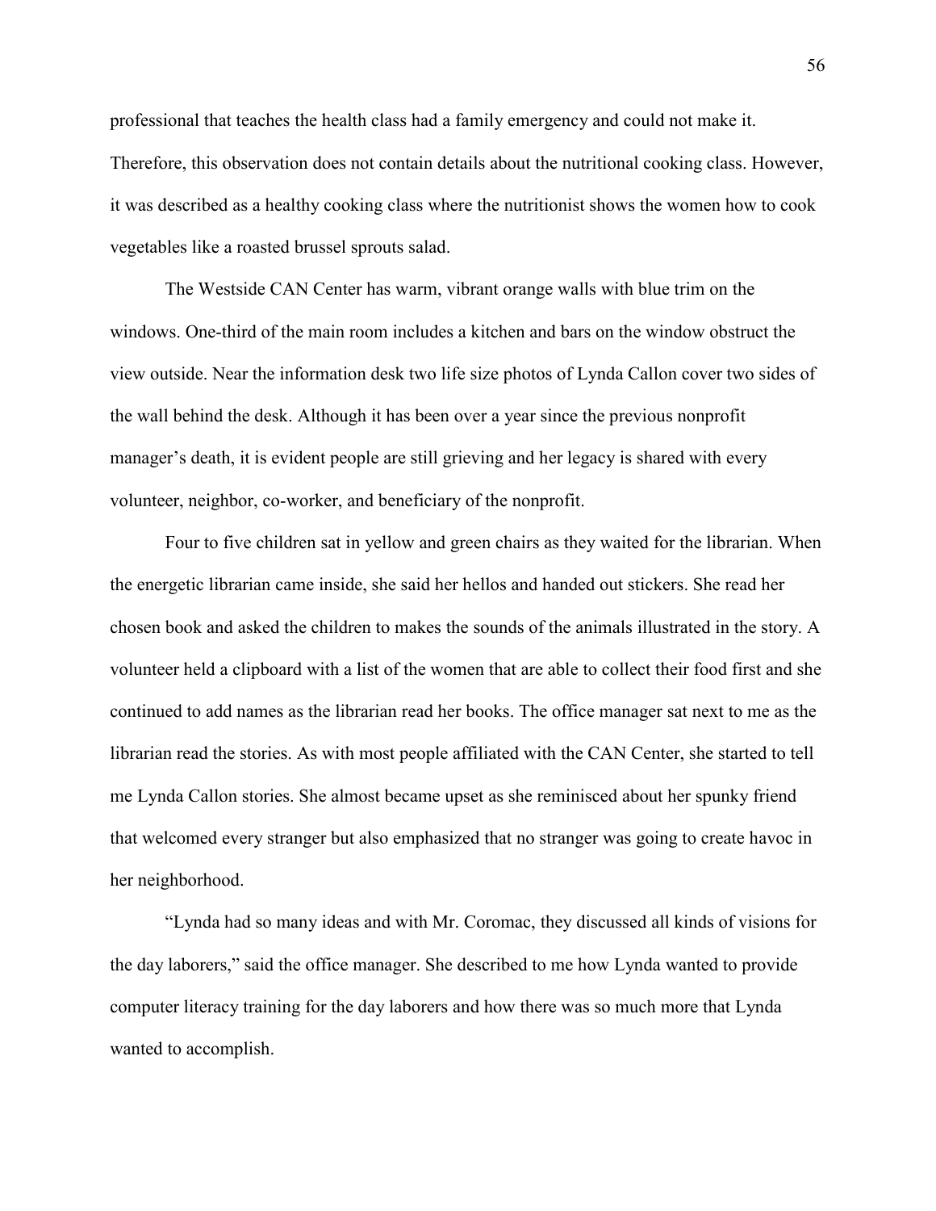professional that teaches the health class had a family emergency and could not make it. Therefore, this observation does not contain details about the nutritional cooking class. However, it was described as a healthy cooking class where the nutritionist shows the women how to cook vegetables like a roasted brussel sprouts salad.

The Westside CAN Center has warm, vibrant orange walls with blue trim on the windows. One-third of the main room includes a kitchen and bars on the window obstruct the view outside. Near the information desk two life size photos of Lynda Callon cover two sides of the wall behind the desk. Although it has been over a year since the previous nonprofit manager's death, it is evident people are still grieving and her legacy is shared with every volunteer, neighbor, co-worker, and beneficiary of the nonprofit.

Four to five children sat in yellow and green chairs as they waited for the librarian. When the energetic librarian came inside, she said her hellos and handed out stickers. She read her chosen book and asked the children to makes the sounds of the animals illustrated in the story. A volunteer held a clipboard with a list of the women that are able to collect their food first and she continued to add names as the librarian read her books. The office manager sat next to me as the librarian read the stories. As with most people affiliated with the CAN Center, she started to tell me Lynda Callon stories. She almost became upset as she reminisced about her spunky friend that welcomed every stranger but also emphasized that no stranger was going to create havoc in her neighborhood.

"Lynda had so many ideas and with Mr. Coromac, they discussed all kinds of visions for the day laborers," said the office manager. She described to me how Lynda wanted to provide computer literacy training for the day laborers and how there was so much more that Lynda wanted to accomplish.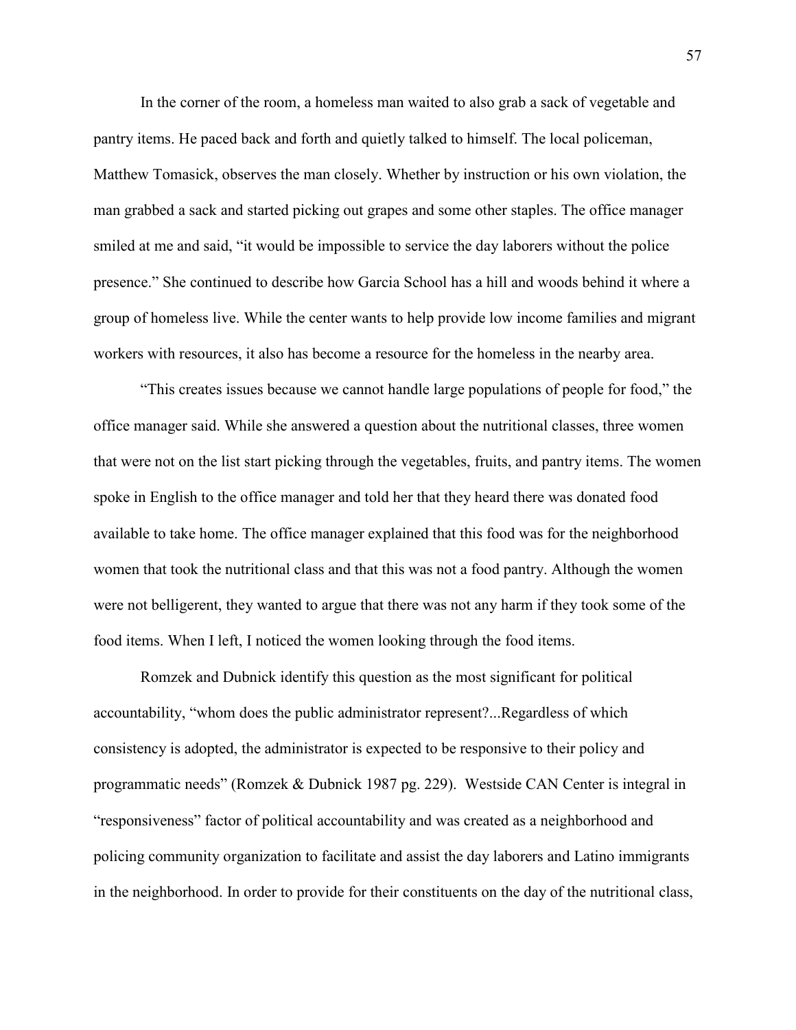In the corner of the room, a homeless man waited to also grab a sack of vegetable and pantry items. He paced back and forth and quietly talked to himself. The local policeman, Matthew Tomasick, observes the man closely. Whether by instruction or his own violation, the man grabbed a sack and started picking out grapes and some other staples. The office manager smiled at me and said, "it would be impossible to service the day laborers without the police presence." She continued to describe how Garcia School has a hill and woods behind it where a group of homeless live. While the center wants to help provide low income families and migrant workers with resources, it also has become a resource for the homeless in the nearby area.

"This creates issues because we cannot handle large populations of people for food," the office manager said. While she answered a question about the nutritional classes, three women that were not on the list start picking through the vegetables, fruits, and pantry items. The women spoke in English to the office manager and told her that they heard there was donated food available to take home. The office manager explained that this food was for the neighborhood women that took the nutritional class and that this was not a food pantry. Although the women were not belligerent, they wanted to argue that there was not any harm if they took some of the food items. When I left, I noticed the women looking through the food items.

Romzek and Dubnick identify this question as the most significant for political accountability, "whom does the public administrator represent?...Regardless of which consistency is adopted, the administrator is expected to be responsive to their policy and programmatic needs" (Romzek & Dubnick 1987 pg. 229). Westside CAN Center is integral in "responsiveness" factor of political accountability and was created as a neighborhood and policing community organization to facilitate and assist the day laborers and Latino immigrants in the neighborhood. In order to provide for their constituents on the day of the nutritional class,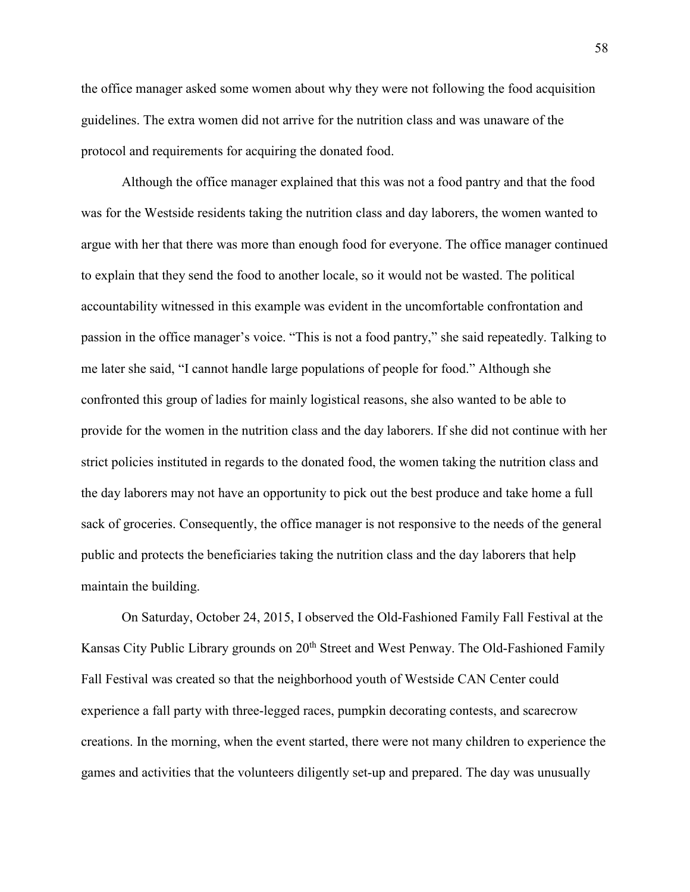the office manager asked some women about why they were not following the food acquisition guidelines. The extra women did not arrive for the nutrition class and was unaware of the protocol and requirements for acquiring the donated food.

Although the office manager explained that this was not a food pantry and that the food was for the Westside residents taking the nutrition class and day laborers, the women wanted to argue with her that there was more than enough food for everyone. The office manager continued to explain that they send the food to another locale, so it would not be wasted. The political accountability witnessed in this example was evident in the uncomfortable confrontation and passion in the office manager's voice. "This is not a food pantry," she said repeatedly. Talking to me later she said, "I cannot handle large populations of people for food." Although she confronted this group of ladies for mainly logistical reasons, she also wanted to be able to provide for the women in the nutrition class and the day laborers. If she did not continue with her strict policies instituted in regards to the donated food, the women taking the nutrition class and the day laborers may not have an opportunity to pick out the best produce and take home a full sack of groceries. Consequently, the office manager is not responsive to the needs of the general public and protects the beneficiaries taking the nutrition class and the day laborers that help maintain the building.

On Saturday, October 24, 2015, I observed the Old-Fashioned Family Fall Festival at the Kansas City Public Library grounds on 20th Street and West Penway. The Old-Fashioned Family Fall Festival was created so that the neighborhood youth of Westside CAN Center could experience a fall party with three-legged races, pumpkin decorating contests, and scarecrow creations. In the morning, when the event started, there were not many children to experience the games and activities that the volunteers diligently set-up and prepared. The day was unusually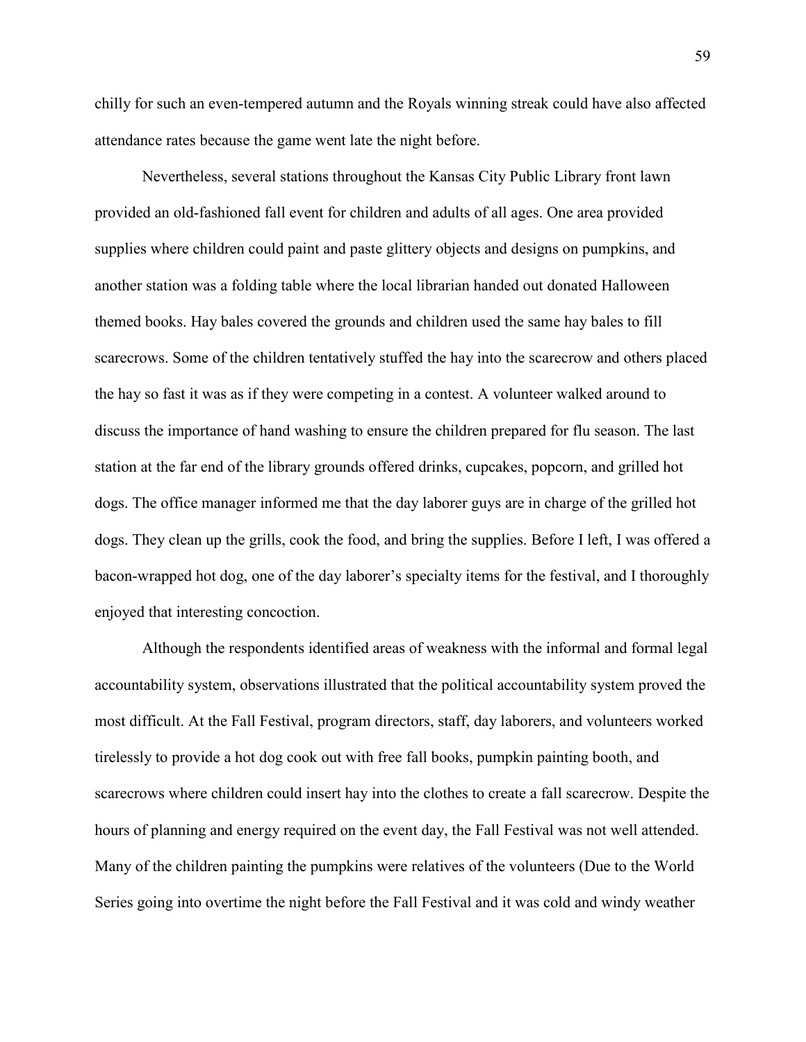chilly for such an even-tempered autumn and the Royals winning streak could have also affected attendance rates because the game went late the night before.

Nevertheless, several stations throughout the Kansas City Public Library front lawn provided an old-fashioned fall event for children and adults of all ages. One area provided supplies where children could paint and paste glittery objects and designs on pumpkins, and another station was a folding table where the local librarian handed out donated Halloween themed books. Hay bales covered the grounds and children used the same hay bales to fill scarecrows. Some of the children tentatively stuffed the hay into the scarecrow and others placed the hay so fast it was as if they were competing in a contest. A volunteer walked around to discuss the importance of hand washing to ensure the children prepared for flu season. The last station at the far end of the library grounds offered drinks, cupcakes, popcorn, and grilled hot dogs. The office manager informed me that the day laborer guys are in charge of the grilled hot dogs. They clean up the grills, cook the food, and bring the supplies. Before I left, I was offered a bacon-wrapped hot dog, one of the day laborer's specialty items for the festival, and I thoroughly enjoyed that interesting concoction.

Although the respondents identified areas of weakness with the informal and formal legal accountability system, observations illustrated that the political accountability system proved the most difficult. At the Fall Festival, program directors, staff, day laborers, and volunteers worked tirelessly to provide a hot dog cook out with free fall books, pumpkin painting booth, and scarecrows where children could insert hay into the clothes to create a fall scarecrow. Despite the hours of planning and energy required on the event day, the Fall Festival was not well attended. Many of the children painting the pumpkins were relatives of the volunteers (Due to the World Series going into overtime the night before the Fall Festival and it was cold and windy weather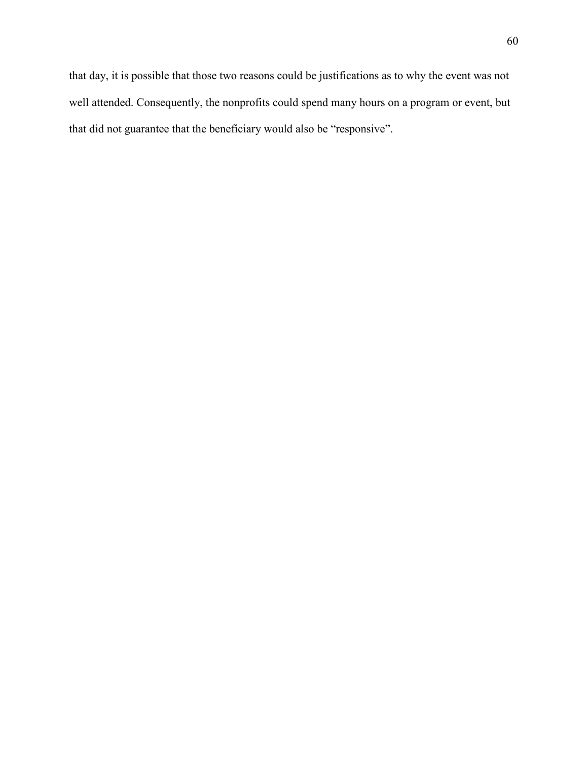that day, it is possible that those two reasons could be justifications as to why the event was not well attended. Consequently, the nonprofits could spend many hours on a program or event, but that did not guarantee that the beneficiary would also be "responsive".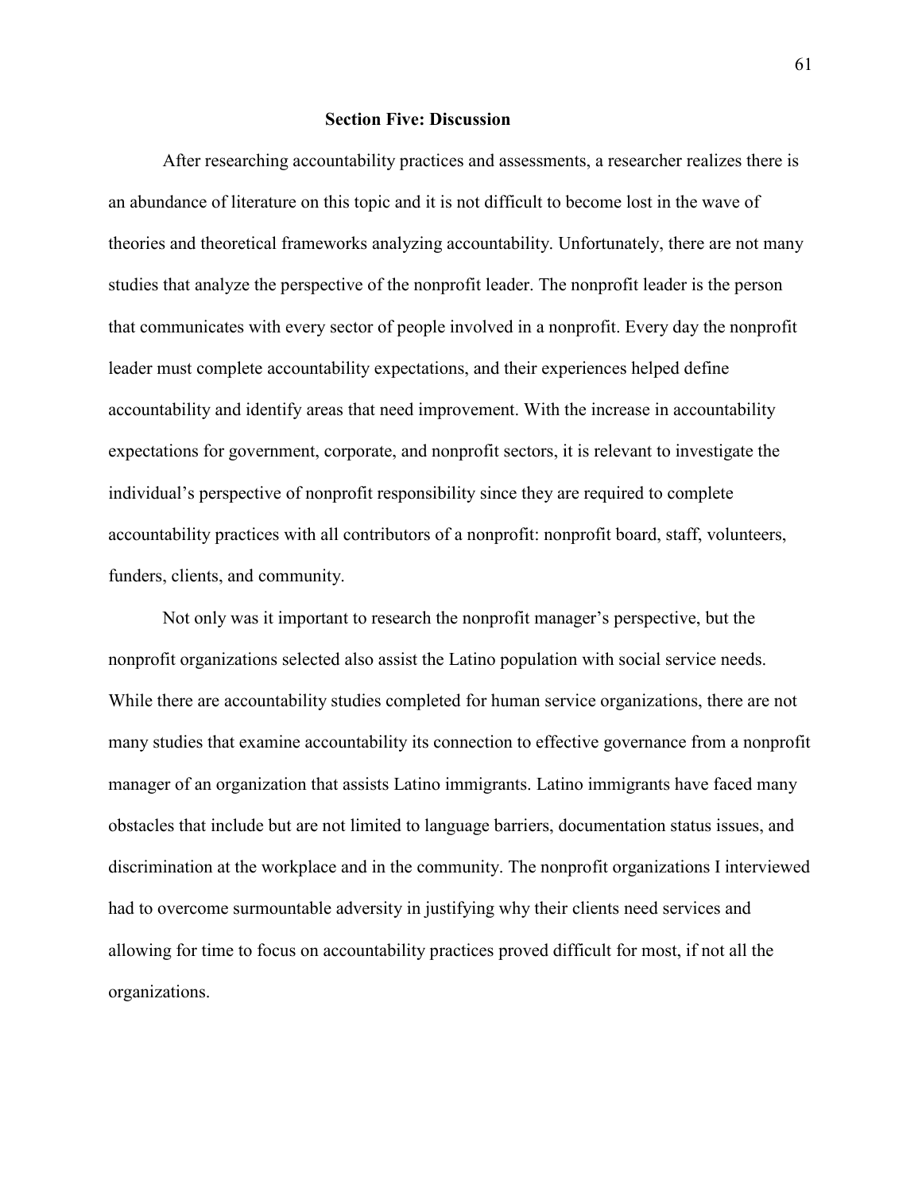## Section Five: Discussion

After researching accountability practices and assessments, a researcher realizes there is an abundance of literature on this topic and it is not difficult to become lost in the wave of theories and theoretical frameworks analyzing accountability. Unfortunately, there are not many studies that analyze the perspective of the nonprofit leader. The nonprofit leader is the person that communicates with every sector of people involved in a nonprofit. Every day the nonprofit leader must complete accountability expectations, and their experiences helped define accountability and identify areas that need improvement. With the increase in accountability expectations for government, corporate, and nonprofit sectors, it is relevant to investigate the individual's perspective of nonprofit responsibility since they are required to complete accountability practices with all contributors of a nonprofit: nonprofit board, staff, volunteers, funders, clients, and community.

Not only was it important to research the nonprofit manager's perspective, but the nonprofit organizations selected also assist the Latino population with social service needs. While there are accountability studies completed for human service organizations, there are not many studies that examine accountability its connection to effective governance from a nonprofit manager of an organization that assists Latino immigrants. Latino immigrants have faced many obstacles that include but are not limited to language barriers, documentation status issues, and discrimination at the workplace and in the community. The nonprofit organizations I interviewed had to overcome surmountable adversity in justifying why their clients need services and allowing for time to focus on accountability practices proved difficult for most, if not all the organizations.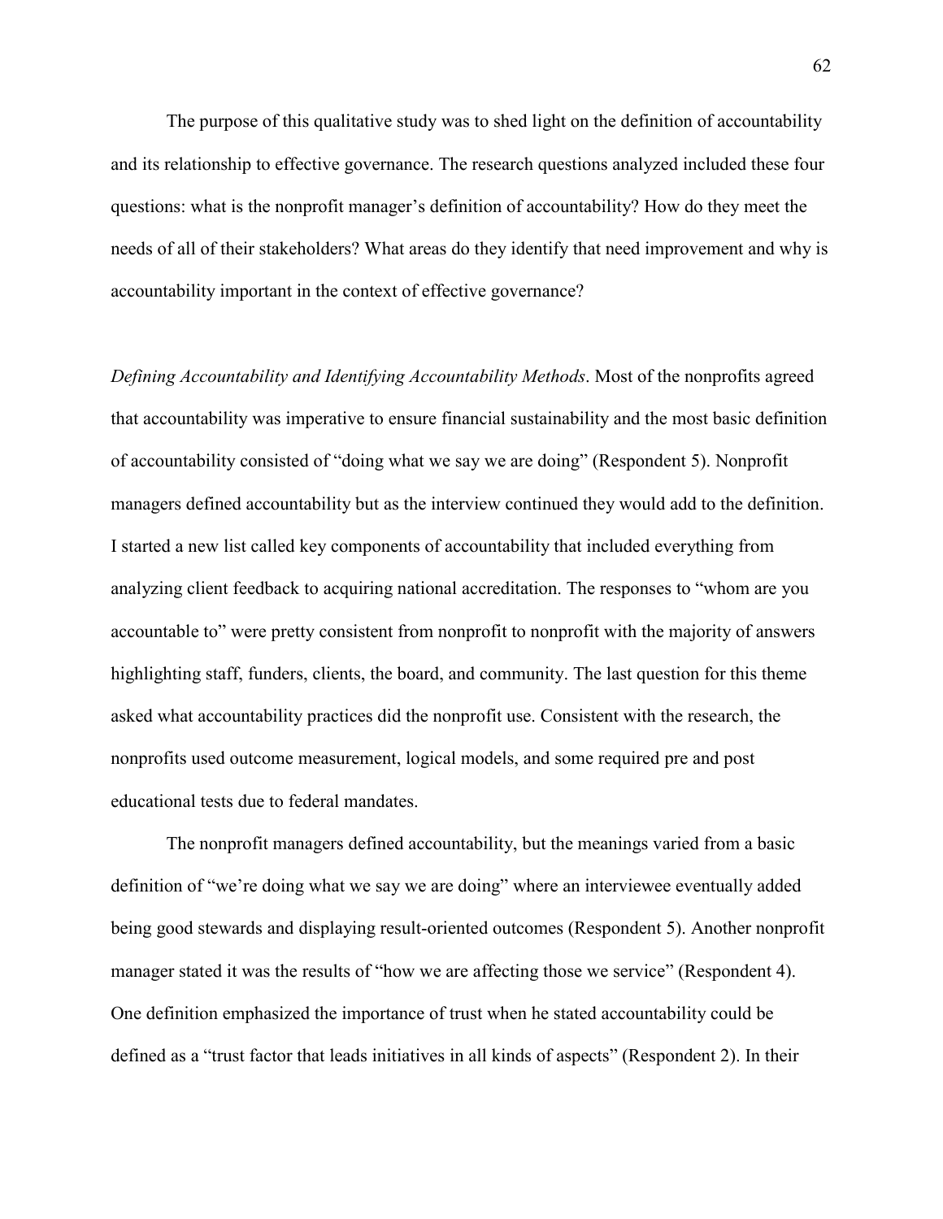The purpose of this qualitative study was to shed light on the definition of accountability and its relationship to effective governance. The research questions analyzed included these four questions: what is the nonprofit manager's definition of accountability? How do they meet the needs of all of their stakeholders? What areas do they identify that need improvement and why is accountability important in the context of effective governance?

*Defining Accountability and Identifying Accountability Methods*. Most of the nonprofits agreed that accountability was imperative to ensure financial sustainability and the most basic definition of accountability consisted of "doing what we say we are doing" (Respondent 5). Nonprofit managers defined accountability but as the interview continued they would add to the definition. I started a new list called key components of accountability that included everything from analyzing client feedback to acquiring national accreditation. The responses to "whom are you accountable to" were pretty consistent from nonprofit to nonprofit with the majority of answers highlighting staff, funders, clients, the board, and community. The last question for this theme asked what accountability practices did the nonprofit use. Consistent with the research, the nonprofits used outcome measurement, logical models, and some required pre and post educational tests due to federal mandates.

The nonprofit managers defined accountability, but the meanings varied from a basic definition of "we're doing what we say we are doing" where an interviewee eventually added being good stewards and displaying result-oriented outcomes (Respondent 5). Another nonprofit manager stated it was the results of "how we are affecting those we service" (Respondent 4). One definition emphasized the importance of trust when he stated accountability could be defined as a "trust factor that leads initiatives in all kinds of aspects" (Respondent 2). In their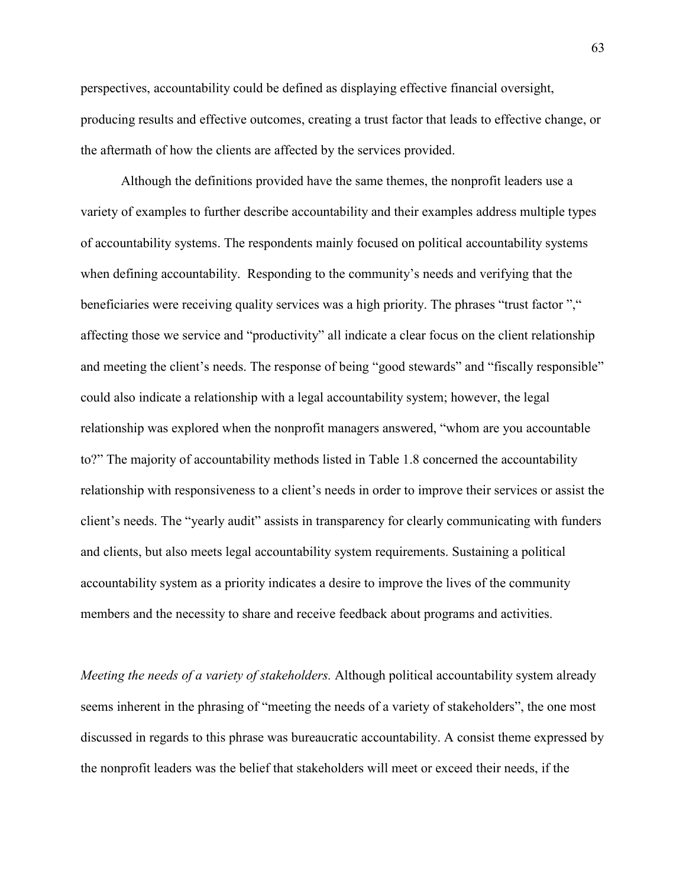perspectives, accountability could be defined as displaying effective financial oversight, producing results and effective outcomes, creating a trust factor that leads to effective change, or the aftermath of how the clients are affected by the services provided.

Although the definitions provided have the same themes, the nonprofit leaders use a variety of examples to further describe accountability and their examples address multiple types of accountability systems. The respondents mainly focused on political accountability systems when defining accountability. Responding to the community's needs and verifying that the beneficiaries were receiving quality services was a high priority. The phrases "trust factor "," affecting those we service and "productivity" all indicate a clear focus on the client relationship and meeting the client's needs. The response of being "good stewards" and "fiscally responsible" could also indicate a relationship with a legal accountability system; however, the legal relationship was explored when the nonprofit managers answered, "whom are you accountable to?" The majority of accountability methods listed in Table 1.8 concerned the accountability relationship with responsiveness to a client's needs in order to improve their services or assist the client's needs. The "yearly audit" assists in transparency for clearly communicating with funders and clients, but also meets legal accountability system requirements. Sustaining a political accountability system as a priority indicates a desire to improve the lives of the community members and the necessity to share and receive feedback about programs and activities.

*Meeting the needs of a variety of stakeholders.* Although political accountability system already seems inherent in the phrasing of "meeting the needs of a variety of stakeholders", the one most discussed in regards to this phrase was bureaucratic accountability. A consist theme expressed by the nonprofit leaders was the belief that stakeholders will meet or exceed their needs, if the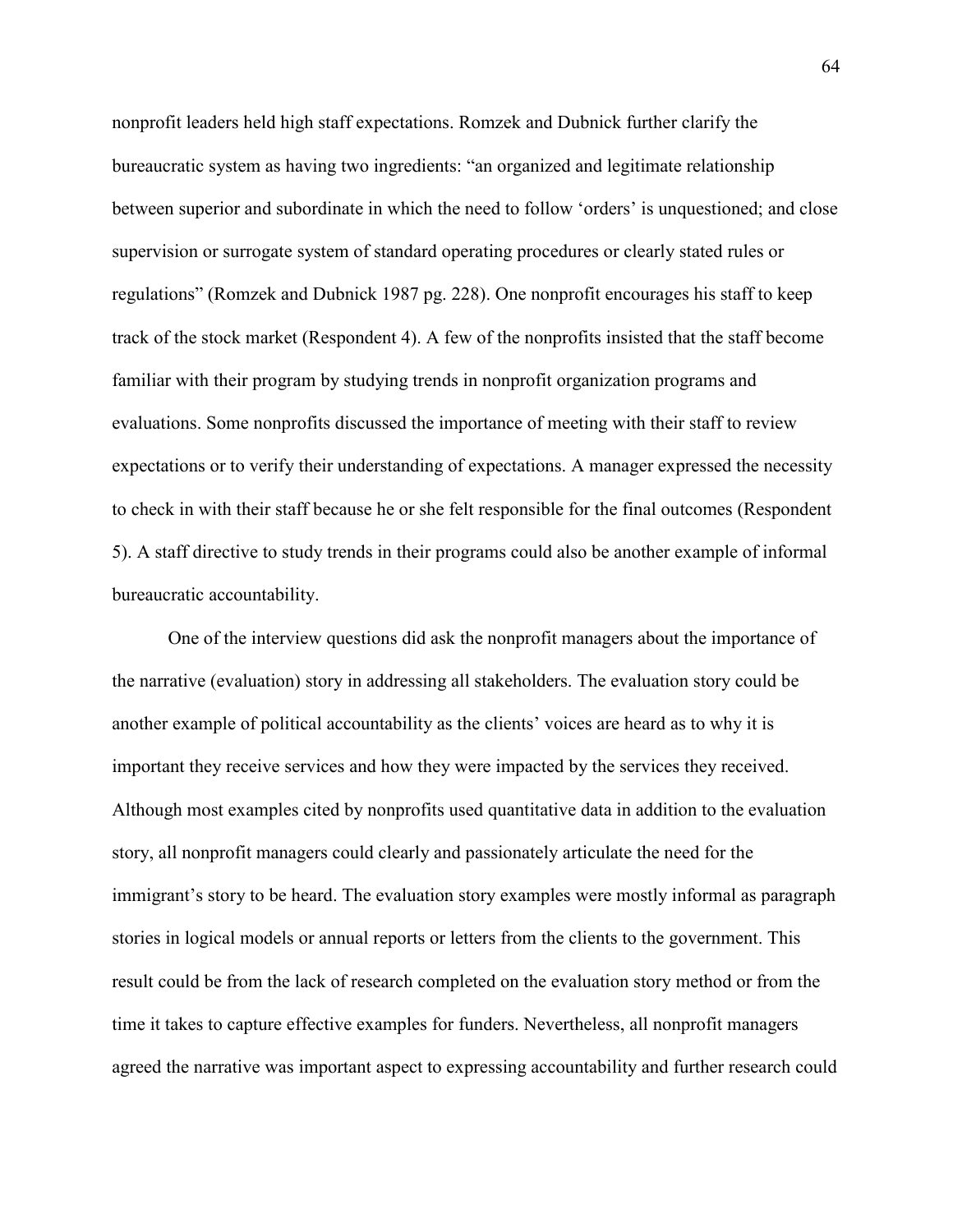nonprofit leaders held high staff expectations. Romzek and Dubnick further clarify the bureaucratic system as having two ingredients: "an organized and legitimate relationship between superior and subordinate in which the need to follow 'orders' is unquestioned; and close supervision or surrogate system of standard operating procedures or clearly stated rules or regulations" (Romzek and Dubnick 1987 pg. 228). One nonprofit encourages his staff to keep track of the stock market (Respondent 4). A few of the nonprofits insisted that the staff become familiar with their program by studying trends in nonprofit organization programs and evaluations. Some nonprofits discussed the importance of meeting with their staff to review expectations or to verify their understanding of expectations. A manager expressed the necessity to check in with their staff because he or she felt responsible for the final outcomes (Respondent 5). A staff directive to study trends in their programs could also be another example of informal bureaucratic accountability.

One of the interview questions did ask the nonprofit managers about the importance of the narrative (evaluation) story in addressing all stakeholders. The evaluation story could be another example of political accountability as the clients' voices are heard as to why it is important they receive services and how they were impacted by the services they received. Although most examples cited by nonprofits used quantitative data in addition to the evaluation story, all nonprofit managers could clearly and passionately articulate the need for the immigrant's story to be heard. The evaluation story examples were mostly informal as paragraph stories in logical models or annual reports or letters from the clients to the government. This result could be from the lack of research completed on the evaluation story method or from the time it takes to capture effective examples for funders. Nevertheless, all nonprofit managers agreed the narrative was important aspect to expressing accountability and further research could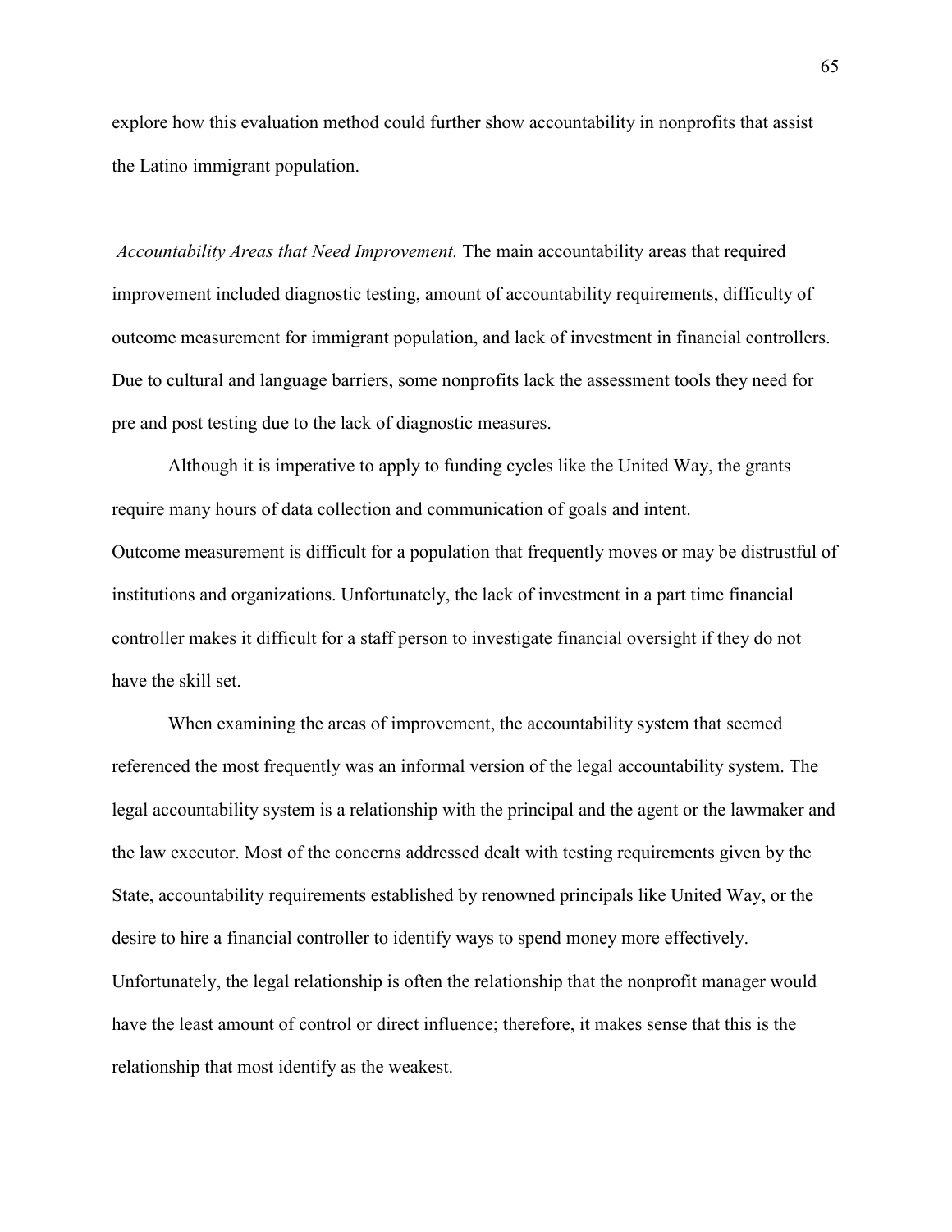explore how this evaluation method could further show accountability in nonprofits that assist the Latino immigrant population.

*Accountability Areas that Need Improvement.* The main accountability areas that required improvement included diagnostic testing, amount of accountability requirements, difficulty of outcome measurement for immigrant population, and lack of investment in financial controllers. Due to cultural and language barriers, some nonprofits lack the assessment tools they need for pre and post testing due to the lack of diagnostic measures.

Although it is imperative to apply to funding cycles like the United Way, the grants require many hours of data collection and communication of goals and intent. Outcome measurement is difficult for a population that frequently moves or may be distrustful of institutions and organizations. Unfortunately, the lack of investment in a part time financial controller makes it difficult for a staff person to investigate financial oversight if they do not have the skill set.

When examining the areas of improvement, the accountability system that seemed referenced the most frequently was an informal version of the legal accountability system. The legal accountability system is a relationship with the principal and the agent or the lawmaker and the law executor. Most of the concerns addressed dealt with testing requirements given by the State, accountability requirements established by renowned principals like United Way, or the desire to hire a financial controller to identify ways to spend money more effectively. Unfortunately, the legal relationship is often the relationship that the nonprofit manager would have the least amount of control or direct influence; therefore, it makes sense that this is the relationship that most identify as the weakest.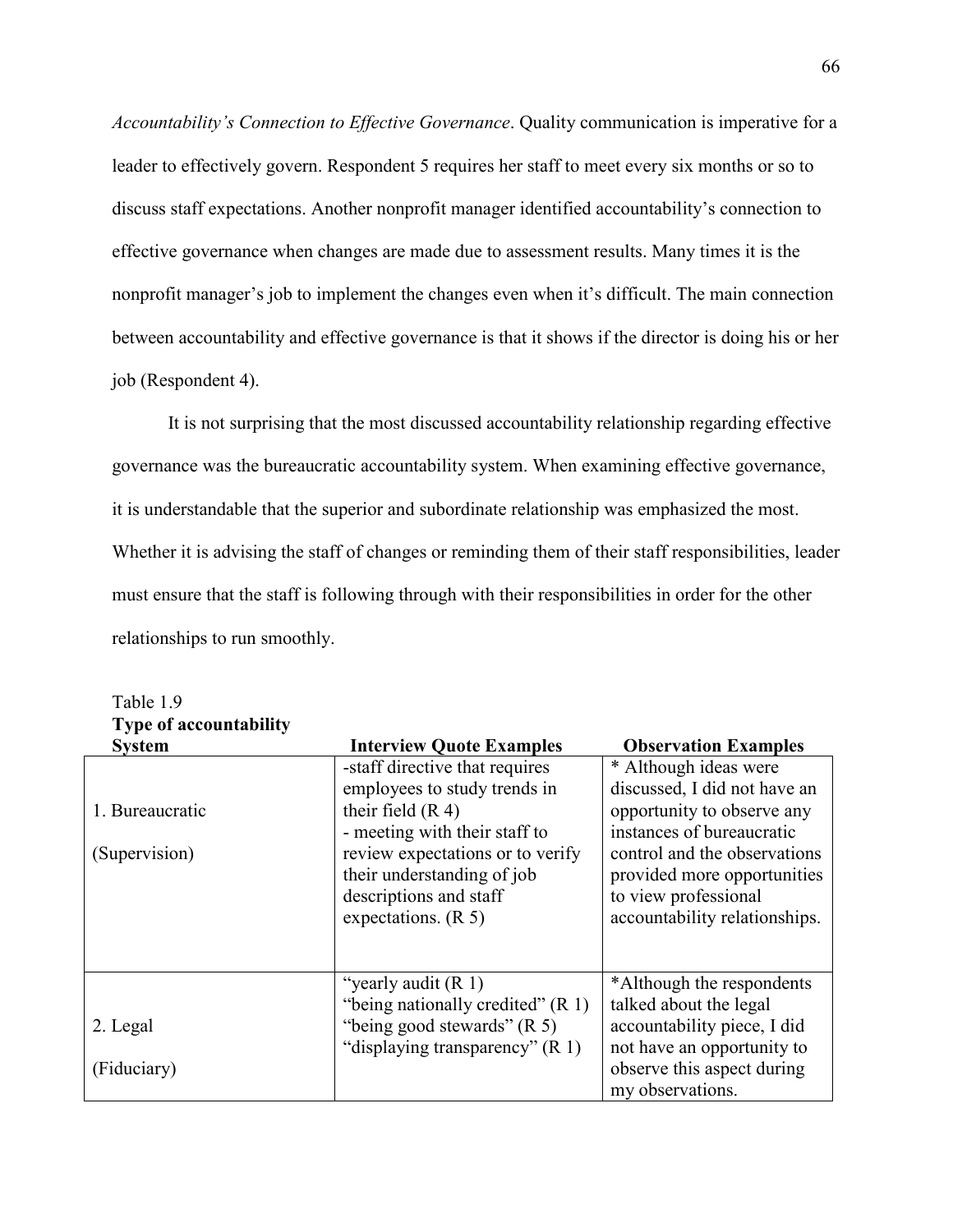*Accountability's Connection to Effective Governance*. Quality communication is imperative for a leader to effectively govern. Respondent 5 requires her staff to meet every six months or so to discuss staff expectations. Another nonprofit manager identified accountability's connection to effective governance when changes are made due to assessment results. Many times it is the nonprofit manager's job to implement the changes even when it's difficult. The main connection between accountability and effective governance is that it shows if the director is doing his or her job (Respondent 4).

It is not surprising that the most discussed accountability relationship regarding effective governance was the bureaucratic accountability system. When examining effective governance, it is understandable that the superior and subordinate relationship was emphasized the most. Whether it is advising the staff of changes or reminding them of their staff responsibilities, leader must ensure that the staff is following through with their responsibilities in order for the other relationships to run smoothly.

Table 1.9

| **Type of accountability System** | **Interview Quote Examples** | **Observation Examples** |
|---|---|---|
| 1. Bureaucratic (Supervision) | -staff directive that requires employees to study trends in their field (R 4)<br>- meeting with their staff to review expectations or to verify their understanding of job descriptions and staff expectations. (R 5) | * Although ideas were discussed, I did not have an opportunity to observe any instances of bureaucratic control and the observations provided more opportunities to view professional accountability relationships. |
| 2. Legal (Fiduciary) | "yearly audit (R 1)<br>"being nationally credited" (R 1)<br>"being good stewards" (R 5)<br>"displaying transparency" (R 1) | *Although the respondents talked about the legal accountability piece, I did not have an opportunity to observe this aspect during my observations. |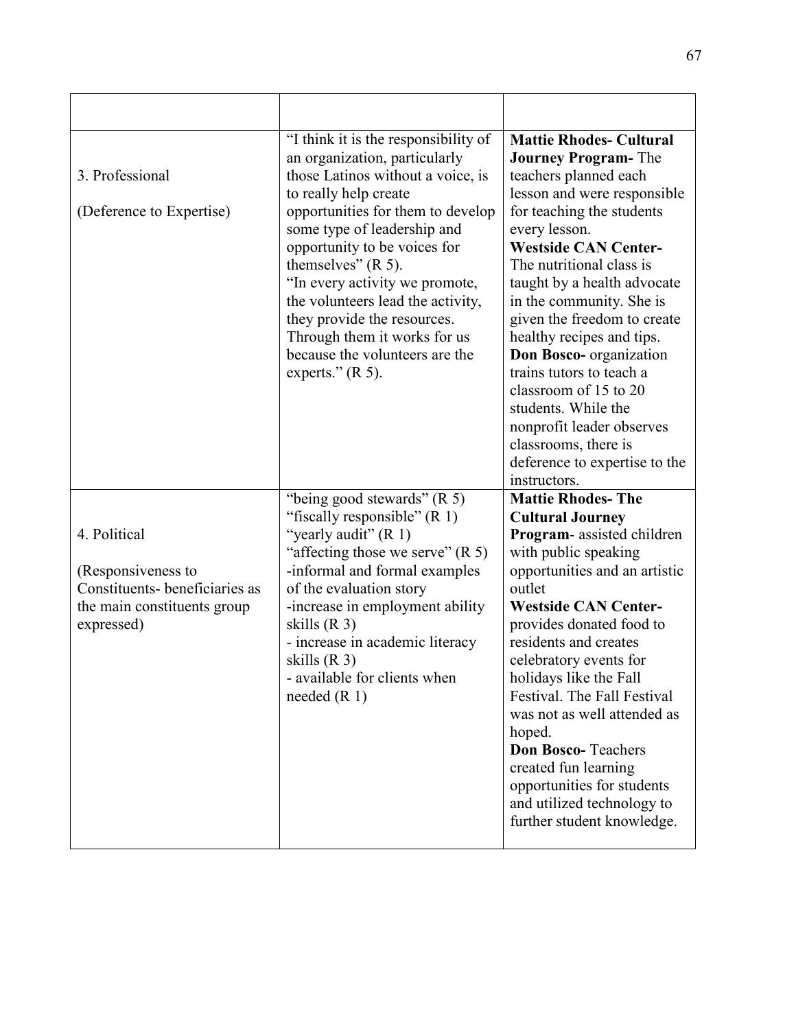| | | |
|---|---|---|
| 3. Professional<br><br>(Deference to Expertise) | "I think it is the responsibility of an organization, particularly those Latinos without a voice, is to really help create opportunities for them to develop some type of leadership and opportunity to be voices for themselves" (R 5).<br>"In every activity we promote, the volunteers lead the activity, they provide the resources. Through them it works for us because the volunteers are the experts." (R 5). | **Mattie Rhodes- Cultural Journey Program-** The teachers planned each lesson and were responsible for teaching the students every lesson.<br>**Westside CAN Center-** The nutritional class is taught by a health advocate in the community. She is given the freedom to create healthy recipes and tips.<br>**Don Bosco-** organization trains tutors to teach a classroom of 15 to 20 students. While the nonprofit leader observes classrooms, there is deference to expertise to the instructors. |
| 4. Political<br><br>(Responsiveness to Constituents- beneficiaries as the main constituents group expressed) | "being good stewards" (R 5)<br>"fiscally responsible" (R 1)<br>"yearly audit" (R 1)<br>"affecting those we serve" (R 5)<br>-informal and formal examples of the evaluation story<br>-increase in employment ability skills (R 3)<br>- increase in academic literacy skills (R 3)<br>- available for clients when needed (R 1) | **Mattie Rhodes- The Cultural Journey Program**- assisted children with public speaking opportunities and an artistic outlet<br>**Westside CAN Center-** provides donated food to residents and creates celebratory events for holidays like the Fall Festival. The Fall Festival was not as well attended as hoped.<br>**Don Bosco-** Teachers created fun learning opportunities for students and utilized technology to further student knowledge. |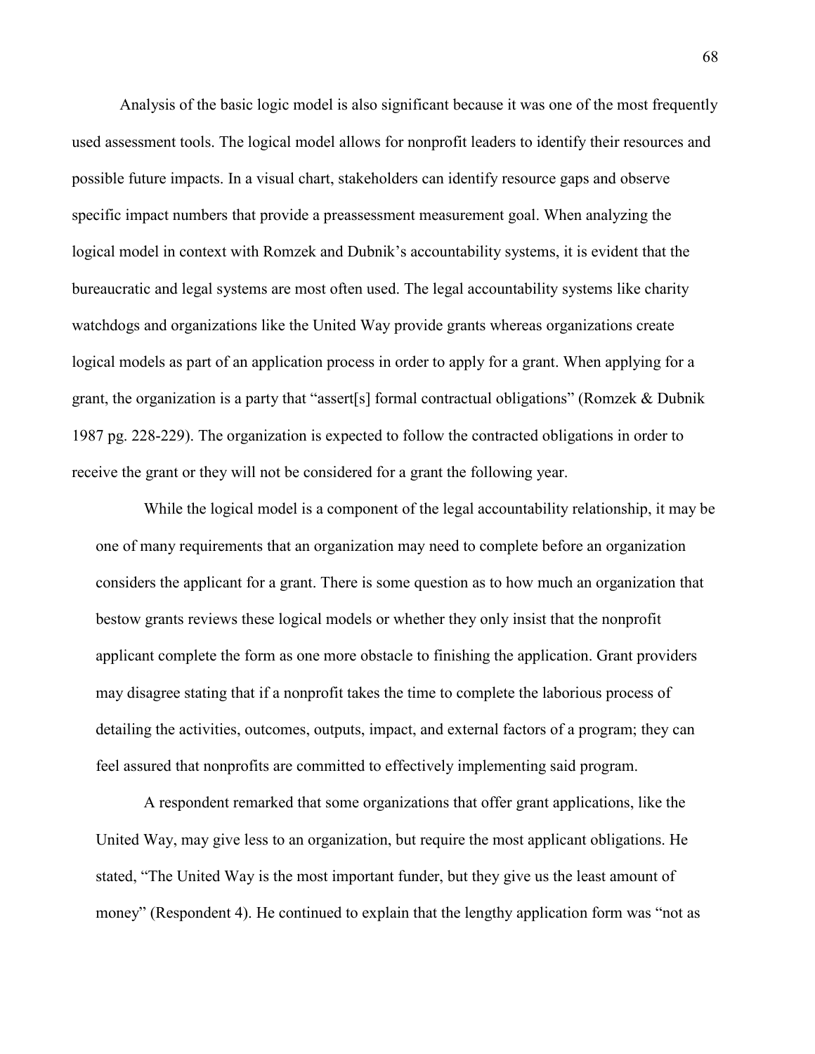Analysis of the basic logic model is also significant because it was one of the most frequently used assessment tools. The logical model allows for nonprofit leaders to identify their resources and possible future impacts. In a visual chart, stakeholders can identify resource gaps and observe specific impact numbers that provide a preassessment measurement goal. When analyzing the logical model in context with Romzek and Dubnik's accountability systems, it is evident that the bureaucratic and legal systems are most often used. The legal accountability systems like charity watchdogs and organizations like the United Way provide grants whereas organizations create logical models as part of an application process in order to apply for a grant. When applying for a grant, the organization is a party that "assert[s] formal contractual obligations" (Romzek & Dubnik 1987 pg. 228-229). The organization is expected to follow the contracted obligations in order to receive the grant or they will not be considered for a grant the following year.

While the logical model is a component of the legal accountability relationship, it may be one of many requirements that an organization may need to complete before an organization considers the applicant for a grant. There is some question as to how much an organization that bestow grants reviews these logical models or whether they only insist that the nonprofit applicant complete the form as one more obstacle to finishing the application. Grant providers may disagree stating that if a nonprofit takes the time to complete the laborious process of detailing the activities, outcomes, outputs, impact, and external factors of a program; they can feel assured that nonprofits are committed to effectively implementing said program.

A respondent remarked that some organizations that offer grant applications, like the United Way, may give less to an organization, but require the most applicant obligations. He stated, "The United Way is the most important funder, but they give us the least amount of money" (Respondent 4). He continued to explain that the lengthy application form was "not as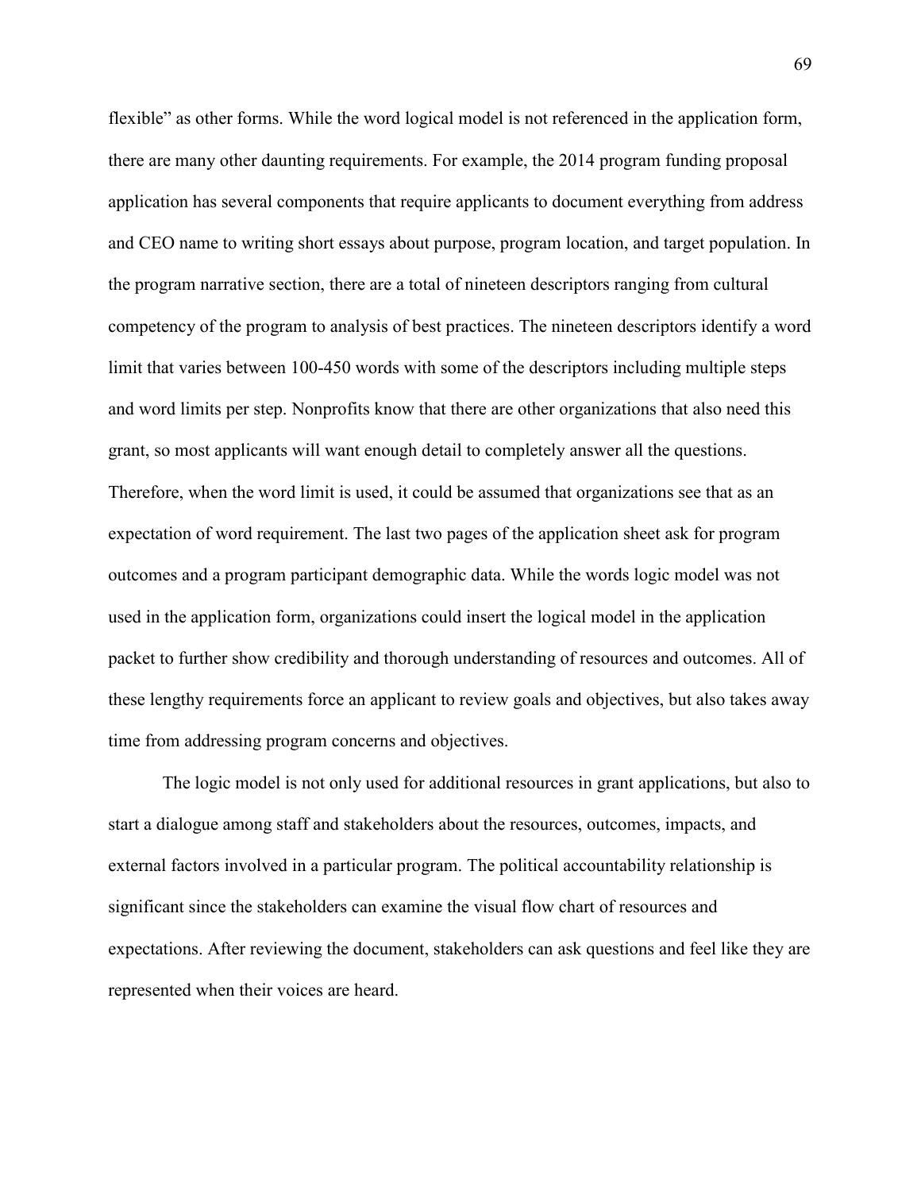flexible" as other forms. While the word logical model is not referenced in the application form, there are many other daunting requirements. For example, the 2014 program funding proposal application has several components that require applicants to document everything from address and CEO name to writing short essays about purpose, program location, and target population. In the program narrative section, there are a total of nineteen descriptors ranging from cultural competency of the program to analysis of best practices. The nineteen descriptors identify a word limit that varies between 100-450 words with some of the descriptors including multiple steps and word limits per step. Nonprofits know that there are other organizations that also need this grant, so most applicants will want enough detail to completely answer all the questions. Therefore, when the word limit is used, it could be assumed that organizations see that as an expectation of word requirement. The last two pages of the application sheet ask for program outcomes and a program participant demographic data. While the words logic model was not used in the application form, organizations could insert the logical model in the application packet to further show credibility and thorough understanding of resources and outcomes. All of these lengthy requirements force an applicant to review goals and objectives, but also takes away time from addressing program concerns and objectives.

The logic model is not only used for additional resources in grant applications, but also to start a dialogue among staff and stakeholders about the resources, outcomes, impacts, and external factors involved in a particular program. The political accountability relationship is significant since the stakeholders can examine the visual flow chart of resources and expectations. After reviewing the document, stakeholders can ask questions and feel like they are represented when their voices are heard.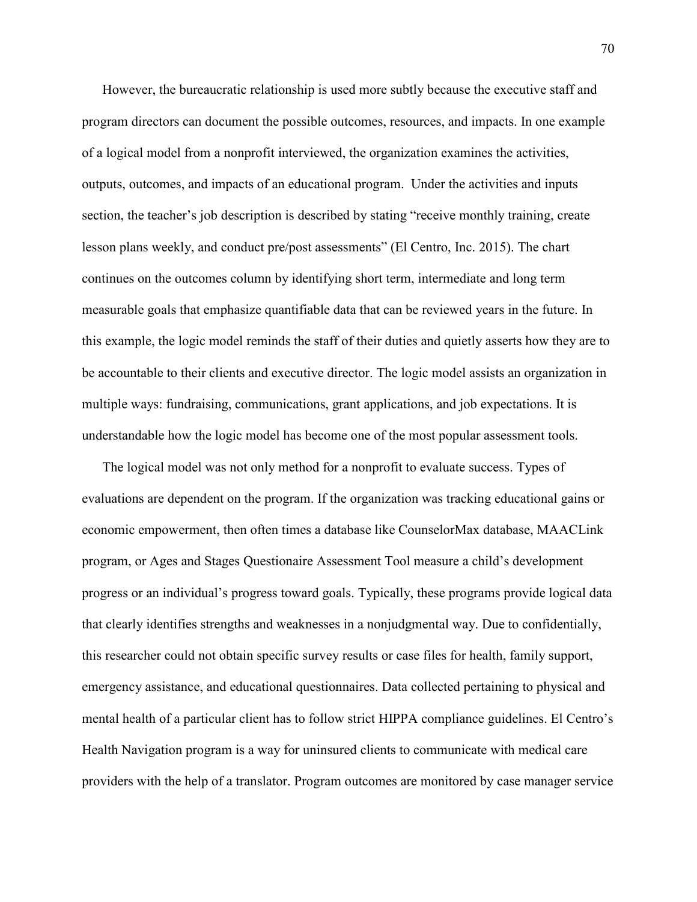However, the bureaucratic relationship is used more subtly because the executive staff and program directors can document the possible outcomes, resources, and impacts. In one example of a logical model from a nonprofit interviewed, the organization examines the activities, outputs, outcomes, and impacts of an educational program. Under the activities and inputs section, the teacher's job description is described by stating "receive monthly training, create lesson plans weekly, and conduct pre/post assessments" (El Centro, Inc. 2015). The chart continues on the outcomes column by identifying short term, intermediate and long term measurable goals that emphasize quantifiable data that can be reviewed years in the future. In this example, the logic model reminds the staff of their duties and quietly asserts how they are to be accountable to their clients and executive director. The logic model assists an organization in multiple ways: fundraising, communications, grant applications, and job expectations. It is understandable how the logic model has become one of the most popular assessment tools.

The logical model was not only method for a nonprofit to evaluate success. Types of evaluations are dependent on the program. If the organization was tracking educational gains or economic empowerment, then often times a database like CounselorMax database, MAACLink program, or Ages and Stages Questionaire Assessment Tool measure a child's development progress or an individual's progress toward goals. Typically, these programs provide logical data that clearly identifies strengths and weaknesses in a nonjudgmental way. Due to confidentially, this researcher could not obtain specific survey results or case files for health, family support, emergency assistance, and educational questionnaires. Data collected pertaining to physical and mental health of a particular client has to follow strict HIPPA compliance guidelines. El Centro's Health Navigation program is a way for uninsured clients to communicate with medical care providers with the help of a translator. Program outcomes are monitored by case manager service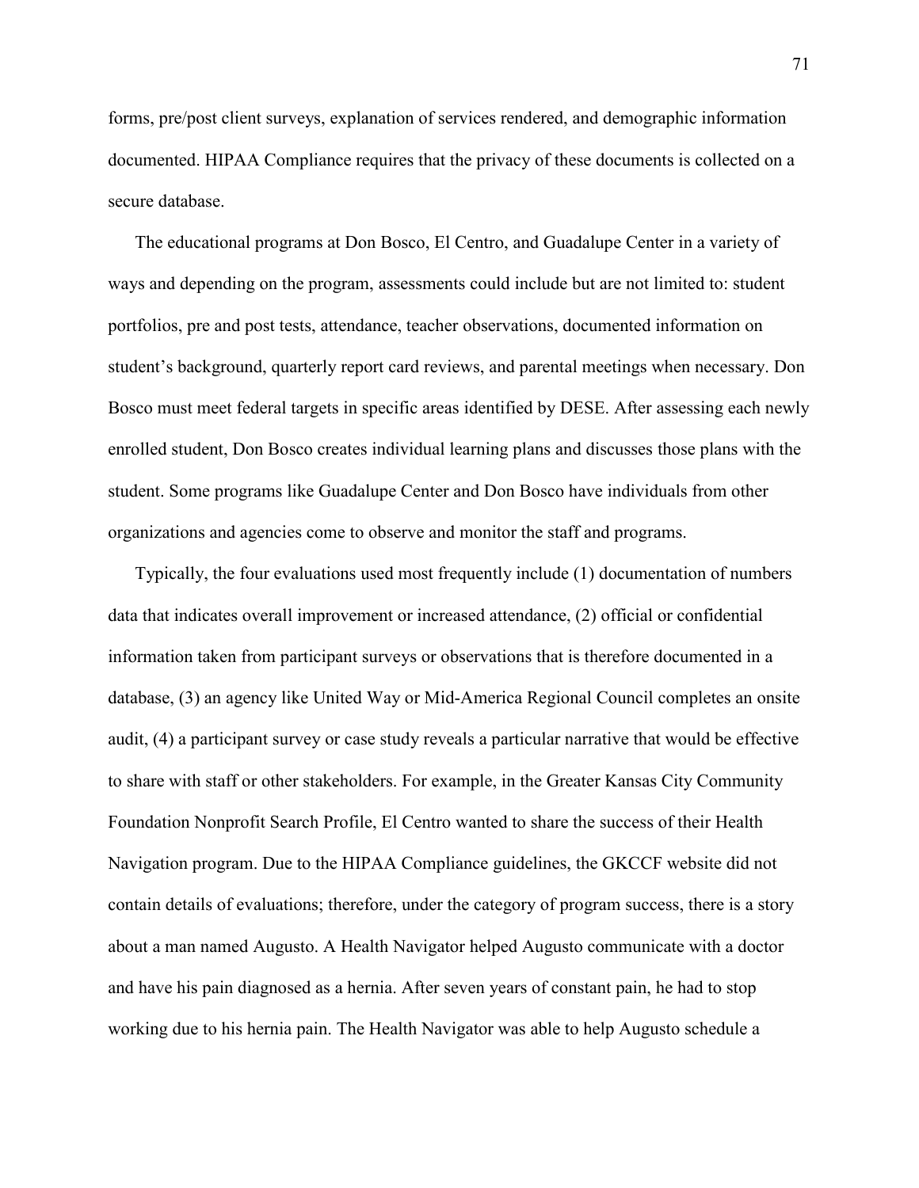forms, pre/post client surveys, explanation of services rendered, and demographic information documented. HIPAA Compliance requires that the privacy of these documents is collected on a secure database.

The educational programs at Don Bosco, El Centro, and Guadalupe Center in a variety of ways and depending on the program, assessments could include but are not limited to: student portfolios, pre and post tests, attendance, teacher observations, documented information on student's background, quarterly report card reviews, and parental meetings when necessary. Don Bosco must meet federal targets in specific areas identified by DESE. After assessing each newly enrolled student, Don Bosco creates individual learning plans and discusses those plans with the student. Some programs like Guadalupe Center and Don Bosco have individuals from other organizations and agencies come to observe and monitor the staff and programs.

Typically, the four evaluations used most frequently include (1) documentation of numbers data that indicates overall improvement or increased attendance, (2) official or confidential information taken from participant surveys or observations that is therefore documented in a database, (3) an agency like United Way or Mid-America Regional Council completes an onsite audit, (4) a participant survey or case study reveals a particular narrative that would be effective to share with staff or other stakeholders. For example, in the Greater Kansas City Community Foundation Nonprofit Search Profile, El Centro wanted to share the success of their Health Navigation program. Due to the HIPAA Compliance guidelines, the GKCCF website did not contain details of evaluations; therefore, under the category of program success, there is a story about a man named Augusto. A Health Navigator helped Augusto communicate with a doctor and have his pain diagnosed as a hernia. After seven years of constant pain, he had to stop working due to his hernia pain. The Health Navigator was able to help Augusto schedule a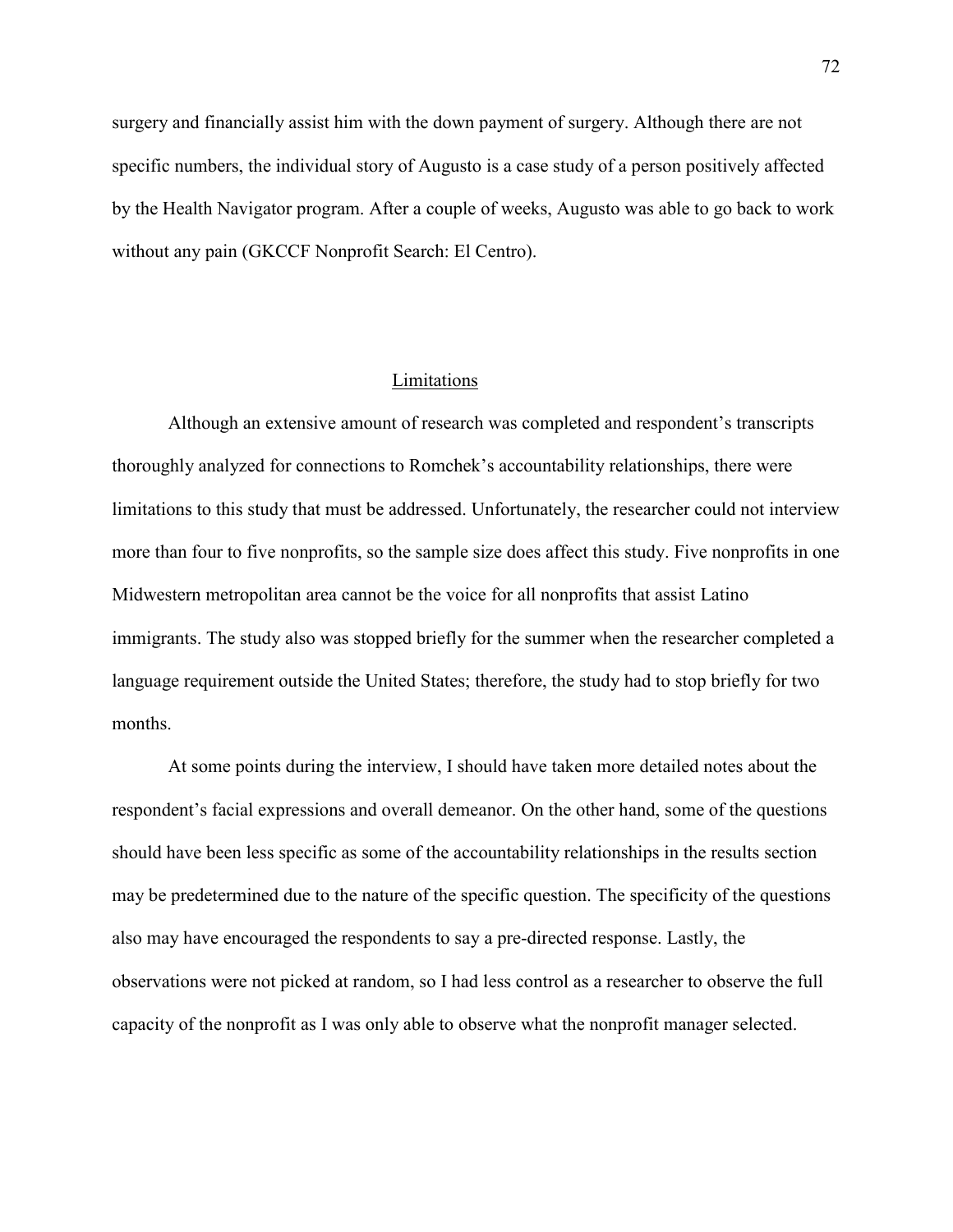surgery and financially assist him with the down payment of surgery. Although there are not specific numbers, the individual story of Augusto is a case study of a person positively affected by the Health Navigator program. After a couple of weeks, Augusto was able to go back to work without any pain (GKCCF Nonprofit Search: El Centro).

## Limitations

Although an extensive amount of research was completed and respondent's transcripts thoroughly analyzed for connections to Romchek's accountability relationships, there were limitations to this study that must be addressed. Unfortunately, the researcher could not interview more than four to five nonprofits, so the sample size does affect this study. Five nonprofits in one Midwestern metropolitan area cannot be the voice for all nonprofits that assist Latino immigrants. The study also was stopped briefly for the summer when the researcher completed a language requirement outside the United States; therefore, the study had to stop briefly for two months.

At some points during the interview, I should have taken more detailed notes about the respondent's facial expressions and overall demeanor. On the other hand, some of the questions should have been less specific as some of the accountability relationships in the results section may be predetermined due to the nature of the specific question. The specificity of the questions also may have encouraged the respondents to say a pre-directed response. Lastly, the observations were not picked at random, so I had less control as a researcher to observe the full capacity of the nonprofit as I was only able to observe what the nonprofit manager selected.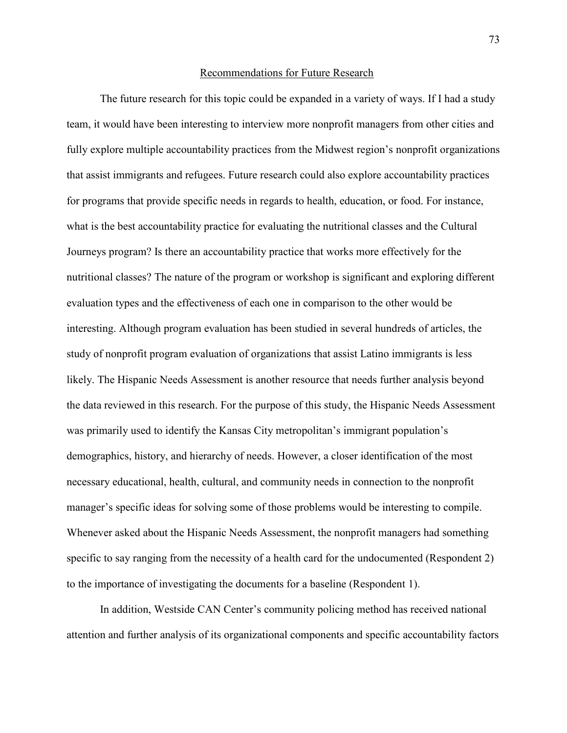## Recommendations for Future Research

The future research for this topic could be expanded in a variety of ways. If I had a study team, it would have been interesting to interview more nonprofit managers from other cities and fully explore multiple accountability practices from the Midwest region's nonprofit organizations that assist immigrants and refugees. Future research could also explore accountability practices for programs that provide specific needs in regards to health, education, or food. For instance, what is the best accountability practice for evaluating the nutritional classes and the Cultural Journeys program? Is there an accountability practice that works more effectively for the nutritional classes? The nature of the program or workshop is significant and exploring different evaluation types and the effectiveness of each one in comparison to the other would be interesting. Although program evaluation has been studied in several hundreds of articles, the study of nonprofit program evaluation of organizations that assist Latino immigrants is less likely. The Hispanic Needs Assessment is another resource that needs further analysis beyond the data reviewed in this research. For the purpose of this study, the Hispanic Needs Assessment was primarily used to identify the Kansas City metropolitan's immigrant population's demographics, history, and hierarchy of needs. However, a closer identification of the most necessary educational, health, cultural, and community needs in connection to the nonprofit manager's specific ideas for solving some of those problems would be interesting to compile. Whenever asked about the Hispanic Needs Assessment, the nonprofit managers had something specific to say ranging from the necessity of a health card for the undocumented (Respondent 2) to the importance of investigating the documents for a baseline (Respondent 1).

In addition, Westside CAN Center's community policing method has received national attention and further analysis of its organizational components and specific accountability factors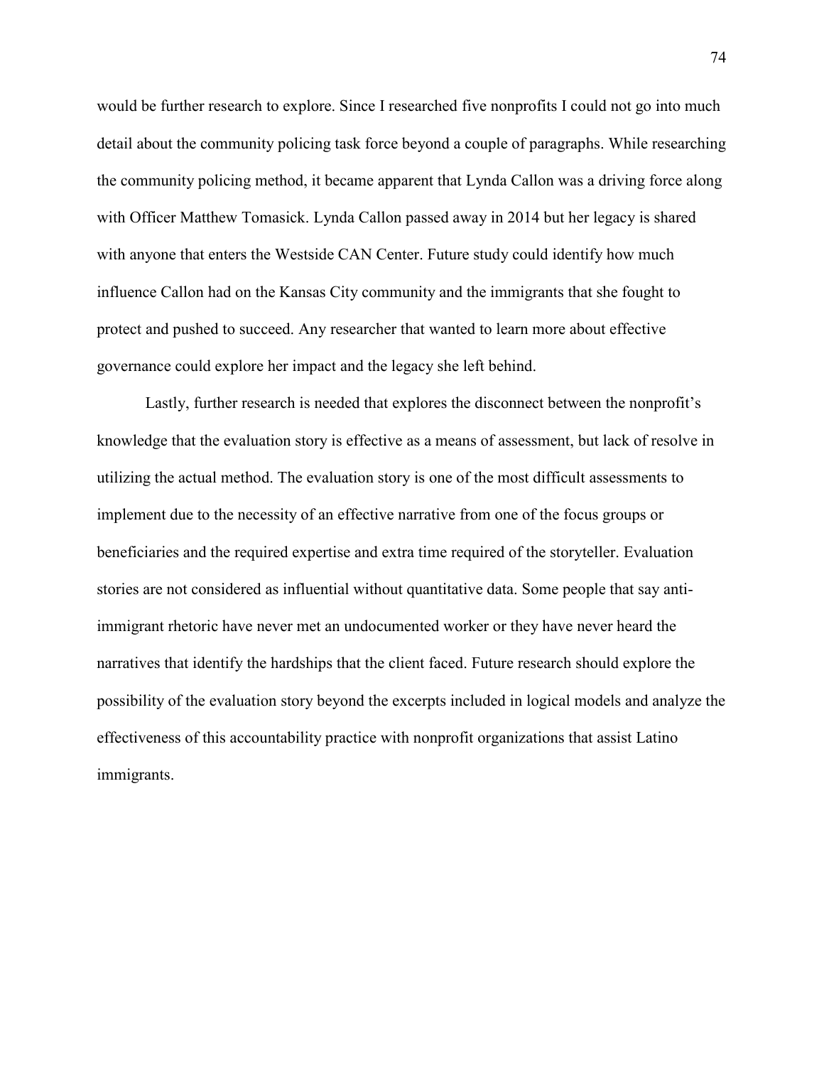would be further research to explore. Since I researched five nonprofits I could not go into much detail about the community policing task force beyond a couple of paragraphs. While researching the community policing method, it became apparent that Lynda Callon was a driving force along with Officer Matthew Tomasick. Lynda Callon passed away in 2014 but her legacy is shared with anyone that enters the Westside CAN Center. Future study could identify how much influence Callon had on the Kansas City community and the immigrants that she fought to protect and pushed to succeed. Any researcher that wanted to learn more about effective governance could explore her impact and the legacy she left behind.

Lastly, further research is needed that explores the disconnect between the nonprofit's knowledge that the evaluation story is effective as a means of assessment, but lack of resolve in utilizing the actual method. The evaluation story is one of the most difficult assessments to implement due to the necessity of an effective narrative from one of the focus groups or beneficiaries and the required expertise and extra time required of the storyteller. Evaluation stories are not considered as influential without quantitative data. Some people that say anti-immigrant rhetoric have never met an undocumented worker or they have never heard the narratives that identify the hardships that the client faced. Future research should explore the possibility of the evaluation story beyond the excerpts included in logical models and analyze the effectiveness of this accountability practice with nonprofit organizations that assist Latino immigrants.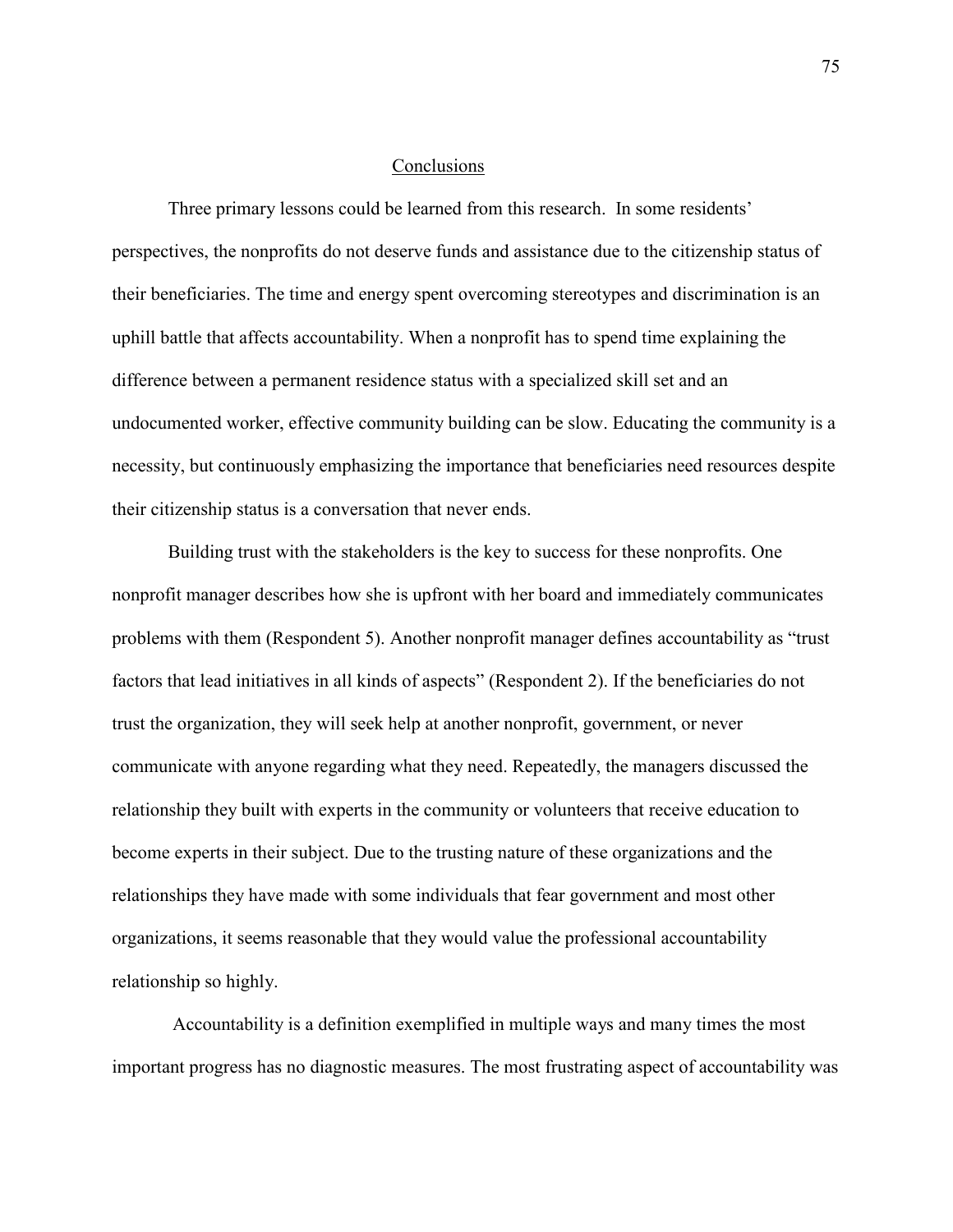## Conclusions

Three primary lessons could be learned from this research. In some residents' perspectives, the nonprofits do not deserve funds and assistance due to the citizenship status of their beneficiaries. The time and energy spent overcoming stereotypes and discrimination is an uphill battle that affects accountability. When a nonprofit has to spend time explaining the difference between a permanent residence status with a specialized skill set and an undocumented worker, effective community building can be slow. Educating the community is a necessity, but continuously emphasizing the importance that beneficiaries need resources despite their citizenship status is a conversation that never ends.

Building trust with the stakeholders is the key to success for these nonprofits. One nonprofit manager describes how she is upfront with her board and immediately communicates problems with them (Respondent 5). Another nonprofit manager defines accountability as "trust factors that lead initiatives in all kinds of aspects" (Respondent 2). If the beneficiaries do not trust the organization, they will seek help at another nonprofit, government, or never communicate with anyone regarding what they need. Repeatedly, the managers discussed the relationship they built with experts in the community or volunteers that receive education to become experts in their subject. Due to the trusting nature of these organizations and the relationships they have made with some individuals that fear government and most other organizations, it seems reasonable that they would value the professional accountability relationship so highly.

Accountability is a definition exemplified in multiple ways and many times the most important progress has no diagnostic measures. The most frustrating aspect of accountability was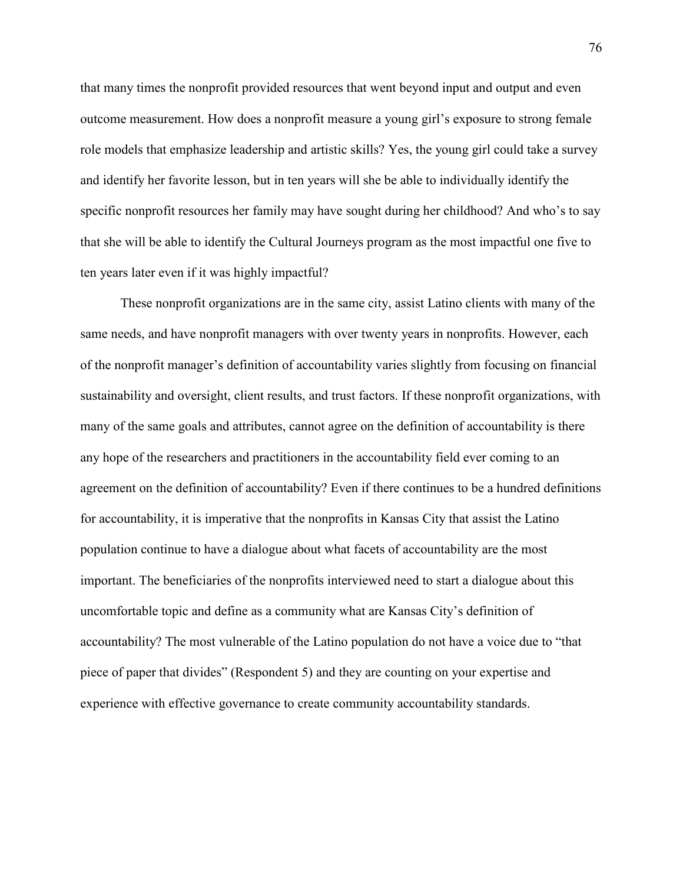that many times the nonprofit provided resources that went beyond input and output and even outcome measurement. How does a nonprofit measure a young girl's exposure to strong female role models that emphasize leadership and artistic skills? Yes, the young girl could take a survey and identify her favorite lesson, but in ten years will she be able to individually identify the specific nonprofit resources her family may have sought during her childhood? And who's to say that she will be able to identify the Cultural Journeys program as the most impactful one five to ten years later even if it was highly impactful?

These nonprofit organizations are in the same city, assist Latino clients with many of the same needs, and have nonprofit managers with over twenty years in nonprofits. However, each of the nonprofit manager's definition of accountability varies slightly from focusing on financial sustainability and oversight, client results, and trust factors. If these nonprofit organizations, with many of the same goals and attributes, cannot agree on the definition of accountability is there any hope of the researchers and practitioners in the accountability field ever coming to an agreement on the definition of accountability? Even if there continues to be a hundred definitions for accountability, it is imperative that the nonprofits in Kansas City that assist the Latino population continue to have a dialogue about what facets of accountability are the most important. The beneficiaries of the nonprofits interviewed need to start a dialogue about this uncomfortable topic and define as a community what are Kansas City's definition of accountability? The most vulnerable of the Latino population do not have a voice due to "that piece of paper that divides" (Respondent 5) and they are counting on your expertise and experience with effective governance to create community accountability standards.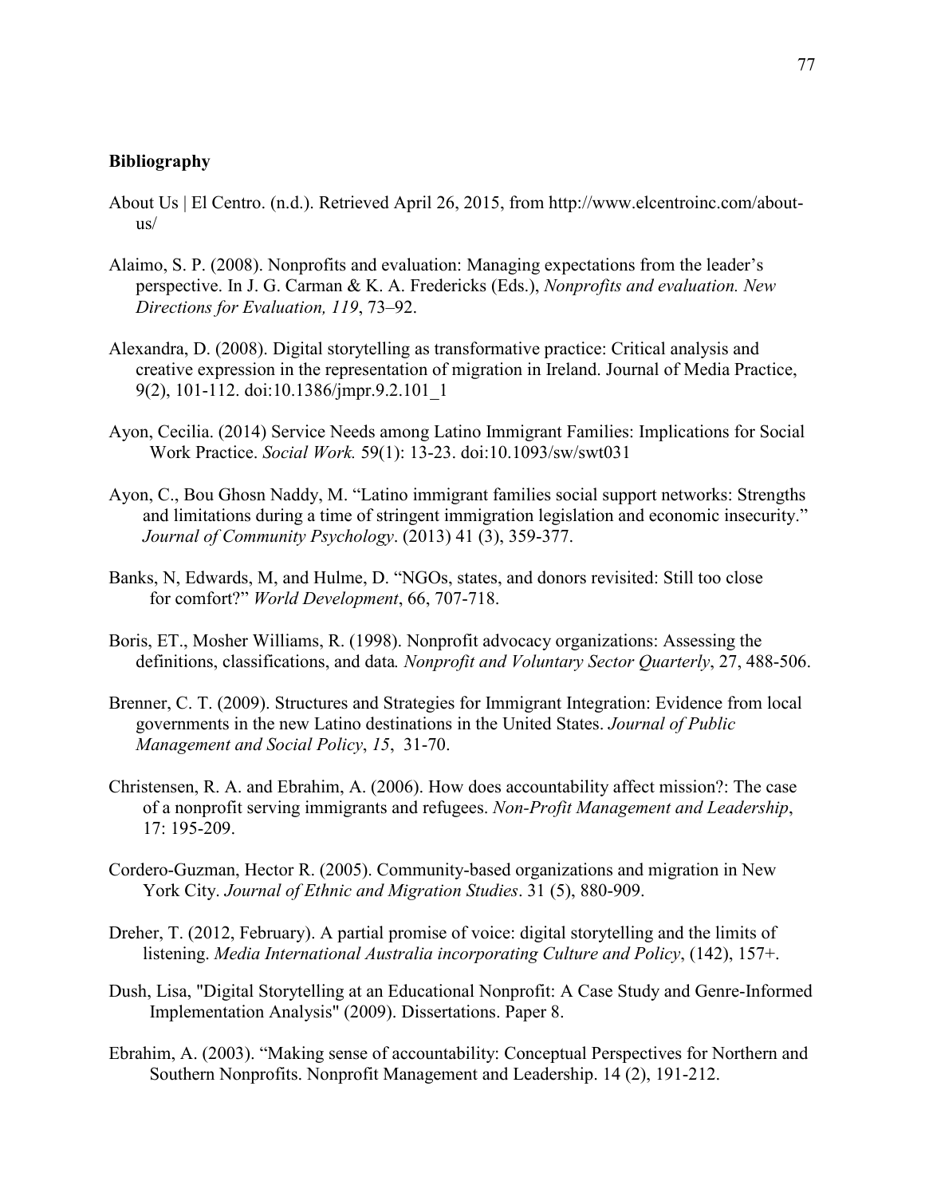**Bibliography**

About Us | El Centro. (n.d.). Retrieved April 26, 2015, from http://www.elcentroinc.com/about-us/

Alaimo, S. P. (2008). Nonprofits and evaluation: Managing expectations from the leader's perspective. In J. G. Carman & K. A. Fredericks (Eds.), *Nonprofits and evaluation. New Directions for Evaluation, 119*, 73–92.

Alexandra, D. (2008). Digital storytelling as transformative practice: Critical analysis and creative expression in the representation of migration in Ireland. Journal of Media Practice, 9(2), 101-112. doi:10.1386/jmpr.9.2.101_1

Ayon, Cecilia. (2014) Service Needs among Latino Immigrant Families: Implications for Social Work Practice. *Social Work.* 59(1): 13-23. doi:10.1093/sw/swt031

Ayon, C., Bou Ghosn Naddy, M. "Latino immigrant families social support networks: Strengths and limitations during a time of stringent immigration legislation and economic insecurity." *Journal of Community Psychology*. (2013) 41 (3), 359-377.

Banks, N, Edwards, M, and Hulme, D. "NGOs, states, and donors revisited: Still too close for comfort?" *World Development*, 66, 707-718.

Boris, ET., Mosher Williams, R. (1998). Nonprofit advocacy organizations: Assessing the definitions, classifications, and data*. Nonprofit and Voluntary Sector Quarterly*, 27, 488-506.

Brenner, C. T. (2009). Structures and Strategies for Immigrant Integration: Evidence from local governments in the new Latino destinations in the United States. *Journal of Public Management and Social Policy*, *15*, 31-70.

Christensen, R. A. and Ebrahim, A. (2006). How does accountability affect mission?: The case of a nonprofit serving immigrants and refugees. *Non-Profit Management and Leadership*, 17: 195-209.

Cordero-Guzman, Hector R. (2005). Community-based organizations and migration in New York City. *Journal of Ethnic and Migration Studies*. 31 (5), 880-909.

Dreher, T. (2012, February). A partial promise of voice: digital storytelling and the limits of listening. *Media International Australia incorporating Culture and Policy*, (142), 157+.

Dush, Lisa, "Digital Storytelling at an Educational Nonprofit: A Case Study and Genre-Informed Implementation Analysis" (2009). Dissertations. Paper 8.

Ebrahim, A. (2003). "Making sense of accountability: Conceptual Perspectives for Northern and Southern Nonprofits. Nonprofit Management and Leadership. 14 (2), 191-212.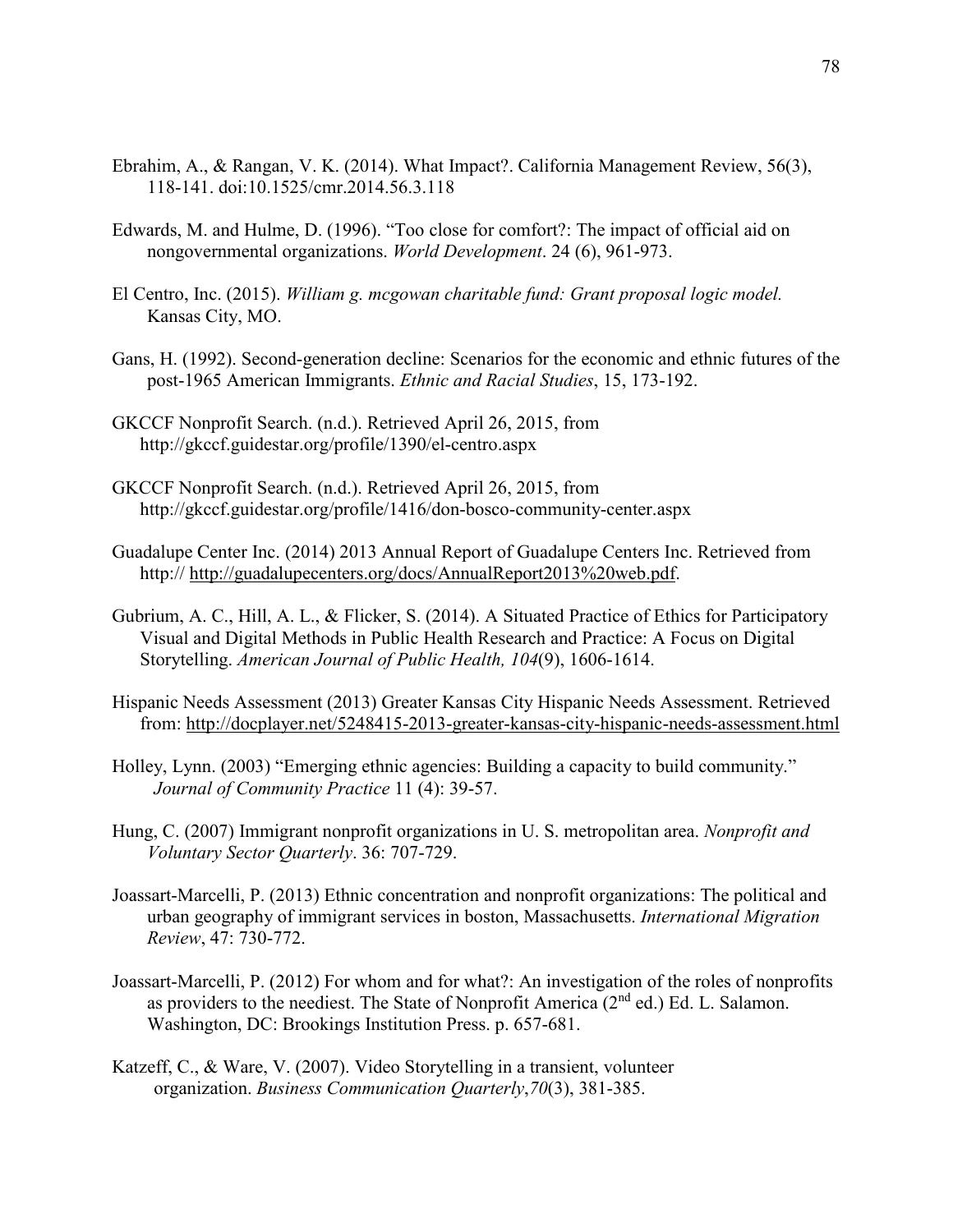Ebrahim, A., & Rangan, V. K. (2014). What Impact?. California Management Review, 56(3), 118-141. doi:10.1525/cmr.2014.56.3.118

Edwards, M. and Hulme, D. (1996). "Too close for comfort?: The impact of official aid on nongovernmental organizations. *World Development*. 24 (6), 961-973.

El Centro, Inc. (2015). *William g. mcgowan charitable fund: Grant proposal logic model.* Kansas City, MO.

Gans, H. (1992). Second-generation decline: Scenarios for the economic and ethnic futures of the post-1965 American Immigrants. *Ethnic and Racial Studies*, 15, 173-192.

GKCCF Nonprofit Search. (n.d.). Retrieved April 26, 2015, from http://gkccf.guidestar.org/profile/1390/el-centro.aspx

GKCCF Nonprofit Search. (n.d.). Retrieved April 26, 2015, from http://gkccf.guidestar.org/profile/1416/don-bosco-community-center.aspx

Guadalupe Center Inc. (2014) 2013 Annual Report of Guadalupe Centers Inc. Retrieved from http:// http://guadalupecenters.org/docs/AnnualReport2013%20web.pdf.

Gubrium, A. C., Hill, A. L., & Flicker, S. (2014). A Situated Practice of Ethics for Participatory Visual and Digital Methods in Public Health Research and Practice: A Focus on Digital Storytelling. *American Journal of Public Health, 104*(9), 1606-1614.

Hispanic Needs Assessment (2013) Greater Kansas City Hispanic Needs Assessment. Retrieved from: http://docplayer.net/5248415-2013-greater-kansas-city-hispanic-needs-assessment.html

Holley, Lynn. (2003) "Emerging ethnic agencies: Building a capacity to build community." *Journal of Community Practice* 11 (4): 39-57.

Hung, C. (2007) Immigrant nonprofit organizations in U. S. metropolitan area. *Nonprofit and Voluntary Sector Quarterly*. 36: 707-729.

Joassart-Marcelli, P. (2013) Ethnic concentration and nonprofit organizations: The political and urban geography of immigrant services in boston, Massachusetts. *International Migration Review*, 47: 730-772.

Joassart-Marcelli, P. (2012) For whom and for what?: An investigation of the roles of nonprofits as providers to the neediest. The State of Nonprofit America (2nd ed.) Ed. L. Salamon. Washington, DC: Brookings Institution Press. p. 657-681.

Katzeff, C., & Ware, V. (2007). Video Storytelling in a transient, volunteer organization. *Business Communication Quarterly*, *70*(3), 381-385.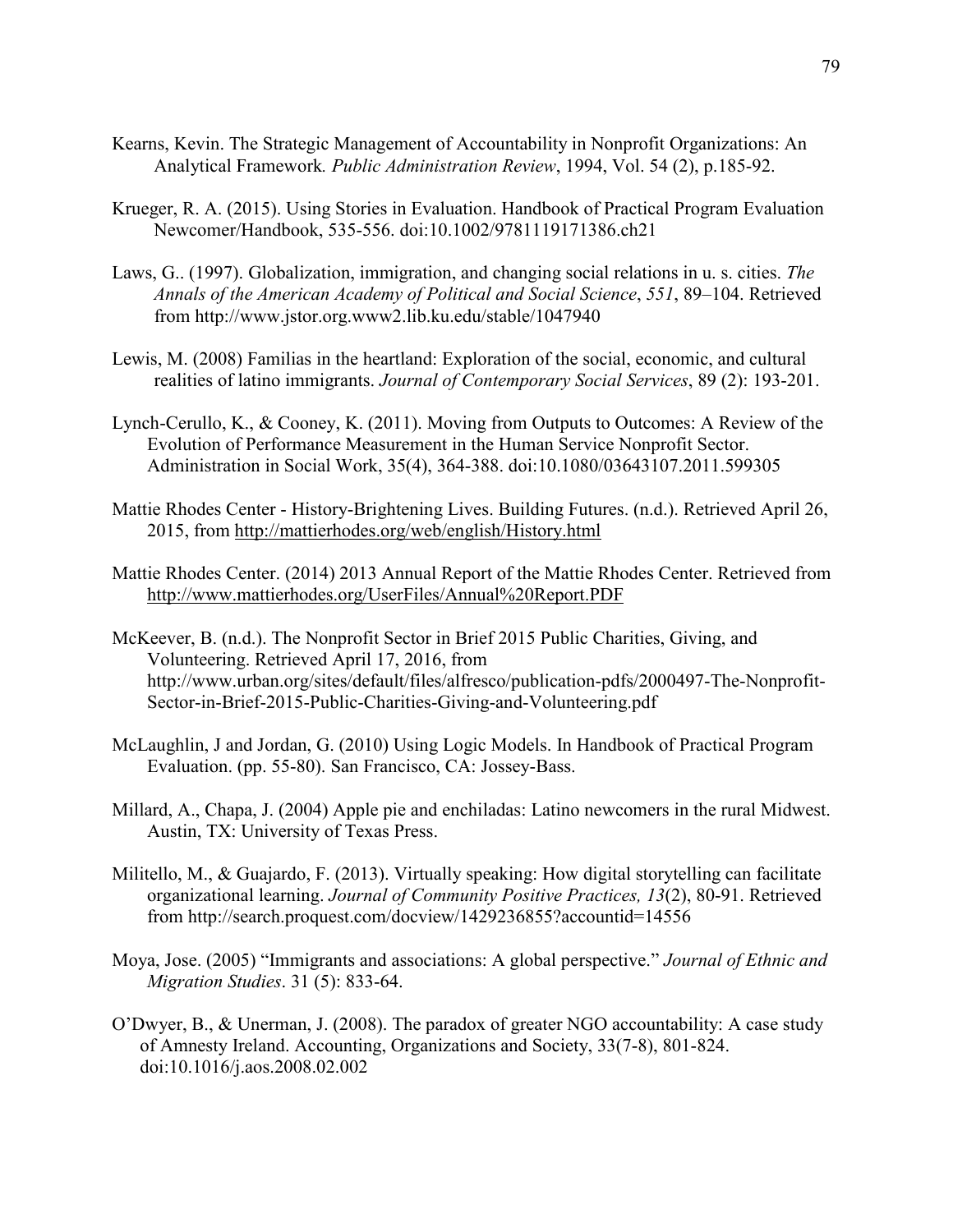Kearns, Kevin. The Strategic Management of Accountability in Nonprofit Organizations: An Analytical Framework. *Public Administration Review*, 1994, Vol. 54 (2), p.185-92.

Krueger, R. A. (2015). Using Stories in Evaluation. Handbook of Practical Program Evaluation Newcomer/Handbook, 535-556. doi:10.1002/9781119171386.ch21

Laws, G.. (1997). Globalization, immigration, and changing social relations in u. s. cities. *The Annals of the American Academy of Political and Social Science*, *551*, 89–104. Retrieved from http://www.jstor.org.www2.lib.ku.edu/stable/1047940

Lewis, M. (2008) Familias in the heartland: Exploration of the social, economic, and cultural realities of latino immigrants. *Journal of Contemporary Social Services*, 89 (2): 193-201.

Lynch-Cerullo, K., & Cooney, K. (2011). Moving from Outputs to Outcomes: A Review of the Evolution of Performance Measurement in the Human Service Nonprofit Sector. Administration in Social Work, 35(4), 364-388. doi:10.1080/03643107.2011.599305

Mattie Rhodes Center - History-Brightening Lives. Building Futures. (n.d.). Retrieved April 26, 2015, from http://mattierhodes.org/web/english/History.html

Mattie Rhodes Center. (2014) 2013 Annual Report of the Mattie Rhodes Center. Retrieved from http://www.mattierhodes.org/UserFiles/Annual%20Report.PDF

McKeever, B. (n.d.). The Nonprofit Sector in Brief 2015 Public Charities, Giving, and Volunteering. Retrieved April 17, 2016, from http://www.urban.org/sites/default/files/alfresco/publication-pdfs/2000497-The-Nonprofit-Sector-in-Brief-2015-Public-Charities-Giving-and-Volunteering.pdf

McLaughlin, J and Jordan, G. (2010) Using Logic Models. In Handbook of Practical Program Evaluation. (pp. 55-80). San Francisco, CA: Jossey-Bass.

Millard, A., Chapa, J. (2004) Apple pie and enchiladas: Latino newcomers in the rural Midwest. Austin, TX: University of Texas Press.

Militello, M., & Guajardo, F. (2013). Virtually speaking: How digital storytelling can facilitate organizational learning. *Journal of Community Positive Practices, 13*(2), 80-91. Retrieved from http://search.proquest.com/docview/1429236855?accountid=14556

Moya, Jose. (2005) "Immigrants and associations: A global perspective." *Journal of Ethnic and Migration Studies*. 31 (5): 833-64.

O'Dwyer, B., & Unerman, J. (2008). The paradox of greater NGO accountability: A case study of Amnesty Ireland. Accounting, Organizations and Society, 33(7-8), 801-824. doi:10.1016/j.aos.2008.02.002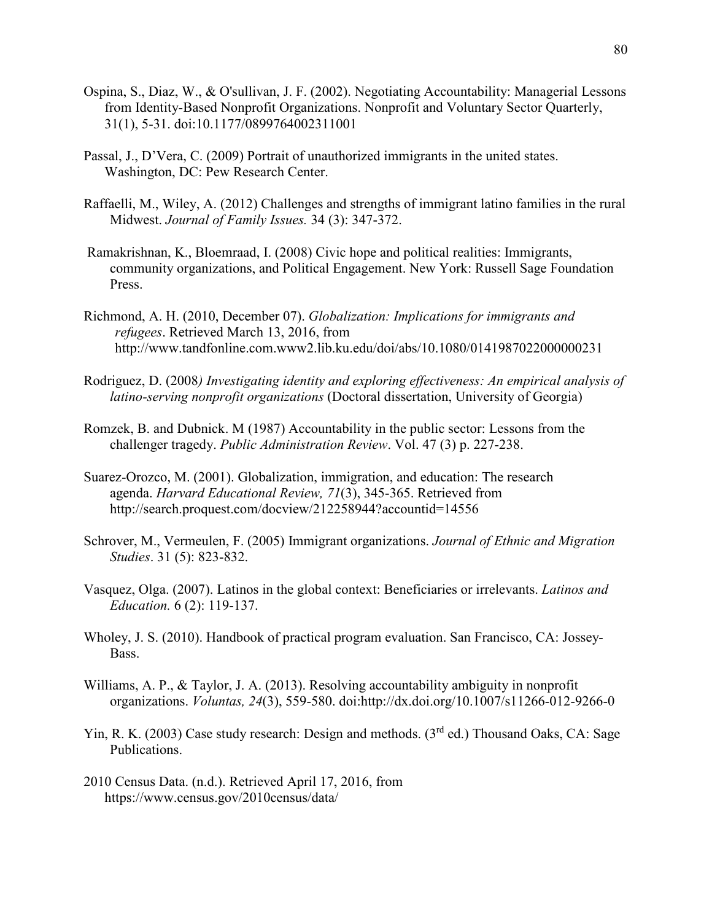Ospina, S., Diaz, W., & O'sullivan, J. F. (2002). Negotiating Accountability: Managerial Lessons from Identity-Based Nonprofit Organizations. Nonprofit and Voluntary Sector Quarterly, 31(1), 5-31. doi:10.1177/0899764002311001

Passal, J., D'Vera, C. (2009) Portrait of unauthorized immigrants in the united states. Washington, DC: Pew Research Center.

Raffaelli, M., Wiley, A. (2012) Challenges and strengths of immigrant latino families in the rural Midwest. *Journal of Family Issues.* 34 (3): 347-372.

Ramakrishnan, K., Bloemraad, I. (2008) Civic hope and political realities: Immigrants, community organizations, and Political Engagement. New York: Russell Sage Foundation Press.

Richmond, A. H. (2010, December 07). *Globalization: Implications for immigrants and refugees*. Retrieved March 13, 2016, from http://www.tandfonline.com.www2.lib.ku.edu/doi/abs/10.1080/0141987022000000231

Rodriguez, D. (2008*) Investigating identity and exploring effectiveness: An empirical analysis of latino-serving nonprofit organizations* (Doctoral dissertation, University of Georgia)

Romzek, B. and Dubnick. M (1987) Accountability in the public sector: Lessons from the challenger tragedy. *Public Administration Review*. Vol. 47 (3) p. 227-238.

Suarez-Orozco, M. (2001). Globalization, immigration, and education: The research agenda. *Harvard Educational Review, 71*(3), 345-365. Retrieved from http://search.proquest.com/docview/212258944?accountid=14556

Schrover, M., Vermeulen, F. (2005) Immigrant organizations. *Journal of Ethnic and Migration Studies*. 31 (5): 823-832.

Vasquez, Olga. (2007). Latinos in the global context: Beneficiaries or irrelevants. *Latinos and Education.* 6 (2): 119-137.

Wholey, J. S. (2010). Handbook of practical program evaluation. San Francisco, CA: Jossey-Bass.

Williams, A. P., & Taylor, J. A. (2013). Resolving accountability ambiguity in nonprofit organizations. *Voluntas, 24*(3), 559-580. doi:http://dx.doi.org/10.1007/s11266-012-9266-0

Yin, R. K. (2003) Case study research: Design and methods. (3rd ed.) Thousand Oaks, CA: Sage Publications.

2010 Census Data. (n.d.). Retrieved April 17, 2016, from https://www.census.gov/2010census/data/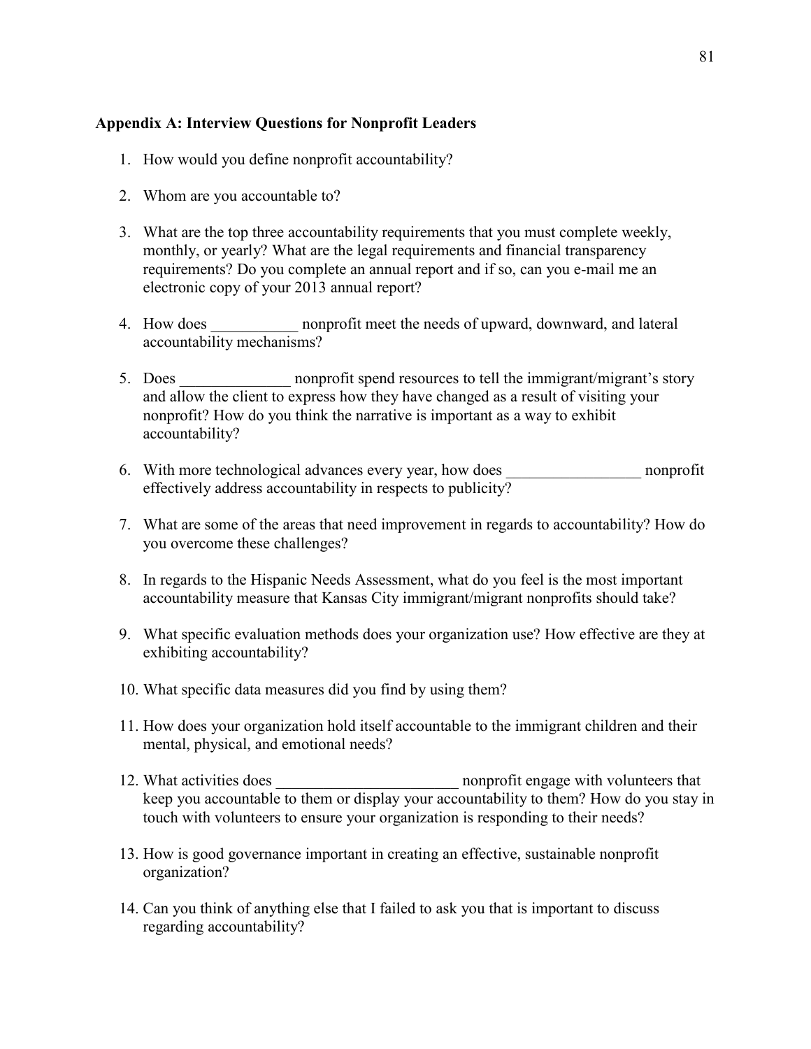**Appendix A: Interview Questions for Nonprofit Leaders**

1. How would you define nonprofit accountability?
2. Whom are you accountable to?
3. What are the top three accountability requirements that you must complete weekly, monthly, or yearly? What are the legal requirements and financial transparency requirements? Do you complete an annual report and if so, can you e-mail me an electronic copy of your 2013 annual report?
4. How does ___________ nonprofit meet the needs of upward, downward, and lateral accountability mechanisms?
5. Does ______________ nonprofit spend resources to tell the immigrant/migrant's story and allow the client to express how they have changed as a result of visiting your nonprofit? How do you think the narrative is important as a way to exhibit accountability?
6. With more technological advances every year, how does _________________ nonprofit effectively address accountability in respects to publicity?
7. What are some of the areas that need improvement in regards to accountability? How do you overcome these challenges?
8. In regards to the Hispanic Needs Assessment, what do you feel is the most important accountability measure that Kansas City immigrant/migrant nonprofits should take?
9. What specific evaluation methods does your organization use? How effective are they at exhibiting accountability?
10. What specific data measures did you find by using them?
11. How does your organization hold itself accountable to the immigrant children and their mental, physical, and emotional needs?
12. What activities does _______________________ nonprofit engage with volunteers that keep you accountable to them or display your accountability to them? How do you stay in touch with volunteers to ensure your organization is responding to their needs?
13. How is good governance important in creating an effective, sustainable nonprofit organization?
14. Can you think of anything else that I failed to ask you that is important to discuss regarding accountability?